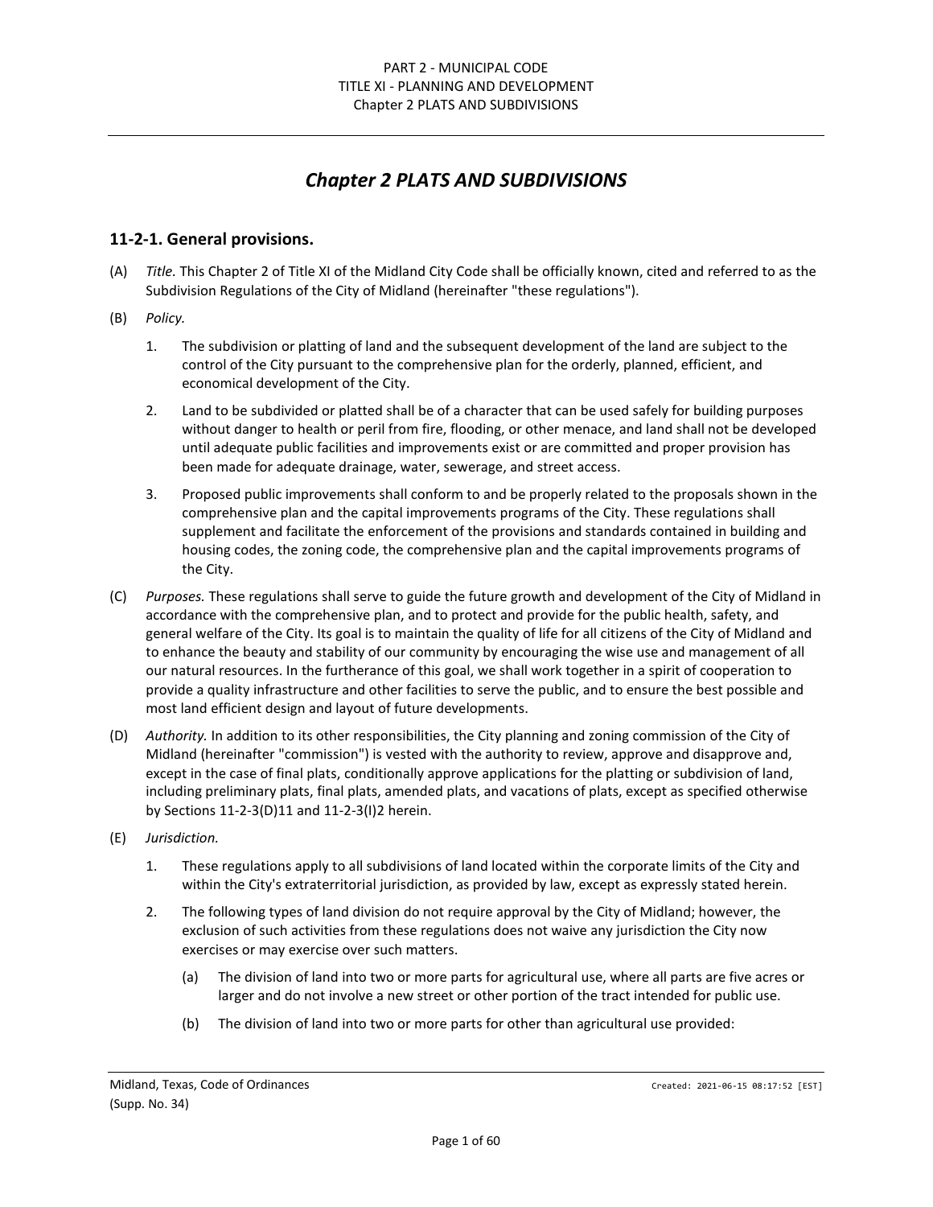# Chapter 2 PLATS AND SUBDIVISIONS

## 11-2-1. General provisions.

(A) *Title.* This Chapter 2 of Title XI of the Midland City Code shall be officially known, cited and referred to as the Subdivision Regulations of the City of Midland (hereinafter "these regulations").

(B) *Policy.*

1. The subdivision or platting of land and the subsequent development of the land are subject to the control of the City pursuant to the comprehensive plan for the orderly, planned, efficient, and economical development of the City.

2. Land to be subdivided or platted shall be of a character that can be used safely for building purposes without danger to health or peril from fire, flooding, or other menace, and land shall not be developed until adequate public facilities and improvements exist or are committed and proper provision has been made for adequate drainage, water, sewerage, and street access.

3. Proposed public improvements shall conform to and be properly related to the proposals shown in the comprehensive plan and the capital improvements programs of the City. These regulations shall supplement and facilitate the enforcement of the provisions and standards contained in building and housing codes, the zoning code, the comprehensive plan and the capital improvements programs of the City.

(C) *Purposes.* These regulations shall serve to guide the future growth and development of the City of Midland in accordance with the comprehensive plan, and to protect and provide for the public health, safety, and general welfare of the City. Its goal is to maintain the quality of life for all citizens of the City of Midland and to enhance the beauty and stability of our community by encouraging the wise use and management of all our natural resources. In the furtherance of this goal, we shall work together in a spirit of cooperation to provide a quality infrastructure and other facilities to serve the public, and to ensure the best possible and most land efficient design and layout of future developments.

(D) *Authority.* In addition to its other responsibilities, the City planning and zoning commission of the City of Midland (hereinafter "commission") is vested with the authority to review, approve and disapprove and, except in the case of final plats, conditionally approve applications for the platting or subdivision of land, including preliminary plats, final plats, amended plats, and vacations of plats, except as specified otherwise by Sections 11-2-3(D)11 and 11-2-3(I)2 herein.

(E) *Jurisdiction.*

1. These regulations apply to all subdivisions of land located within the corporate limits of the City and within the City's extraterritorial jurisdiction, as provided by law, except as expressly stated herein.

2. The following types of land division do not require approval by the City of Midland; however, the exclusion of such activities from these regulations does not waive any jurisdiction the City now exercises or may exercise over such matters.

    (a) The division of land into two or more parts for agricultural use, where all parts are five acres or larger and do not involve a new street or other portion of the tract intended for public use.

    (b) The division of land into two or more parts for other than agricultural use provided: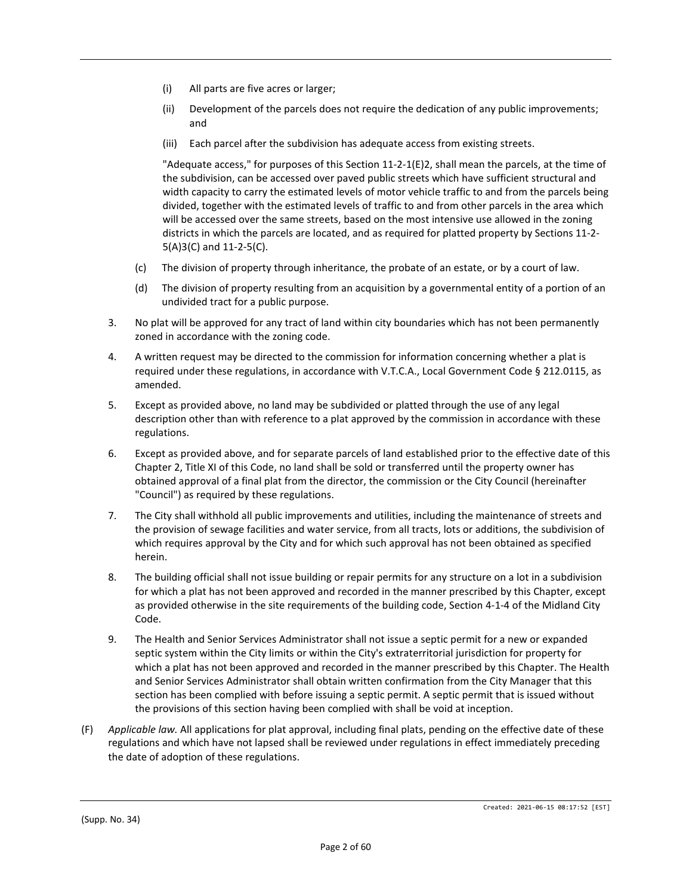(i) All parts are five acres or larger;

(ii) Development of the parcels does not require the dedication of any public improvements; and

(iii) Each parcel after the subdivision has adequate access from existing streets.

"Adequate access," for purposes of this Section 11-2-1(E)2, shall mean the parcels, at the time of the subdivision, can be accessed over paved public streets which have sufficient structural and width capacity to carry the estimated levels of motor vehicle traffic to and from the parcels being divided, together with the estimated levels of traffic to and from other parcels in the area which will be accessed over the same streets, based on the most intensive use allowed in the zoning districts in which the parcels are located, and as required for platted property by Sections 11-2-5(A)3(C) and 11-2-5(C).

(c) The division of property through inheritance, the probate of an estate, or by a court of law.

(d) The division of property resulting from an acquisition by a governmental entity of a portion of an undivided tract for a public purpose.

3. No plat will be approved for any tract of land within city boundaries which has not been permanently zoned in accordance with the zoning code.

4. A written request may be directed to the commission for information concerning whether a plat is required under these regulations, in accordance with V.T.C.A., Local Government Code § 212.0115, as amended.

5. Except as provided above, no land may be subdivided or platted through the use of any legal description other than with reference to a plat approved by the commission in accordance with these regulations.

6. Except as provided above, and for separate parcels of land established prior to the effective date of this Chapter 2, Title XI of this Code, no land shall be sold or transferred until the property owner has obtained approval of a final plat from the director, the commission or the City Council (hereinafter "Council") as required by these regulations.

7. The City shall withhold all public improvements and utilities, including the maintenance of streets and the provision of sewage facilities and water service, from all tracts, lots or additions, the subdivision of which requires approval by the City and for which such approval has not been obtained as specified herein.

8. The building official shall not issue building or repair permits for any structure on a lot in a subdivision for which a plat has not been approved and recorded in the manner prescribed by this Chapter, except as provided otherwise in the site requirements of the building code, Section 4-1-4 of the Midland City Code.

9. The Health and Senior Services Administrator shall not issue a septic permit for a new or expanded septic system within the City limits or within the City's extraterritorial jurisdiction for property for which a plat has not been approved and recorded in the manner prescribed by this Chapter. The Health and Senior Services Administrator shall obtain written confirmation from the City Manager that this section has been complied with before issuing a septic permit. A septic permit that is issued without the provisions of this section having been complied with shall be void at inception.

(F) *Applicable law.* All applications for plat approval, including final plats, pending on the effective date of these regulations and which have not lapsed shall be reviewed under regulations in effect immediately preceding the date of adoption of these regulations.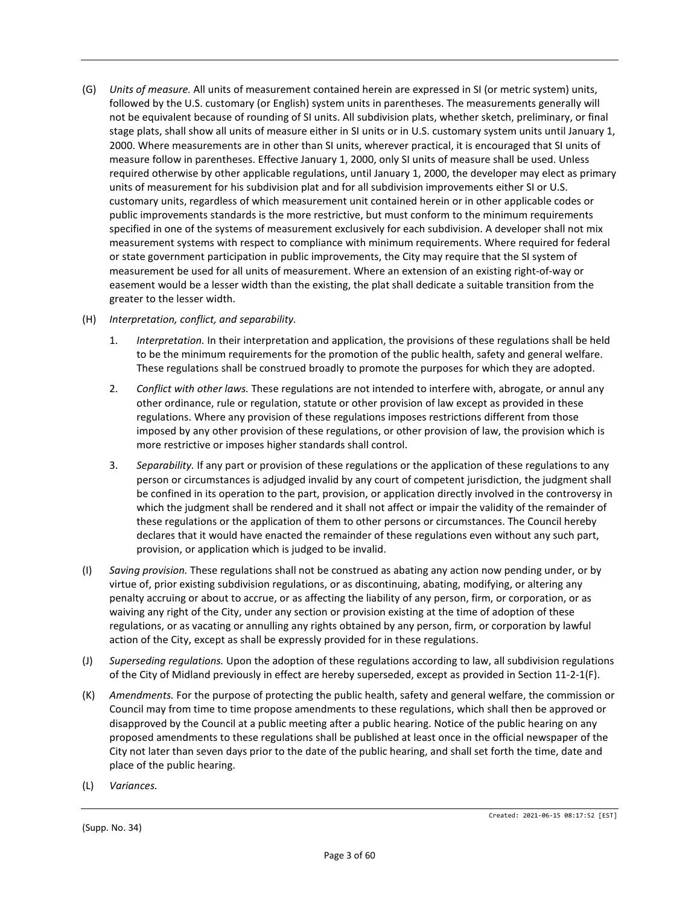(G) *Units of measure.* All units of measurement contained herein are expressed in SI (or metric system) units, followed by the U.S. customary (or English) system units in parentheses. The measurements generally will not be equivalent because of rounding of SI units. All subdivision plats, whether sketch, preliminary, or final stage plats, shall show all units of measure either in SI units or in U.S. customary system units until January 1, 2000. Where measurements are in other than SI units, wherever practical, it is encouraged that SI units of measure follow in parentheses. Effective January 1, 2000, only SI units of measure shall be used. Unless required otherwise by other applicable regulations, until January 1, 2000, the developer may elect as primary units of measurement for his subdivision plat and for all subdivision improvements either SI or U.S. customary units, regardless of which measurement unit contained herein or in other applicable codes or public improvements standards is the more restrictive, but must conform to the minimum requirements specified in one of the systems of measurement exclusively for each subdivision. A developer shall not mix measurement systems with respect to compliance with minimum requirements. Where required for federal or state government participation in public improvements, the City may require that the SI system of measurement be used for all units of measurement. Where an extension of an existing right-of-way or easement would be a lesser width than the existing, the plat shall dedicate a suitable transition from the greater to the lesser width.

(H) *Interpretation, conflict, and separability.*

1. *Interpretation.* In their interpretation and application, the provisions of these regulations shall be held to be the minimum requirements for the promotion of the public health, safety and general welfare. These regulations shall be construed broadly to promote the purposes for which they are adopted.

2. *Conflict with other laws.* These regulations are not intended to interfere with, abrogate, or annul any other ordinance, rule or regulation, statute or other provision of law except as provided in these regulations. Where any provision of these regulations imposes restrictions different from those imposed by any other provision of these regulations, or other provision of law, the provision which is more restrictive or imposes higher standards shall control.

3. *Separability.* If any part or provision of these regulations or the application of these regulations to any person or circumstances is adjudged invalid by any court of competent jurisdiction, the judgment shall be confined in its operation to the part, provision, or application directly involved in the controversy in which the judgment shall be rendered and it shall not affect or impair the validity of the remainder of these regulations or the application of them to other persons or circumstances. The Council hereby declares that it would have enacted the remainder of these regulations even without any such part, provision, or application which is judged to be invalid.

(I) *Saving provision.* These regulations shall not be construed as abating any action now pending under, or by virtue of, prior existing subdivision regulations, or as discontinuing, abating, modifying, or altering any penalty accruing or about to accrue, or as affecting the liability of any person, firm, or corporation, or as waiving any right of the City, under any section or provision existing at the time of adoption of these regulations, or as vacating or annulling any rights obtained by any person, firm, or corporation by lawful action of the City, except as shall be expressly provided for in these regulations.

(J) *Superseding regulations.* Upon the adoption of these regulations according to law, all subdivision regulations of the City of Midland previously in effect are hereby superseded, except as provided in Section 11-2-1(F).

(K) *Amendments.* For the purpose of protecting the public health, safety and general welfare, the commission or Council may from time to time propose amendments to these regulations, which shall then be approved or disapproved by the Council at a public meeting after a public hearing. Notice of the public hearing on any proposed amendments to these regulations shall be published at least once in the official newspaper of the City not later than seven days prior to the date of the public hearing, and shall set forth the time, date and place of the public hearing.

(L) *Variances.*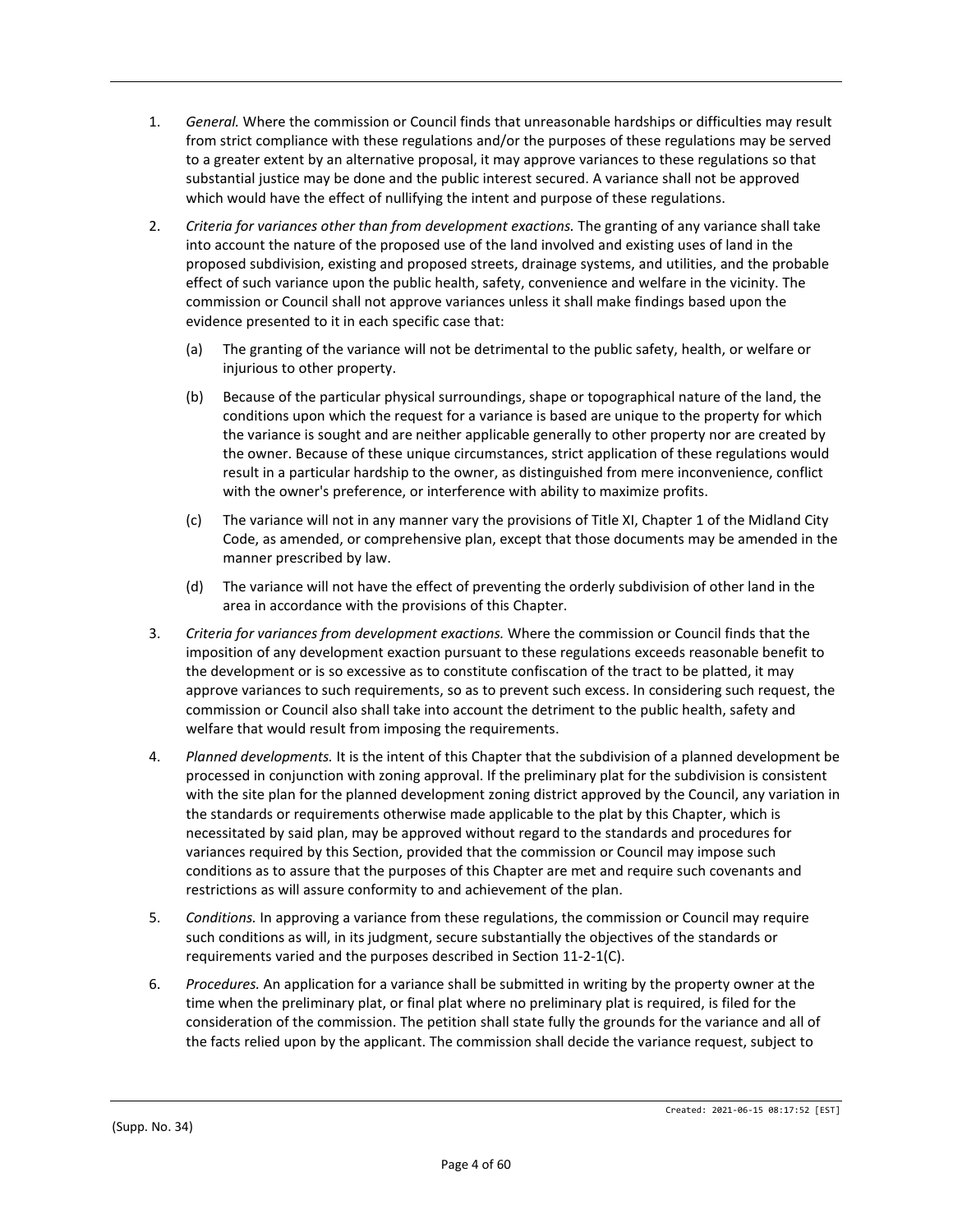1. *General.* Where the commission or Council finds that unreasonable hardships or difficulties may result from strict compliance with these regulations and/or the purposes of these regulations may be served to a greater extent by an alternative proposal, it may approve variances to these regulations so that substantial justice may be done and the public interest secured. A variance shall not be approved which would have the effect of nullifying the intent and purpose of these regulations.

2. *Criteria for variances other than from development exactions.* The granting of any variance shall take into account the nature of the proposed use of the land involved and existing uses of land in the proposed subdivision, existing and proposed streets, drainage systems, and utilities, and the probable effect of such variance upon the public health, safety, convenience and welfare in the vicinity. The commission or Council shall not approve variances unless it shall make findings based upon the evidence presented to it in each specific case that:

   (a) The granting of the variance will not be detrimental to the public safety, health, or welfare or injurious to other property.

   (b) Because of the particular physical surroundings, shape or topographical nature of the land, the conditions upon which the request for a variance is based are unique to the property for which the variance is sought and are neither applicable generally to other property nor are created by the owner. Because of these unique circumstances, strict application of these regulations would result in a particular hardship to the owner, as distinguished from mere inconvenience, conflict with the owner's preference, or interference with ability to maximize profits.

   (c) The variance will not in any manner vary the provisions of Title XI, Chapter 1 of the Midland City Code, as amended, or comprehensive plan, except that those documents may be amended in the manner prescribed by law.

   (d) The variance will not have the effect of preventing the orderly subdivision of other land in the area in accordance with the provisions of this Chapter.

3. *Criteria for variances from development exactions.* Where the commission or Council finds that the imposition of any development exaction pursuant to these regulations exceeds reasonable benefit to the development or is so excessive as to constitute confiscation of the tract to be platted, it may approve variances to such requirements, so as to prevent such excess. In considering such request, the commission or Council also shall take into account the detriment to the public health, safety and welfare that would result from imposing the requirements.

4. *Planned developments.* It is the intent of this Chapter that the subdivision of a planned development be processed in conjunction with zoning approval. If the preliminary plat for the subdivision is consistent with the site plan for the planned development zoning district approved by the Council, any variation in the standards or requirements otherwise made applicable to the plat by this Chapter, which is necessitated by said plan, may be approved without regard to the standards and procedures for variances required by this Section, provided that the commission or Council may impose such conditions as to assure that the purposes of this Chapter are met and require such covenants and restrictions as will assure conformity to and achievement of the plan.

5. *Conditions.* In approving a variance from these regulations, the commission or Council may require such conditions as will, in its judgment, secure substantially the objectives of the standards or requirements varied and the purposes described in Section 11-2-1(C).

6. *Procedures.* An application for a variance shall be submitted in writing by the property owner at the time when the preliminary plat, or final plat where no preliminary plat is required, is filed for the consideration of the commission. The petition shall state fully the grounds for the variance and all of the facts relied upon by the applicant. The commission shall decide the variance request, subject to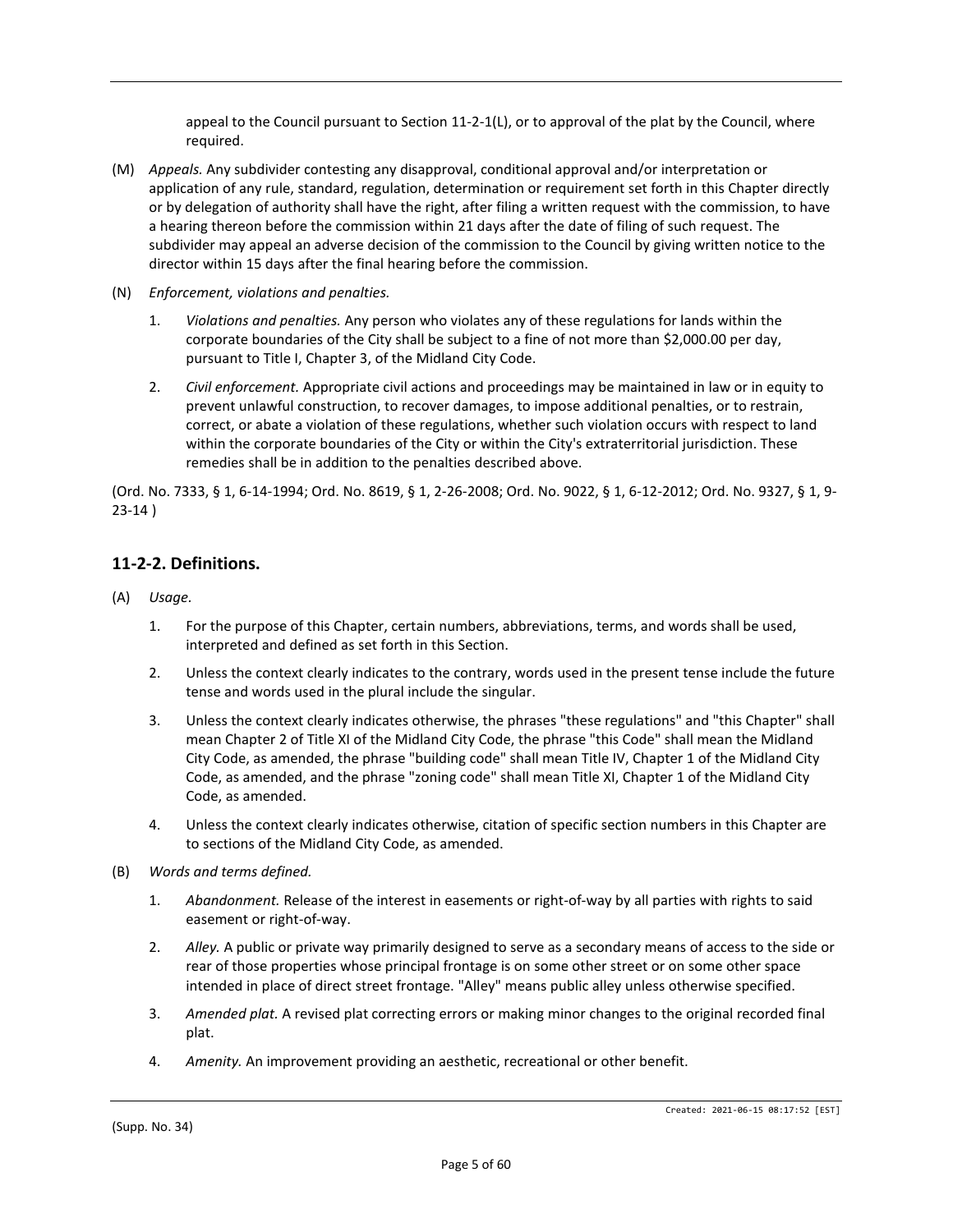appeal to the Council pursuant to Section 11-2-1(L), or to approval of the plat by the Council, where required.

(M) *Appeals.* Any subdivider contesting any disapproval, conditional approval and/or interpretation or application of any rule, standard, regulation, determination or requirement set forth in this Chapter directly or by delegation of authority shall have the right, after filing a written request with the commission, to have a hearing thereon before the commission within 21 days after the date of filing of such request. The subdivider may appeal an adverse decision of the commission to the Council by giving written notice to the director within 15 days after the final hearing before the commission.

(N) *Enforcement, violations and penalties.*

1. *Violations and penalties.* Any person who violates any of these regulations for lands within the corporate boundaries of the City shall be subject to a fine of not more than $2,000.00 per day, pursuant to Title I, Chapter 3, of the Midland City Code.

2. *Civil enforcement.* Appropriate civil actions and proceedings may be maintained in law or in equity to prevent unlawful construction, to recover damages, to impose additional penalties, or to restrain, correct, or abate a violation of these regulations, whether such violation occurs with respect to land within the corporate boundaries of the City or within the City's extraterritorial jurisdiction. These remedies shall be in addition to the penalties described above.

(Ord. No. 7333, § 1, 6-14-1994; Ord. No. 8619, § 1, 2-26-2008; Ord. No. 9022, § 1, 6-12-2012; Ord. No. 9327, § 1, 9-23-14 )

## 11-2-2. Definitions.

(A) *Usage.*

1. For the purpose of this Chapter, certain numbers, abbreviations, terms, and words shall be used, interpreted and defined as set forth in this Section.

2. Unless the context clearly indicates to the contrary, words used in the present tense include the future tense and words used in the plural include the singular.

3. Unless the context clearly indicates otherwise, the phrases "these regulations" and "this Chapter" shall mean Chapter 2 of Title XI of the Midland City Code, the phrase "this Code" shall mean the Midland City Code, as amended, the phrase "building code" shall mean Title IV, Chapter 1 of the Midland City Code, as amended, and the phrase "zoning code" shall mean Title XI, Chapter 1 of the Midland City Code, as amended.

4. Unless the context clearly indicates otherwise, citation of specific section numbers in this Chapter are to sections of the Midland City Code, as amended.

(B) *Words and terms defined.*

1. *Abandonment.* Release of the interest in easements or right-of-way by all parties with rights to said easement or right-of-way.

2. *Alley.* A public or private way primarily designed to serve as a secondary means of access to the side or rear of those properties whose principal frontage is on some other street or on some other space intended in place of direct street frontage. "Alley" means public alley unless otherwise specified.

3. *Amended plat.* A revised plat correcting errors or making minor changes to the original recorded final plat.

4. *Amenity.* An improvement providing an aesthetic, recreational or other benefit.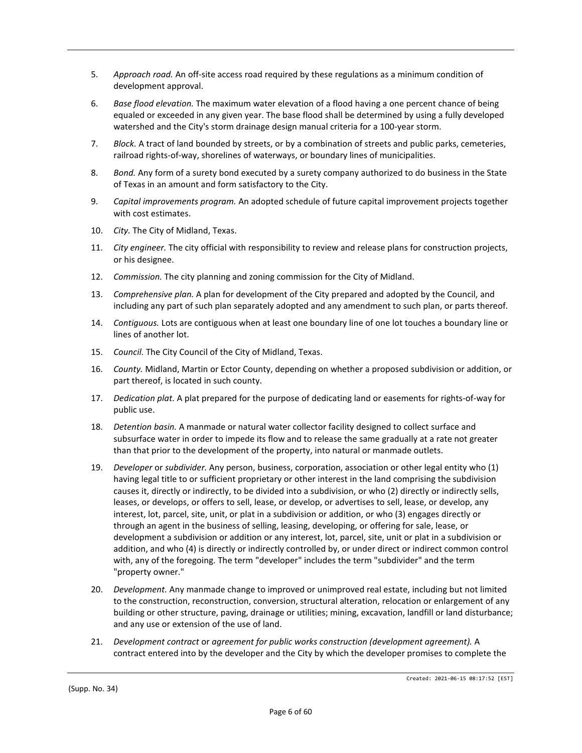5. *Approach road.* An off-site access road required by these regulations as a minimum condition of development approval.

6. *Base flood elevation.* The maximum water elevation of a flood having a one percent chance of being equaled or exceeded in any given year. The base flood shall be determined by using a fully developed watershed and the City's storm drainage design manual criteria for a 100-year storm.

7. *Block.* A tract of land bounded by streets, or by a combination of streets and public parks, cemeteries, railroad rights-of-way, shorelines of waterways, or boundary lines of municipalities.

8. *Bond.* Any form of a surety bond executed by a surety company authorized to do business in the State of Texas in an amount and form satisfactory to the City.

9. *Capital improvements program.* An adopted schedule of future capital improvement projects together with cost estimates.

10. *City.* The City of Midland, Texas.

11. *City engineer.* The city official with responsibility to review and release plans for construction projects, or his designee.

12. *Commission.* The city planning and zoning commission for the City of Midland.

13. *Comprehensive plan.* A plan for development of the City prepared and adopted by the Council, and including any part of such plan separately adopted and any amendment to such plan, or parts thereof.

14. *Contiguous.* Lots are contiguous when at least one boundary line of one lot touches a boundary line or lines of another lot.

15. *Council.* The City Council of the City of Midland, Texas.

16. *County.* Midland, Martin or Ector County, depending on whether a proposed subdivision or addition, or part thereof, is located in such county.

17. *Dedication plat.* A plat prepared for the purpose of dedicating land or easements for rights-of-way for public use.

18. *Detention basin.* A manmade or natural water collector facility designed to collect surface and subsurface water in order to impede its flow and to release the same gradually at a rate not greater than that prior to the development of the property, into natural or manmade outlets.

19. *Developer* or *subdivider.* Any person, business, corporation, association or other legal entity who (1) having legal title to or sufficient proprietary or other interest in the land comprising the subdivision causes it, directly or indirectly, to be divided into a subdivision, or who (2) directly or indirectly sells, leases, or develops, or offers to sell, lease, or develop, or advertises to sell, lease, or develop, any interest, lot, parcel, site, unit, or plat in a subdivision or addition, or who (3) engages directly or through an agent in the business of selling, leasing, developing, or offering for sale, lease, or development a subdivision or addition or any interest, lot, parcel, site, unit or plat in a subdivision or addition, and who (4) is directly or indirectly controlled by, or under direct or indirect common control with, any of the foregoing. The term "developer" includes the term "subdivider" and the term "property owner."

20. *Development.* Any manmade change to improved or unimproved real estate, including but not limited to the construction, reconstruction, conversion, structural alteration, relocation or enlargement of any building or other structure, paving, drainage or utilities; mining, excavation, landfill or land disturbance; and any use or extension of the use of land.

21. *Development contract* or *agreement for public works construction (development agreement).* A contract entered into by the developer and the City by which the developer promises to complete the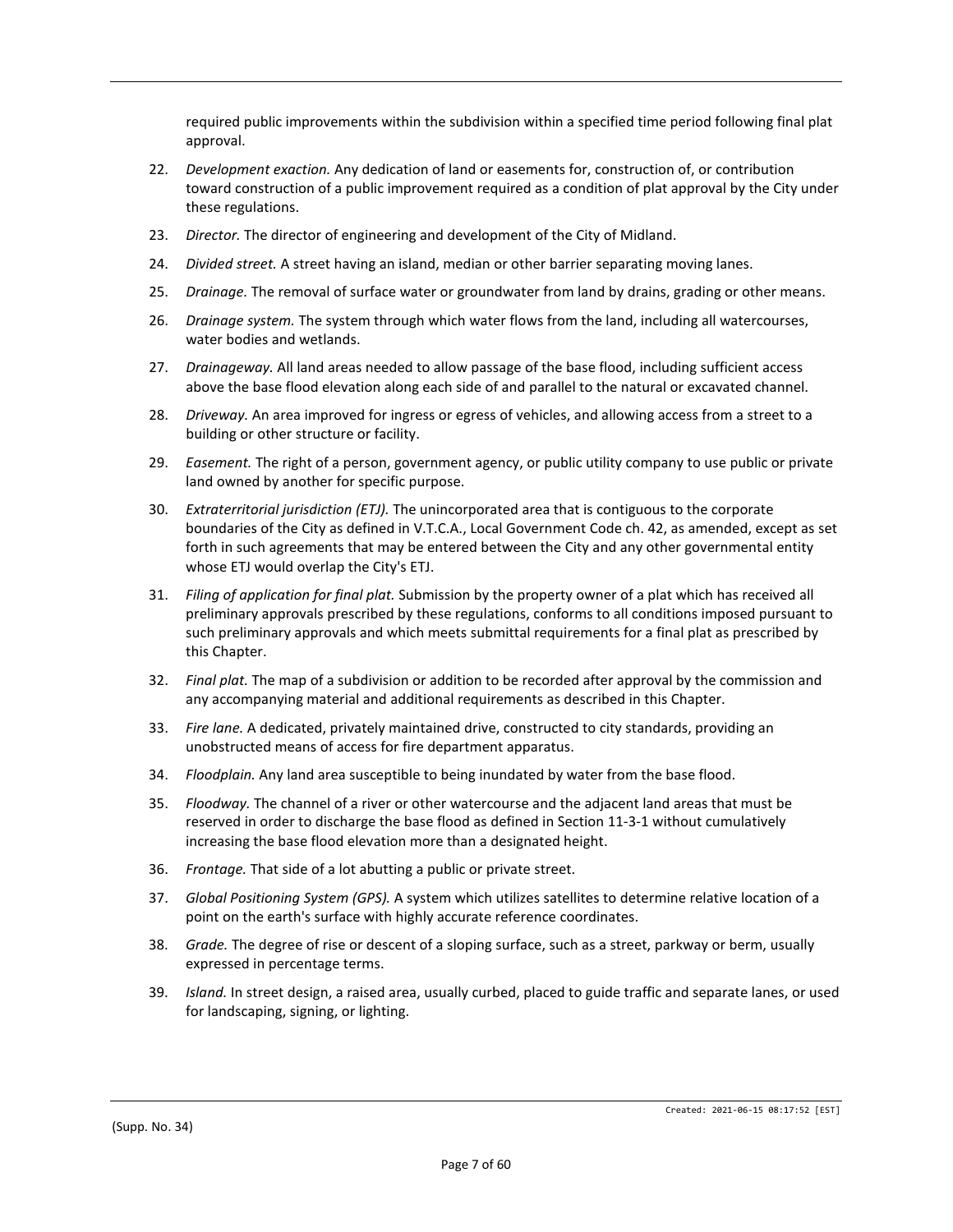required public improvements within the subdivision within a specified time period following final plat approval.

22. *Development exaction.* Any dedication of land or easements for, construction of, or contribution toward construction of a public improvement required as a condition of plat approval by the City under these regulations.
23. *Director.* The director of engineering and development of the City of Midland.
24. *Divided street.* A street having an island, median or other barrier separating moving lanes.
25. *Drainage.* The removal of surface water or groundwater from land by drains, grading or other means.
26. *Drainage system.* The system through which water flows from the land, including all watercourses, water bodies and wetlands.
27. *Drainageway.* All land areas needed to allow passage of the base flood, including sufficient access above the base flood elevation along each side of and parallel to the natural or excavated channel.
28. *Driveway.* An area improved for ingress or egress of vehicles, and allowing access from a street to a building or other structure or facility.
29. *Easement.* The right of a person, government agency, or public utility company to use public or private land owned by another for specific purpose.
30. *Extraterritorial jurisdiction (ETJ).* The unincorporated area that is contiguous to the corporate boundaries of the City as defined in V.T.C.A., Local Government Code ch. 42, as amended, except as set forth in such agreements that may be entered between the City and any other governmental entity whose ETJ would overlap the City's ETJ.
31. *Filing of application for final plat.* Submission by the property owner of a plat which has received all preliminary approvals prescribed by these regulations, conforms to all conditions imposed pursuant to such preliminary approvals and which meets submittal requirements for a final plat as prescribed by this Chapter.
32. *Final plat.* The map of a subdivision or addition to be recorded after approval by the commission and any accompanying material and additional requirements as described in this Chapter.
33. *Fire lane.* A dedicated, privately maintained drive, constructed to city standards, providing an unobstructed means of access for fire department apparatus.
34. *Floodplain.* Any land area susceptible to being inundated by water from the base flood.
35. *Floodway.* The channel of a river or other watercourse and the adjacent land areas that must be reserved in order to discharge the base flood as defined in Section 11-3-1 without cumulatively increasing the base flood elevation more than a designated height.
36. *Frontage.* That side of a lot abutting a public or private street.
37. *Global Positioning System (GPS).* A system which utilizes satellites to determine relative location of a point on the earth's surface with highly accurate reference coordinates.
38. *Grade.* The degree of rise or descent of a sloping surface, such as a street, parkway or berm, usually expressed in percentage terms.
39. *Island.* In street design, a raised area, usually curbed, placed to guide traffic and separate lanes, or used for landscaping, signing, or lighting.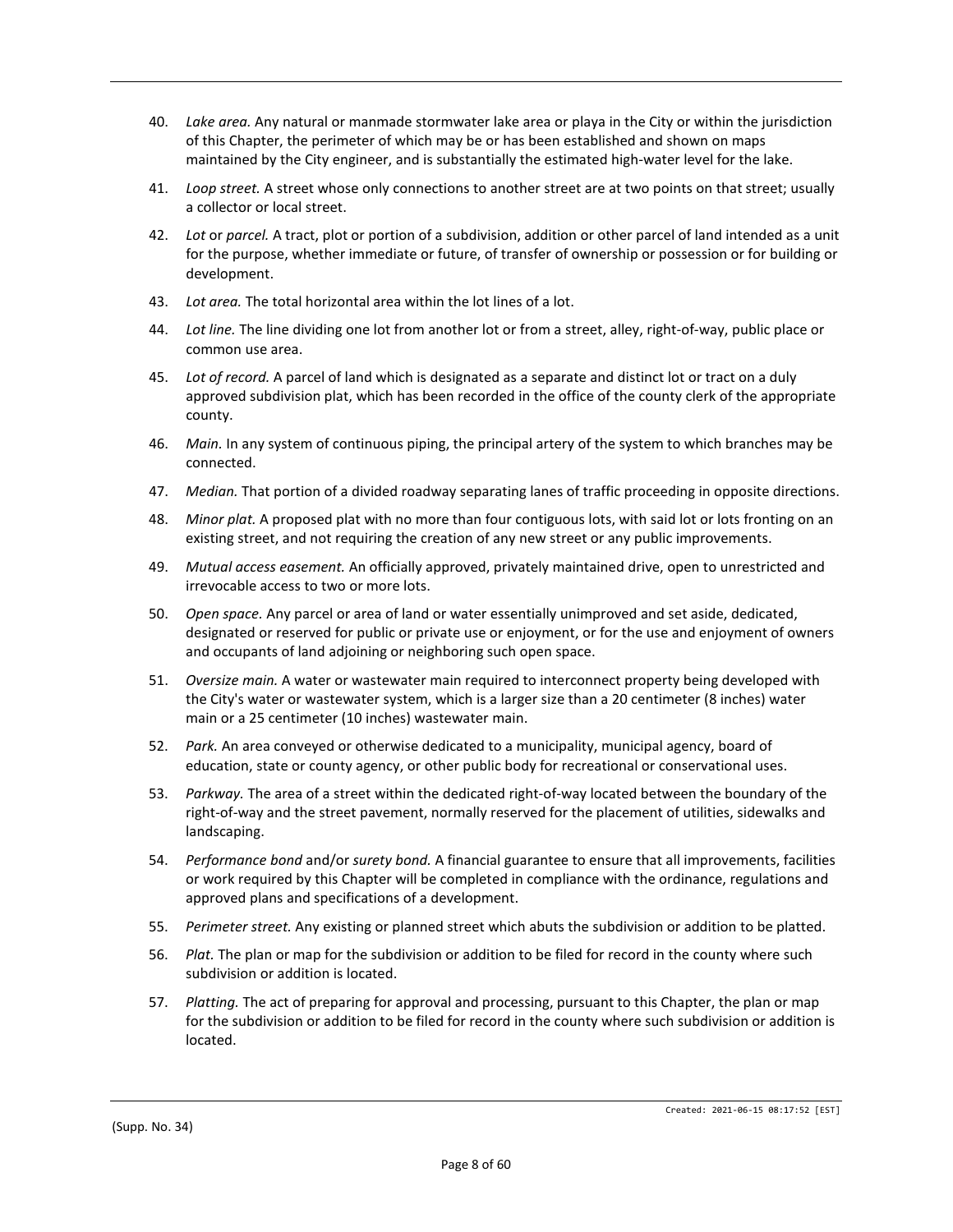40. *Lake area.* Any natural or manmade stormwater lake area or playa in the City or within the jurisdiction of this Chapter, the perimeter of which may be or has been established and shown on maps maintained by the City engineer, and is substantially the estimated high-water level for the lake.

41. *Loop street.* A street whose only connections to another street are at two points on that street; usually a collector or local street.

42. *Lot* or *parcel.* A tract, plot or portion of a subdivision, addition or other parcel of land intended as a unit for the purpose, whether immediate or future, of transfer of ownership or possession or for building or development.

43. *Lot area.* The total horizontal area within the lot lines of a lot.

44. *Lot line.* The line dividing one lot from another lot or from a street, alley, right-of-way, public place or common use area.

45. *Lot of record.* A parcel of land which is designated as a separate and distinct lot or tract on a duly approved subdivision plat, which has been recorded in the office of the county clerk of the appropriate county.

46. *Main.* In any system of continuous piping, the principal artery of the system to which branches may be connected.

47. *Median.* That portion of a divided roadway separating lanes of traffic proceeding in opposite directions.

48. *Minor plat.* A proposed plat with no more than four contiguous lots, with said lot or lots fronting on an existing street, and not requiring the creation of any new street or any public improvements.

49. *Mutual access easement.* An officially approved, privately maintained drive, open to unrestricted and irrevocable access to two or more lots.

50. *Open space.* Any parcel or area of land or water essentially unimproved and set aside, dedicated, designated or reserved for public or private use or enjoyment, or for the use and enjoyment of owners and occupants of land adjoining or neighboring such open space.

51. *Oversize main.* A water or wastewater main required to interconnect property being developed with the City's water or wastewater system, which is a larger size than a 20 centimeter (8 inches) water main or a 25 centimeter (10 inches) wastewater main.

52. *Park.* An area conveyed or otherwise dedicated to a municipality, municipal agency, board of education, state or county agency, or other public body for recreational or conservational uses.

53. *Parkway.* The area of a street within the dedicated right-of-way located between the boundary of the right-of-way and the street pavement, normally reserved for the placement of utilities, sidewalks and landscaping.

54. *Performance bond* and/or *surety bond.* A financial guarantee to ensure that all improvements, facilities or work required by this Chapter will be completed in compliance with the ordinance, regulations and approved plans and specifications of a development.

55. *Perimeter street.* Any existing or planned street which abuts the subdivision or addition to be platted.

56. *Plat.* The plan or map for the subdivision or addition to be filed for record in the county where such subdivision or addition is located.

57. *Platting.* The act of preparing for approval and processing, pursuant to this Chapter, the plan or map for the subdivision or addition to be filed for record in the county where such subdivision or addition is located.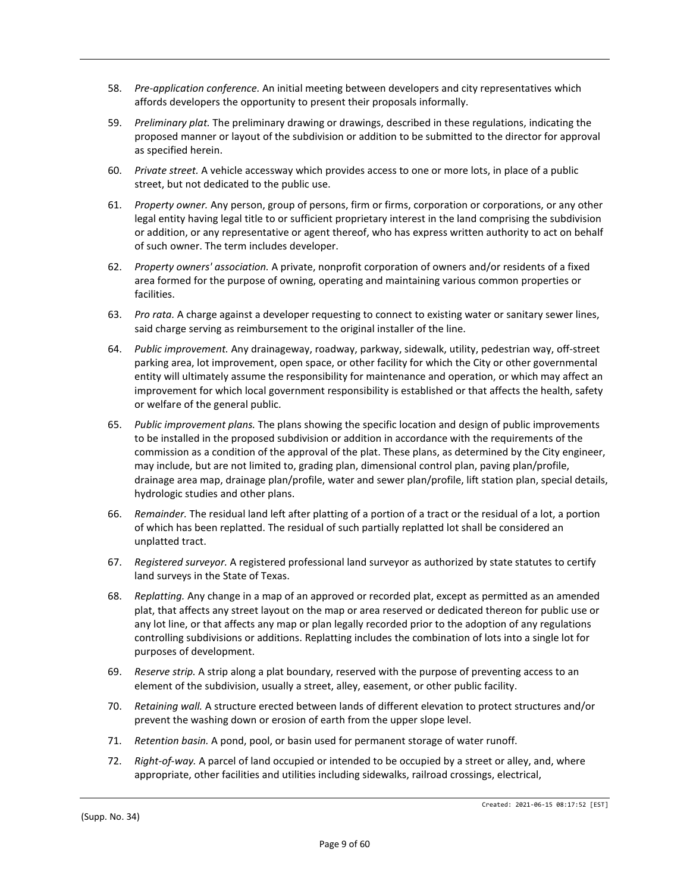58. *Pre-application conference.* An initial meeting between developers and city representatives which affords developers the opportunity to present their proposals informally.

59. *Preliminary plat.* The preliminary drawing or drawings, described in these regulations, indicating the proposed manner or layout of the subdivision or addition to be submitted to the director for approval as specified herein.

60. *Private street.* A vehicle accessway which provides access to one or more lots, in place of a public street, but not dedicated to the public use.

61. *Property owner.* Any person, group of persons, firm or firms, corporation or corporations, or any other legal entity having legal title to or sufficient proprietary interest in the land comprising the subdivision or addition, or any representative or agent thereof, who has express written authority to act on behalf of such owner. The term includes developer.

62. *Property owners' association.* A private, nonprofit corporation of owners and/or residents of a fixed area formed for the purpose of owning, operating and maintaining various common properties or facilities.

63. *Pro rata.* A charge against a developer requesting to connect to existing water or sanitary sewer lines, said charge serving as reimbursement to the original installer of the line.

64. *Public improvement.* Any drainageway, roadway, parkway, sidewalk, utility, pedestrian way, off-street parking area, lot improvement, open space, or other facility for which the City or other governmental entity will ultimately assume the responsibility for maintenance and operation, or which may affect an improvement for which local government responsibility is established or that affects the health, safety or welfare of the general public.

65. *Public improvement plans.* The plans showing the specific location and design of public improvements to be installed in the proposed subdivision or addition in accordance with the requirements of the commission as a condition of the approval of the plat. These plans, as determined by the City engineer, may include, but are not limited to, grading plan, dimensional control plan, paving plan/profile, drainage area map, drainage plan/profile, water and sewer plan/profile, lift station plan, special details, hydrologic studies and other plans.

66. *Remainder.* The residual land left after platting of a portion of a tract or the residual of a lot, a portion of which has been replatted. The residual of such partially replatted lot shall be considered an unplatted tract.

67. *Registered surveyor.* A registered professional land surveyor as authorized by state statutes to certify land surveys in the State of Texas.

68. *Replatting.* Any change in a map of an approved or recorded plat, except as permitted as an amended plat, that affects any street layout on the map or area reserved or dedicated thereon for public use or any lot line, or that affects any map or plan legally recorded prior to the adoption of any regulations controlling subdivisions or additions. Replatting includes the combination of lots into a single lot for purposes of development.

69. *Reserve strip.* A strip along a plat boundary, reserved with the purpose of preventing access to an element of the subdivision, usually a street, alley, easement, or other public facility.

70. *Retaining wall.* A structure erected between lands of different elevation to protect structures and/or prevent the washing down or erosion of earth from the upper slope level.

71. *Retention basin.* A pond, pool, or basin used for permanent storage of water runoff.

72. *Right-of-way.* A parcel of land occupied or intended to be occupied by a street or alley, and, where appropriate, other facilities and utilities including sidewalks, railroad crossings, electrical,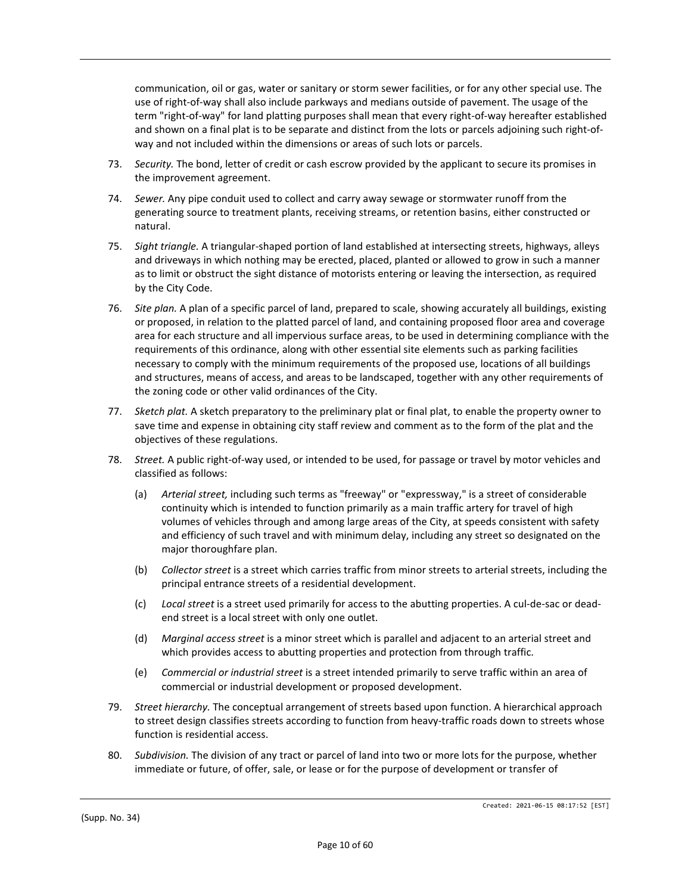communication, oil or gas, water or sanitary or storm sewer facilities, or for any other special use. The use of right-of-way shall also include parkways and medians outside of pavement. The usage of the term "right-of-way" for land platting purposes shall mean that every right-of-way hereafter established and shown on a final plat is to be separate and distinct from the lots or parcels adjoining such right-of-way and not included within the dimensions or areas of such lots or parcels.

73. *Security.* The bond, letter of credit or cash escrow provided by the applicant to secure its promises in the improvement agreement.

74. *Sewer.* Any pipe conduit used to collect and carry away sewage or stormwater runoff from the generating source to treatment plants, receiving streams, or retention basins, either constructed or natural.

75. *Sight triangle.* A triangular-shaped portion of land established at intersecting streets, highways, alleys and driveways in which nothing may be erected, placed, planted or allowed to grow in such a manner as to limit or obstruct the sight distance of motorists entering or leaving the intersection, as required by the City Code.

76. *Site plan.* A plan of a specific parcel of land, prepared to scale, showing accurately all buildings, existing or proposed, in relation to the platted parcel of land, and containing proposed floor area and coverage area for each structure and all impervious surface areas, to be used in determining compliance with the requirements of this ordinance, along with other essential site elements such as parking facilities necessary to comply with the minimum requirements of the proposed use, locations of all buildings and structures, means of access, and areas to be landscaped, together with any other requirements of the zoning code or other valid ordinances of the City.

77. *Sketch plat.* A sketch preparatory to the preliminary plat or final plat, to enable the property owner to save time and expense in obtaining city staff review and comment as to the form of the plat and the objectives of these regulations.

78. *Street.* A public right-of-way used, or intended to be used, for passage or travel by motor vehicles and classified as follows:

    (a) *Arterial street,* including such terms as "freeway" or "expressway," is a street of considerable continuity which is intended to function primarily as a main traffic artery for travel of high volumes of vehicles through and among large areas of the City, at speeds consistent with safety and efficiency of such travel and with minimum delay, including any street so designated on the major thoroughfare plan.

    (b) *Collector street* is a street which carries traffic from minor streets to arterial streets, including the principal entrance streets of a residential development.

    (c) *Local street* is a street used primarily for access to the abutting properties. A cul-de-sac or dead-end street is a local street with only one outlet.

    (d) *Marginal access street* is a minor street which is parallel and adjacent to an arterial street and which provides access to abutting properties and protection from through traffic.

    (e) *Commercial or industrial street* is a street intended primarily to serve traffic within an area of commercial or industrial development or proposed development.

79. *Street hierarchy.* The conceptual arrangement of streets based upon function. A hierarchical approach to street design classifies streets according to function from heavy-traffic roads down to streets whose function is residential access.

80. *Subdivision.* The division of any tract or parcel of land into two or more lots for the purpose, whether immediate or future, of offer, sale, or lease or for the purpose of development or transfer of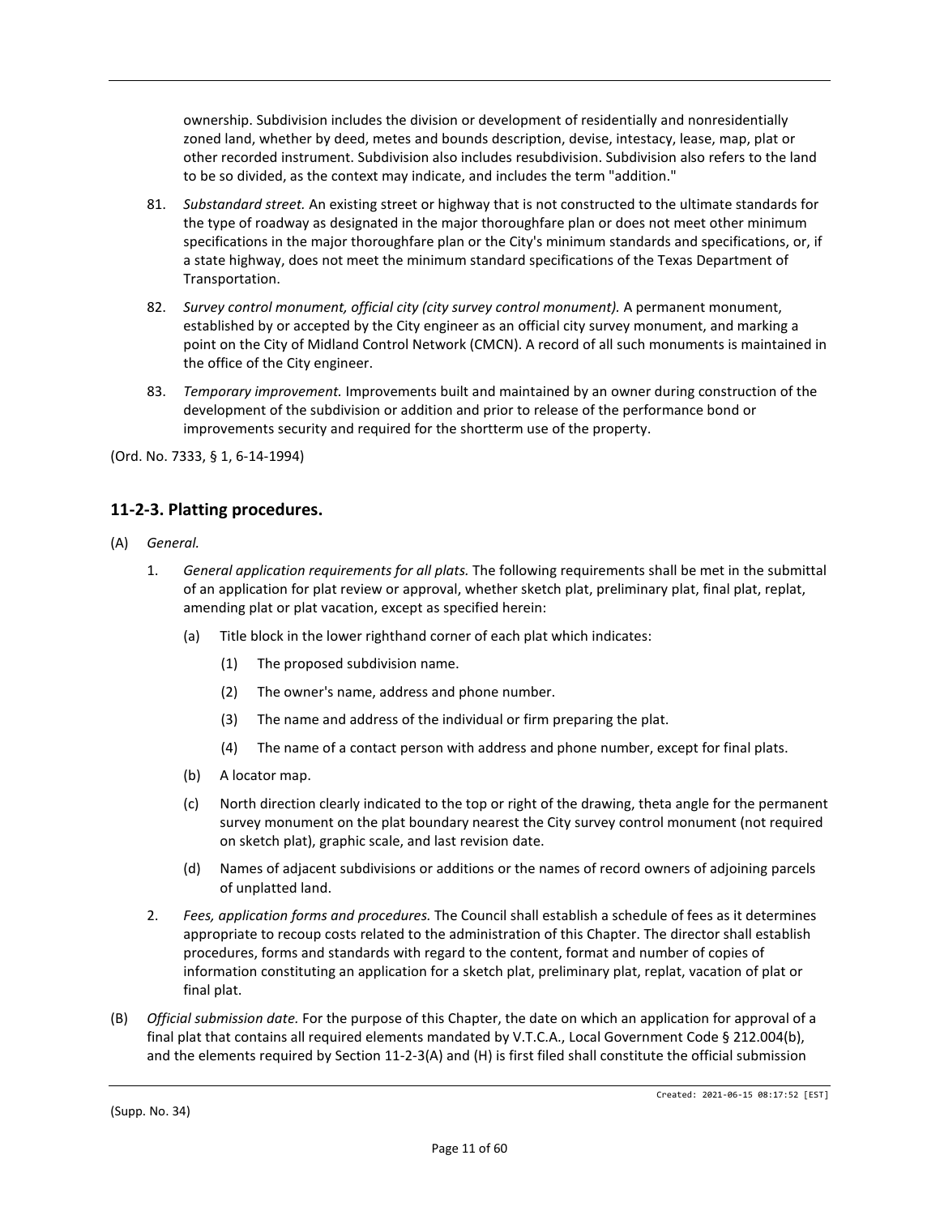ownership. Subdivision includes the division or development of residentially and nonresidentially zoned land, whether by deed, metes and bounds description, devise, intestacy, lease, map, plat or other recorded instrument. Subdivision also includes resubdivision. Subdivision also refers to the land to be so divided, as the context may indicate, and includes the term "addition."

81. *Substandard street.* An existing street or highway that is not constructed to the ultimate standards for the type of roadway as designated in the major thoroughfare plan or does not meet other minimum specifications in the major thoroughfare plan or the City's minimum standards and specifications, or, if a state highway, does not meet the minimum standard specifications of the Texas Department of Transportation.

82. *Survey control monument, official city (city survey control monument).* A permanent monument, established by or accepted by the City engineer as an official city survey monument, and marking a point on the City of Midland Control Network (CMCN). A record of all such monuments is maintained in the office of the City engineer.

83. *Temporary improvement.* Improvements built and maintained by an owner during construction of the development of the subdivision or addition and prior to release of the performance bond or improvements security and required for the shortterm use of the property.

(Ord. No. 7333, § 1, 6-14-1994)

## 11-2-3. Platting procedures.

(A) *General.*

1. *General application requirements for all plats.* The following requirements shall be met in the submittal of an application for plat review or approval, whether sketch plat, preliminary plat, final plat, replat, amending plat or plat vacation, except as specified herein:

   (a) Title block in the lower righthand corner of each plat which indicates:

      (1) The proposed subdivision name.

      (2) The owner's name, address and phone number.

      (3) The name and address of the individual or firm preparing the plat.

      (4) The name of a contact person with address and phone number, except for final plats.

   (b) A locator map.

   (c) North direction clearly indicated to the top or right of the drawing, theta angle for the permanent survey monument on the plat boundary nearest the City survey control monument (not required on sketch plat), graphic scale, and last revision date.

   (d) Names of adjacent subdivisions or additions or the names of record owners of adjoining parcels of unplatted land.

2. *Fees, application forms and procedures.* The Council shall establish a schedule of fees as it determines appropriate to recoup costs related to the administration of this Chapter. The director shall establish procedures, forms and standards with regard to the content, format and number of copies of information constituting an application for a sketch plat, preliminary plat, replat, vacation of plat or final plat.

(B) *Official submission date.* For the purpose of this Chapter, the date on which an application for approval of a final plat that contains all required elements mandated by V.T.C.A., Local Government Code § 212.004(b), and the elements required by Section 11-2-3(A) and (H) is first filed shall constitute the official submission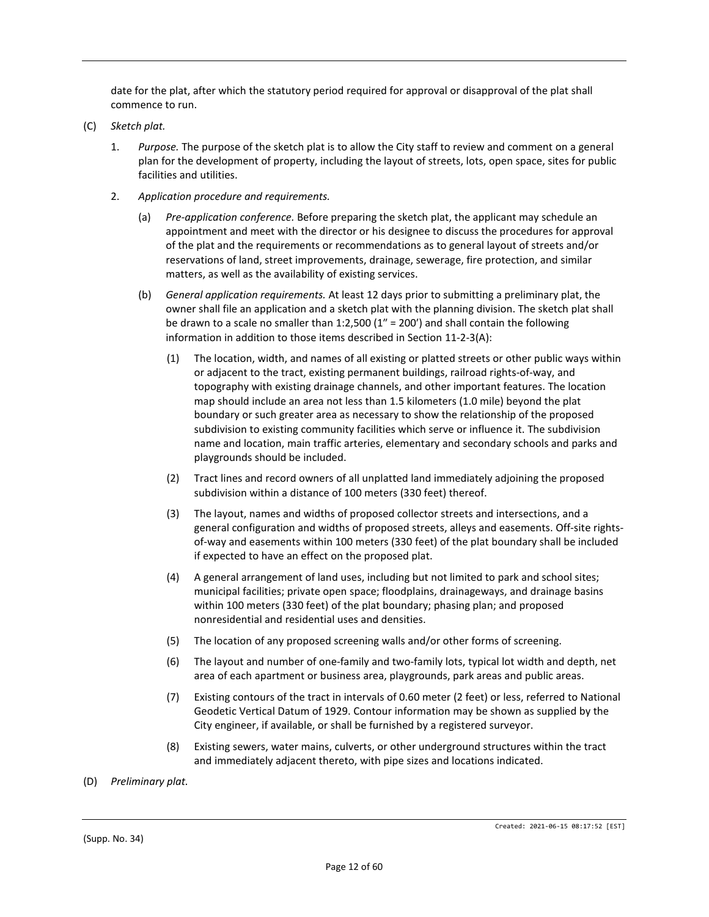date for the plat, after which the statutory period required for approval or disapproval of the plat shall commence to run.

(C) *Sketch plat.*

1. *Purpose.* The purpose of the sketch plat is to allow the City staff to review and comment on a general plan for the development of property, including the layout of streets, lots, open space, sites for public facilities and utilities.

2. *Application procedure and requirements.*

   (a) *Pre-application conference.* Before preparing the sketch plat, the applicant may schedule an appointment and meet with the director or his designee to discuss the procedures for approval of the plat and the requirements or recommendations as to general layout of streets and/or reservations of land, street improvements, drainage, sewerage, fire protection, and similar matters, as well as the availability of existing services.

   (b) *General application requirements.* At least 12 days prior to submitting a preliminary plat, the owner shall file an application and a sketch plat with the planning division. The sketch plat shall be drawn to a scale no smaller than 1:2,500 (1" = 200') and shall contain the following information in addition to those items described in Section 11-2-3(A):

      (1) The location, width, and names of all existing or platted streets or other public ways within or adjacent to the tract, existing permanent buildings, railroad rights-of-way, and topography with existing drainage channels, and other important features. The location map should include an area not less than 1.5 kilometers (1.0 mile) beyond the plat boundary or such greater area as necessary to show the relationship of the proposed subdivision to existing community facilities which serve or influence it. The subdivision name and location, main traffic arteries, elementary and secondary schools and parks and playgrounds should be included.

      (2) Tract lines and record owners of all unplatted land immediately adjoining the proposed subdivision within a distance of 100 meters (330 feet) thereof.

      (3) The layout, names and widths of proposed collector streets and intersections, and a general configuration and widths of proposed streets, alleys and easements. Off-site rights-of-way and easements within 100 meters (330 feet) of the plat boundary shall be included if expected to have an effect on the proposed plat.

      (4) A general arrangement of land uses, including but not limited to park and school sites; municipal facilities; private open space; floodplains, drainageways, and drainage basins within 100 meters (330 feet) of the plat boundary; phasing plan; and proposed nonresidential and residential uses and densities.

      (5) The location of any proposed screening walls and/or other forms of screening.

      (6) The layout and number of one-family and two-family lots, typical lot width and depth, net area of each apartment or business area, playgrounds, park areas and public areas.

      (7) Existing contours of the tract in intervals of 0.60 meter (2 feet) or less, referred to National Geodetic Vertical Datum of 1929. Contour information may be shown as supplied by the City engineer, if available, or shall be furnished by a registered surveyor.

      (8) Existing sewers, water mains, culverts, or other underground structures within the tract and immediately adjacent thereto, with pipe sizes and locations indicated.

(D) *Preliminary plat.*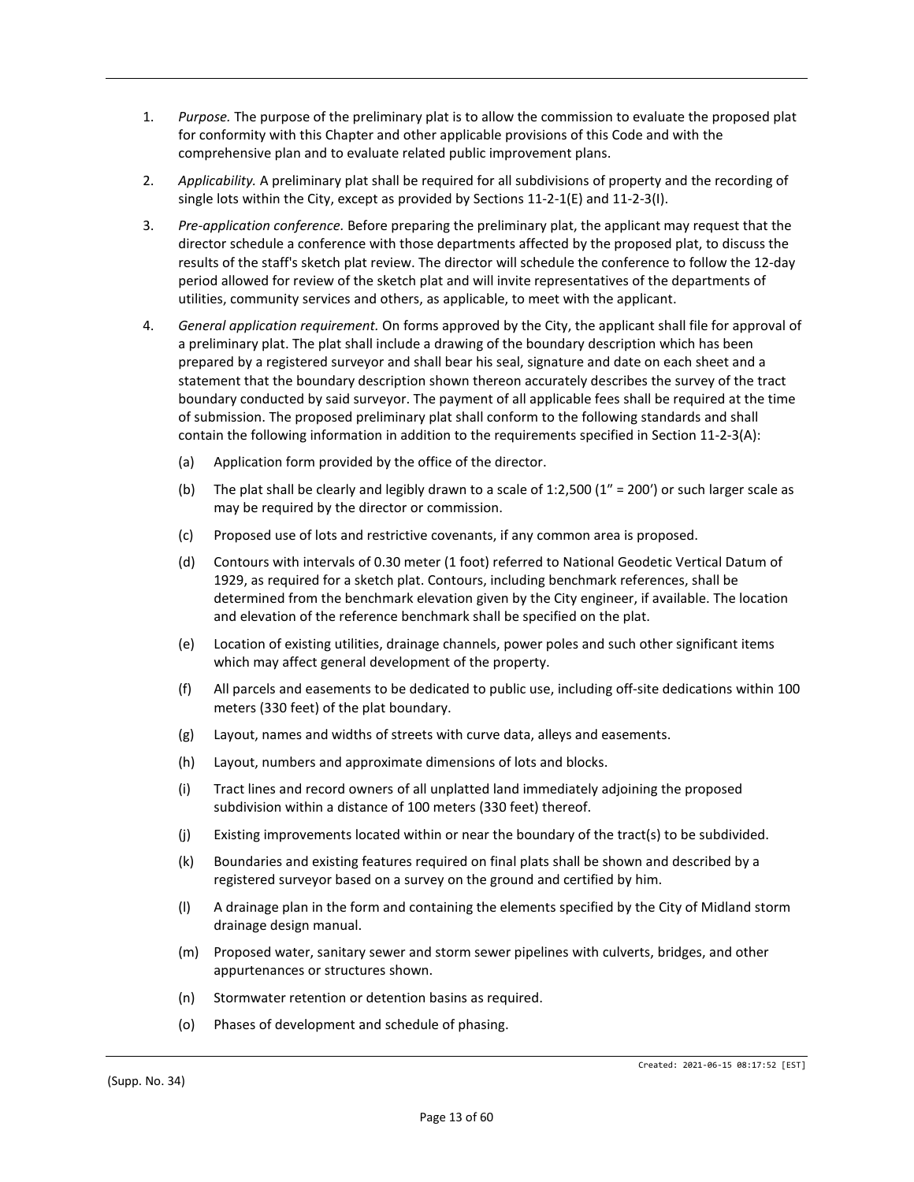1. *Purpose.* The purpose of the preliminary plat is to allow the commission to evaluate the proposed plat for conformity with this Chapter and other applicable provisions of this Code and with the comprehensive plan and to evaluate related public improvement plans.

2. *Applicability.* A preliminary plat shall be required for all subdivisions of property and the recording of single lots within the City, except as provided by Sections 11-2-1(E) and 11-2-3(I).

3. *Pre-application conference.* Before preparing the preliminary plat, the applicant may request that the director schedule a conference with those departments affected by the proposed plat, to discuss the results of the staff's sketch plat review. The director will schedule the conference to follow the 12-day period allowed for review of the sketch plat and will invite representatives of the departments of utilities, community services and others, as applicable, to meet with the applicant.

4. *General application requirement.* On forms approved by the City, the applicant shall file for approval of a preliminary plat. The plat shall include a drawing of the boundary description which has been prepared by a registered surveyor and shall bear his seal, signature and date on each sheet and a statement that the boundary description shown thereon accurately describes the survey of the tract boundary conducted by said surveyor. The payment of all applicable fees shall be required at the time of submission. The proposed preliminary plat shall conform to the following standards and shall contain the following information in addition to the requirements specified in Section 11-2-3(A):

   (a) Application form provided by the office of the director.

   (b) The plat shall be clearly and legibly drawn to a scale of 1:2,500 (1" = 200') or such larger scale as may be required by the director or commission.

   (c) Proposed use of lots and restrictive covenants, if any common area is proposed.

   (d) Contours with intervals of 0.30 meter (1 foot) referred to National Geodetic Vertical Datum of 1929, as required for a sketch plat. Contours, including benchmark references, shall be determined from the benchmark elevation given by the City engineer, if available. The location and elevation of the reference benchmark shall be specified on the plat.

   (e) Location of existing utilities, drainage channels, power poles and such other significant items which may affect general development of the property.

   (f) All parcels and easements to be dedicated to public use, including off-site dedications within 100 meters (330 feet) of the plat boundary.

   (g) Layout, names and widths of streets with curve data, alleys and easements.

   (h) Layout, numbers and approximate dimensions of lots and blocks.

   (i) Tract lines and record owners of all unplatted land immediately adjoining the proposed subdivision within a distance of 100 meters (330 feet) thereof.

   (j) Existing improvements located within or near the boundary of the tract(s) to be subdivided.

   (k) Boundaries and existing features required on final plats shall be shown and described by a registered surveyor based on a survey on the ground and certified by him.

   (l) A drainage plan in the form and containing the elements specified by the City of Midland storm drainage design manual.

   (m) Proposed water, sanitary sewer and storm sewer pipelines with culverts, bridges, and other appurtenances or structures shown.

   (n) Stormwater retention or detention basins as required.

   (o) Phases of development and schedule of phasing.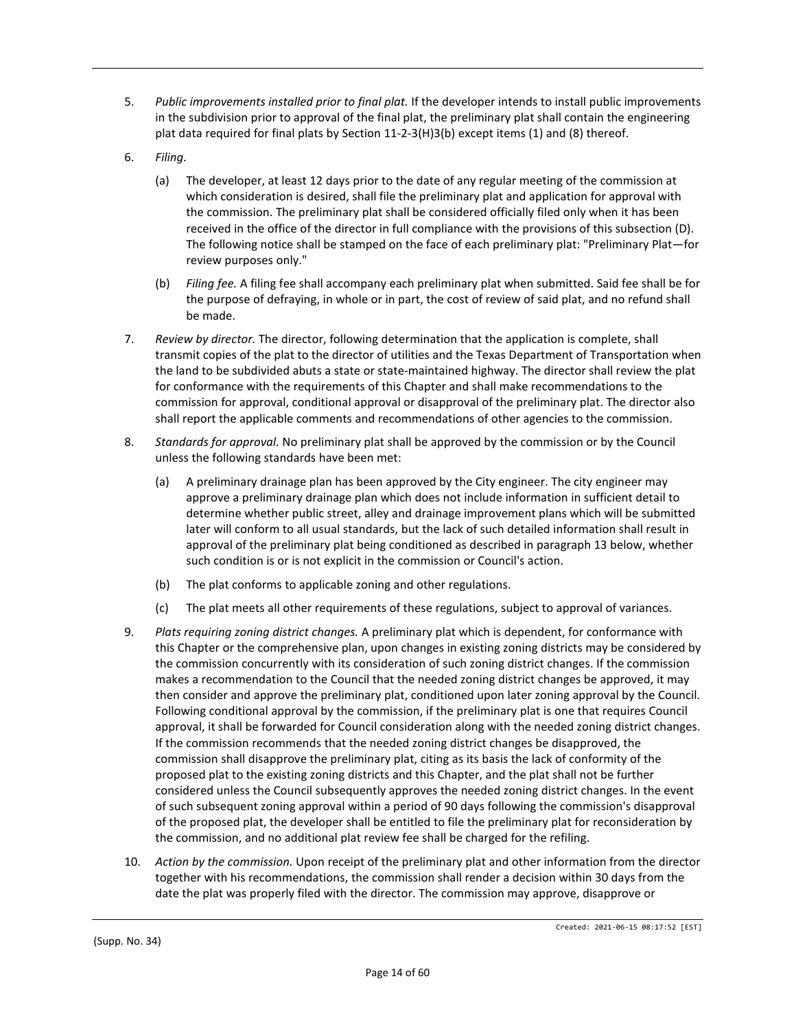5. *Public improvements installed prior to final plat.* If the developer intends to install public improvements in the subdivision prior to approval of the final plat, the preliminary plat shall contain the engineering plat data required for final plats by Section 11-2-3(H)3(b) except items (1) and (8) thereof.

6. *Filing.*

   (a) The developer, at least 12 days prior to the date of any regular meeting of the commission at which consideration is desired, shall file the preliminary plat and application for approval with the commission. The preliminary plat shall be considered officially filed only when it has been received in the office of the director in full compliance with the provisions of this subsection (D). The following notice shall be stamped on the face of each preliminary plat: "Preliminary Plat—for review purposes only."

   (b) *Filing fee.* A filing fee shall accompany each preliminary plat when submitted. Said fee shall be for the purpose of defraying, in whole or in part, the cost of review of said plat, and no refund shall be made.

7. *Review by director.* The director, following determination that the application is complete, shall transmit copies of the plat to the director of utilities and the Texas Department of Transportation when the land to be subdivided abuts a state or state-maintained highway. The director shall review the plat for conformance with the requirements of this Chapter and shall make recommendations to the commission for approval, conditional approval or disapproval of the preliminary plat. The director also shall report the applicable comments and recommendations of other agencies to the commission.

8. *Standards for approval.* No preliminary plat shall be approved by the commission or by the Council unless the following standards have been met:

   (a) A preliminary drainage plan has been approved by the City engineer. The city engineer may approve a preliminary drainage plan which does not include information in sufficient detail to determine whether public street, alley and drainage improvement plans which will be submitted later will conform to all usual standards, but the lack of such detailed information shall result in approval of the preliminary plat being conditioned as described in paragraph 13 below, whether such condition is or is not explicit in the commission or Council's action.

   (b) The plat conforms to applicable zoning and other regulations.

   (c) The plat meets all other requirements of these regulations, subject to approval of variances.

9. *Plats requiring zoning district changes.* A preliminary plat which is dependent, for conformance with this Chapter or the comprehensive plan, upon changes in existing zoning districts may be considered by the commission concurrently with its consideration of such zoning district changes. If the commission makes a recommendation to the Council that the needed zoning district changes be approved, it may then consider and approve the preliminary plat, conditioned upon later zoning approval by the Council. Following conditional approval by the commission, if the preliminary plat is one that requires Council approval, it shall be forwarded for Council consideration along with the needed zoning district changes. If the commission recommends that the needed zoning district changes be disapproved, the commission shall disapprove the preliminary plat, citing as its basis the lack of conformity of the proposed plat to the existing zoning districts and this Chapter, and the plat shall not be further considered unless the Council subsequently approves the needed zoning district changes. In the event of such subsequent zoning approval within a period of 90 days following the commission's disapproval of the proposed plat, the developer shall be entitled to file the preliminary plat for reconsideration by the commission, and no additional plat review fee shall be charged for the refiling.

10. *Action by the commission.* Upon receipt of the preliminary plat and other information from the director together with his recommendations, the commission shall render a decision within 30 days from the date the plat was properly filed with the director. The commission may approve, disapprove or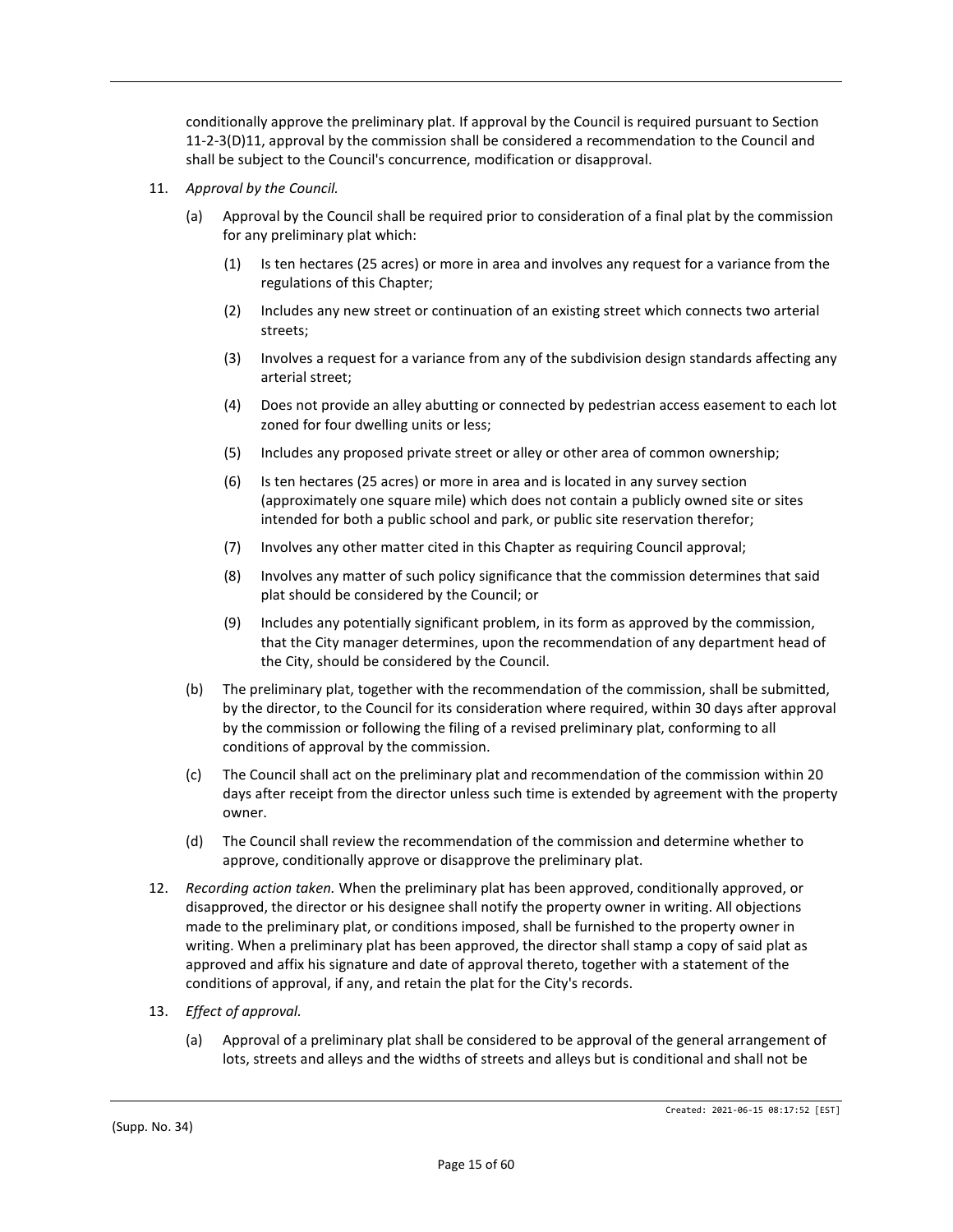conditionally approve the preliminary plat. If approval by the Council is required pursuant to Section 11-2-3(D)11, approval by the commission shall be considered a recommendation to the Council and shall be subject to the Council's concurrence, modification or disapproval.

11. *Approval by the Council.*

    (a) Approval by the Council shall be required prior to consideration of a final plat by the commission for any preliminary plat which:

        (1) Is ten hectares (25 acres) or more in area and involves any request for a variance from the regulations of this Chapter;

        (2) Includes any new street or continuation of an existing street which connects two arterial streets;

        (3) Involves a request for a variance from any of the subdivision design standards affecting any arterial street;

        (4) Does not provide an alley abutting or connected by pedestrian access easement to each lot zoned for four dwelling units or less;

        (5) Includes any proposed private street or alley or other area of common ownership;

        (6) Is ten hectares (25 acres) or more in area and is located in any survey section (approximately one square mile) which does not contain a publicly owned site or sites intended for both a public school and park, or public site reservation therefor;

        (7) Involves any other matter cited in this Chapter as requiring Council approval;

        (8) Involves any matter of such policy significance that the commission determines that said plat should be considered by the Council; or

        (9) Includes any potentially significant problem, in its form as approved by the commission, that the City manager determines, upon the recommendation of any department head of the City, should be considered by the Council.

    (b) The preliminary plat, together with the recommendation of the commission, shall be submitted, by the director, to the Council for its consideration where required, within 30 days after approval by the commission or following the filing of a revised preliminary plat, conforming to all conditions of approval by the commission.

    (c) The Council shall act on the preliminary plat and recommendation of the commission within 20 days after receipt from the director unless such time is extended by agreement with the property owner.

    (d) The Council shall review the recommendation of the commission and determine whether to approve, conditionally approve or disapprove the preliminary plat.

12. *Recording action taken.* When the preliminary plat has been approved, conditionally approved, or disapproved, the director or his designee shall notify the property owner in writing. All objections made to the preliminary plat, or conditions imposed, shall be furnished to the property owner in writing. When a preliminary plat has been approved, the director shall stamp a copy of said plat as approved and affix his signature and date of approval thereto, together with a statement of the conditions of approval, if any, and retain the plat for the City's records.

13. *Effect of approval.*

    (a) Approval of a preliminary plat shall be considered to be approval of the general arrangement of lots, streets and alleys and the widths of streets and alleys but is conditional and shall not be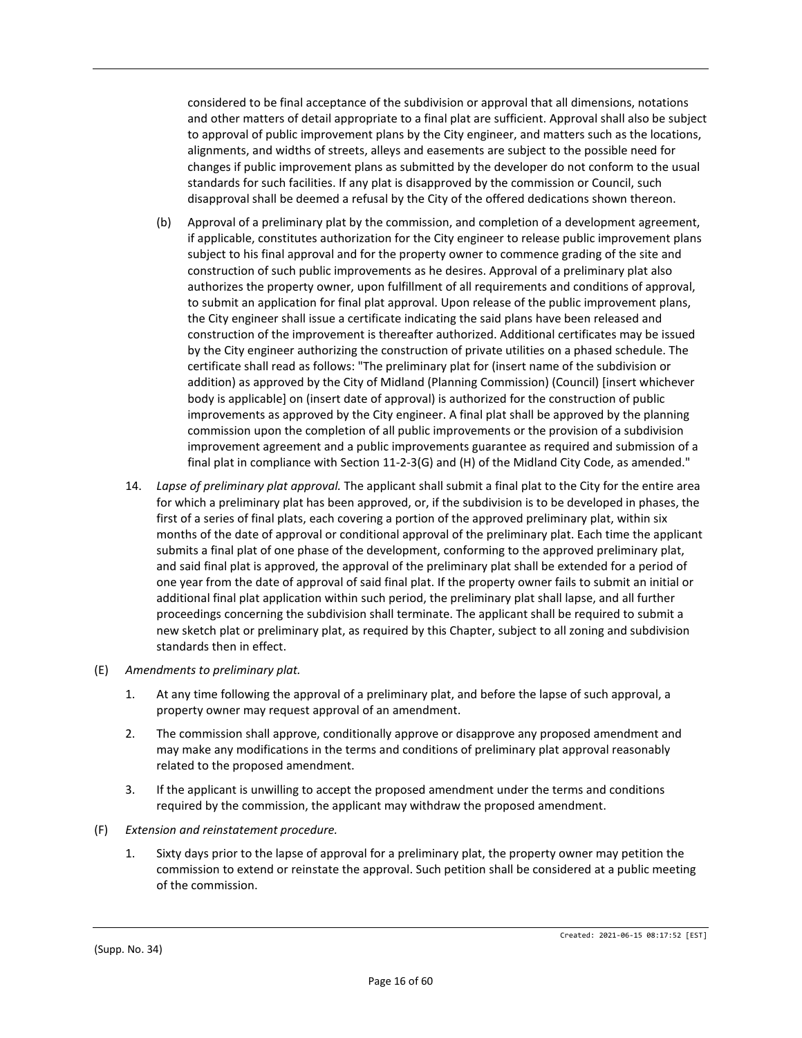considered to be final acceptance of the subdivision or approval that all dimensions, notations and other matters of detail appropriate to a final plat are sufficient. Approval shall also be subject to approval of public improvement plans by the City engineer, and matters such as the locations, alignments, and widths of streets, alleys and easements are subject to the possible need for changes if public improvement plans as submitted by the developer do not conform to the usual standards for such facilities. If any plat is disapproved by the commission or Council, such disapproval shall be deemed a refusal by the City of the offered dedications shown thereon.

(b) Approval of a preliminary plat by the commission, and completion of a development agreement, if applicable, constitutes authorization for the City engineer to release public improvement plans subject to his final approval and for the property owner to commence grading of the site and construction of such public improvements as he desires. Approval of a preliminary plat also authorizes the property owner, upon fulfillment of all requirements and conditions of approval, to submit an application for final plat approval. Upon release of the public improvement plans, the City engineer shall issue a certificate indicating the said plans have been released and construction of the improvement is thereafter authorized. Additional certificates may be issued by the City engineer authorizing the construction of private utilities on a phased schedule. The certificate shall read as follows: "The preliminary plat for (insert name of the subdivision or addition) as approved by the City of Midland (Planning Commission) (Council) [insert whichever body is applicable] on (insert date of approval) is authorized for the construction of public improvements as approved by the City engineer. A final plat shall be approved by the planning commission upon the completion of all public improvements or the provision of a subdivision improvement agreement and a public improvements guarantee as required and submission of a final plat in compliance with Section 11-2-3(G) and (H) of the Midland City Code, as amended."

14. *Lapse of preliminary plat approval.* The applicant shall submit a final plat to the City for the entire area for which a preliminary plat has been approved, or, if the subdivision is to be developed in phases, the first of a series of final plats, each covering a portion of the approved preliminary plat, within six months of the date of approval or conditional approval of the preliminary plat. Each time the applicant submits a final plat of one phase of the development, conforming to the approved preliminary plat, and said final plat is approved, the approval of the preliminary plat shall be extended for a period of one year from the date of approval of said final plat. If the property owner fails to submit an initial or additional final plat application within such period, the preliminary plat shall lapse, and all further proceedings concerning the subdivision shall terminate. The applicant shall be required to submit a new sketch plat or preliminary plat, as required by this Chapter, subject to all zoning and subdivision standards then in effect.

(E) *Amendments to preliminary plat.*

1. At any time following the approval of a preliminary plat, and before the lapse of such approval, a property owner may request approval of an amendment.

2. The commission shall approve, conditionally approve or disapprove any proposed amendment and may make any modifications in the terms and conditions of preliminary plat approval reasonably related to the proposed amendment.

3. If the applicant is unwilling to accept the proposed amendment under the terms and conditions required by the commission, the applicant may withdraw the proposed amendment.

(F) *Extension and reinstatement procedure.*

1. Sixty days prior to the lapse of approval for a preliminary plat, the property owner may petition the commission to extend or reinstate the approval. Such petition shall be considered at a public meeting of the commission.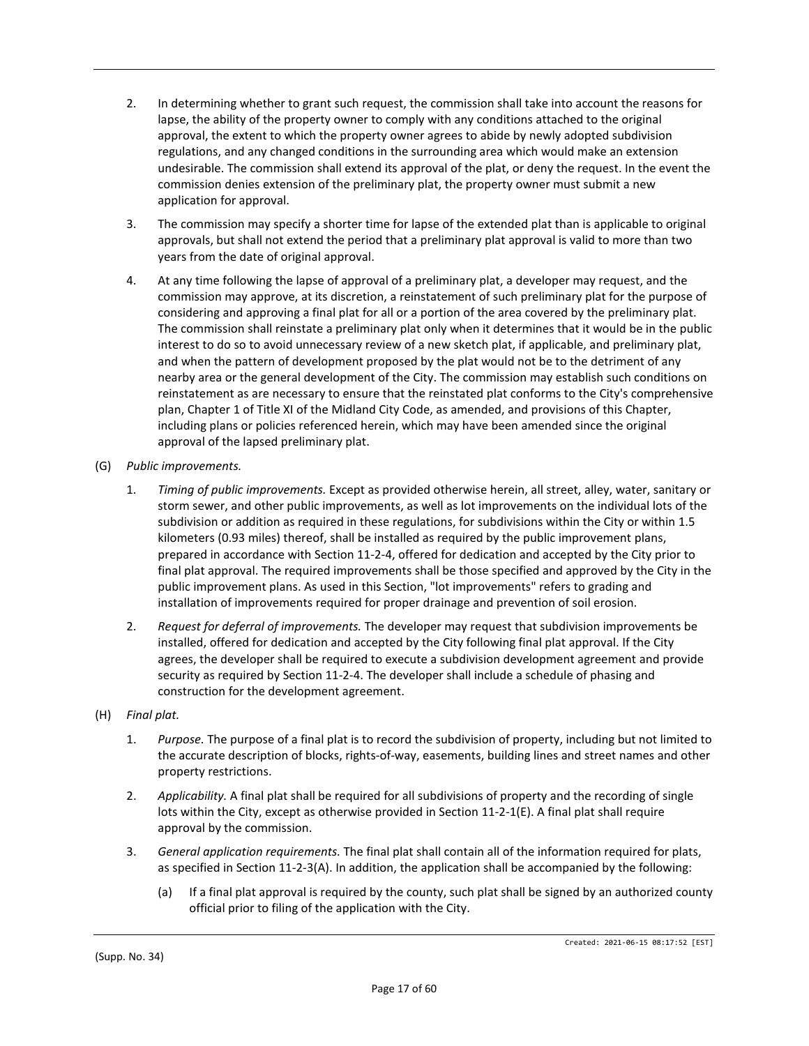2. In determining whether to grant such request, the commission shall take into account the reasons for lapse, the ability of the property owner to comply with any conditions attached to the original approval, the extent to which the property owner agrees to abide by newly adopted subdivision regulations, and any changed conditions in the surrounding area which would make an extension undesirable. The commission shall extend its approval of the plat, or deny the request. In the event the commission denies extension of the preliminary plat, the property owner must submit a new application for approval.

3. The commission may specify a shorter time for lapse of the extended plat than is applicable to original approvals, but shall not extend the period that a preliminary plat approval is valid to more than two years from the date of original approval.

4. At any time following the lapse of approval of a preliminary plat, a developer may request, and the commission may approve, at its discretion, a reinstatement of such preliminary plat for the purpose of considering and approving a final plat for all or a portion of the area covered by the preliminary plat. The commission shall reinstate a preliminary plat only when it determines that it would be in the public interest to do so to avoid unnecessary review of a new sketch plat, if applicable, and preliminary plat, and when the pattern of development proposed by the plat would not be to the detriment of any nearby area or the general development of the City. The commission may establish such conditions on reinstatement as are necessary to ensure that the reinstated plat conforms to the City's comprehensive plan, Chapter 1 of Title XI of the Midland City Code, as amended, and provisions of this Chapter, including plans or policies referenced herein, which may have been amended since the original approval of the lapsed preliminary plat.

(G) *Public improvements.*

1. *Timing of public improvements.* Except as provided otherwise herein, all street, alley, water, sanitary or storm sewer, and other public improvements, as well as lot improvements on the individual lots of the subdivision or addition as required in these regulations, for subdivisions within the City or within 1.5 kilometers (0.93 miles) thereof, shall be installed as required by the public improvement plans, prepared in accordance with Section 11-2-4, offered for dedication and accepted by the City prior to final plat approval. The required improvements shall be those specified and approved by the City in the public improvement plans. As used in this Section, "lot improvements" refers to grading and installation of improvements required for proper drainage and prevention of soil erosion.

2. *Request for deferral of improvements.* The developer may request that subdivision improvements be installed, offered for dedication and accepted by the City following final plat approval. If the City agrees, the developer shall be required to execute a subdivision development agreement and provide security as required by Section 11-2-4. The developer shall include a schedule of phasing and construction for the development agreement.

(H) *Final plat.*

1. *Purpose.* The purpose of a final plat is to record the subdivision of property, including but not limited to the accurate description of blocks, rights-of-way, easements, building lines and street names and other property restrictions.

2. *Applicability.* A final plat shall be required for all subdivisions of property and the recording of single lots within the City, except as otherwise provided in Section 11-2-1(E). A final plat shall require approval by the commission.

3. *General application requirements.* The final plat shall contain all of the information required for plats, as specified in Section 11-2-3(A). In addition, the application shall be accompanied by the following:

   (a) If a final plat approval is required by the county, such plat shall be signed by an authorized county official prior to filing of the application with the City.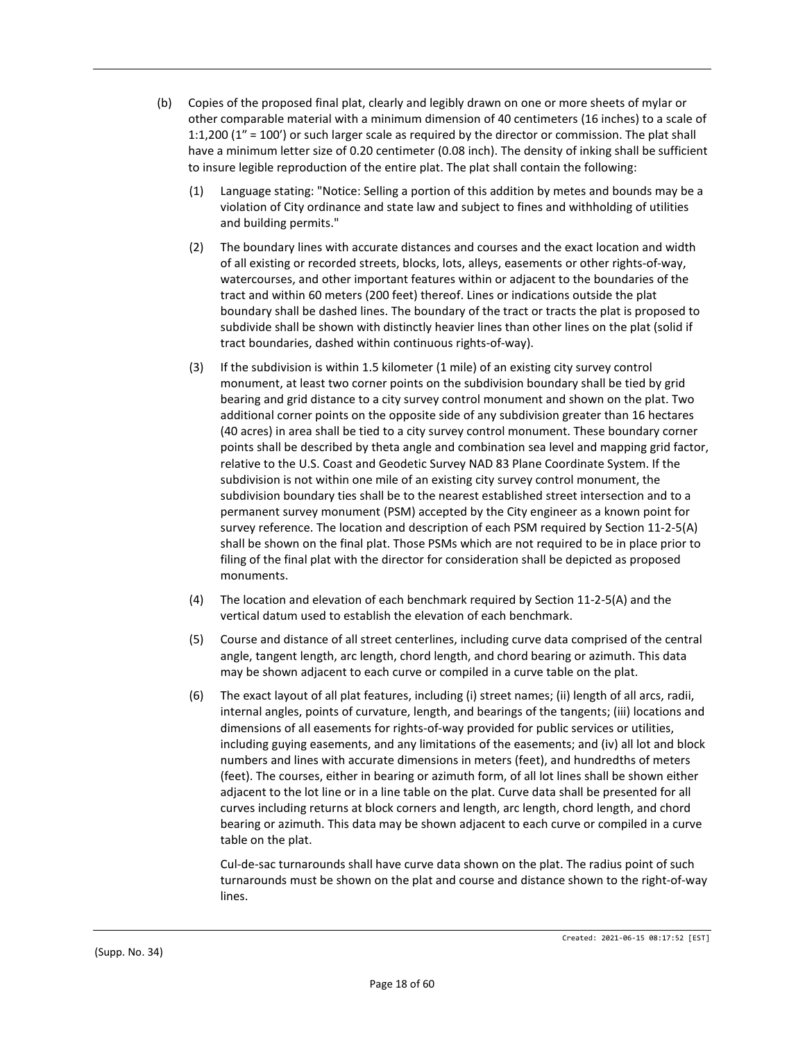(b) Copies of the proposed final plat, clearly and legibly drawn on one or more sheets of mylar or other comparable material with a minimum dimension of 40 centimeters (16 inches) to a scale of 1:1,200 (1" = 100') or such larger scale as required by the director or commission. The plat shall have a minimum letter size of 0.20 centimeter (0.08 inch). The density of inking shall be sufficient to insure legible reproduction of the entire plat. The plat shall contain the following:

(1) Language stating: "Notice: Selling a portion of this addition by metes and bounds may be a violation of City ordinance and state law and subject to fines and withholding of utilities and building permits."

(2) The boundary lines with accurate distances and courses and the exact location and width of all existing or recorded streets, blocks, lots, alleys, easements or other rights-of-way, watercourses, and other important features within or adjacent to the boundaries of the tract and within 60 meters (200 feet) thereof. Lines or indications outside the plat boundary shall be dashed lines. The boundary of the tract or tracts the plat is proposed to subdivide shall be shown with distinctly heavier lines than other lines on the plat (solid if tract boundaries, dashed within continuous rights-of-way).

(3) If the subdivision is within 1.5 kilometer (1 mile) of an existing city survey control monument, at least two corner points on the subdivision boundary shall be tied by grid bearing and grid distance to a city survey control monument and shown on the plat. Two additional corner points on the opposite side of any subdivision greater than 16 hectares (40 acres) in area shall be tied to a city survey control monument. These boundary corner points shall be described by theta angle and combination sea level and mapping grid factor, relative to the U.S. Coast and Geodetic Survey NAD 83 Plane Coordinate System. If the subdivision is not within one mile of an existing city survey control monument, the subdivision boundary ties shall be to the nearest established street intersection and to a permanent survey monument (PSM) accepted by the City engineer as a known point for survey reference. The location and description of each PSM required by Section 11-2-5(A) shall be shown on the final plat. Those PSMs which are not required to be in place prior to filing of the final plat with the director for consideration shall be depicted as proposed monuments.

(4) The location and elevation of each benchmark required by Section 11-2-5(A) and the vertical datum used to establish the elevation of each benchmark.

(5) Course and distance of all street centerlines, including curve data comprised of the central angle, tangent length, arc length, chord length, and chord bearing or azimuth. This data may be shown adjacent to each curve or compiled in a curve table on the plat.

(6) The exact layout of all plat features, including (i) street names; (ii) length of all arcs, radii, internal angles, points of curvature, length, and bearings of the tangents; (iii) locations and dimensions of all easements for rights-of-way provided for public services or utilities, including guying easements, and any limitations of the easements; and (iv) all lot and block numbers and lines with accurate dimensions in meters (feet), and hundredths of meters (feet). The courses, either in bearing or azimuth form, of all lot lines shall be shown either adjacent to the lot line or in a line table on the plat. Curve data shall be presented for all curves including returns at block corners and length, arc length, chord length, and chord bearing or azimuth. This data may be shown adjacent to each curve or compiled in a curve table on the plat.

Cul-de-sac turnarounds shall have curve data shown on the plat. The radius point of such turnarounds must be shown on the plat and course and distance shown to the right-of-way lines.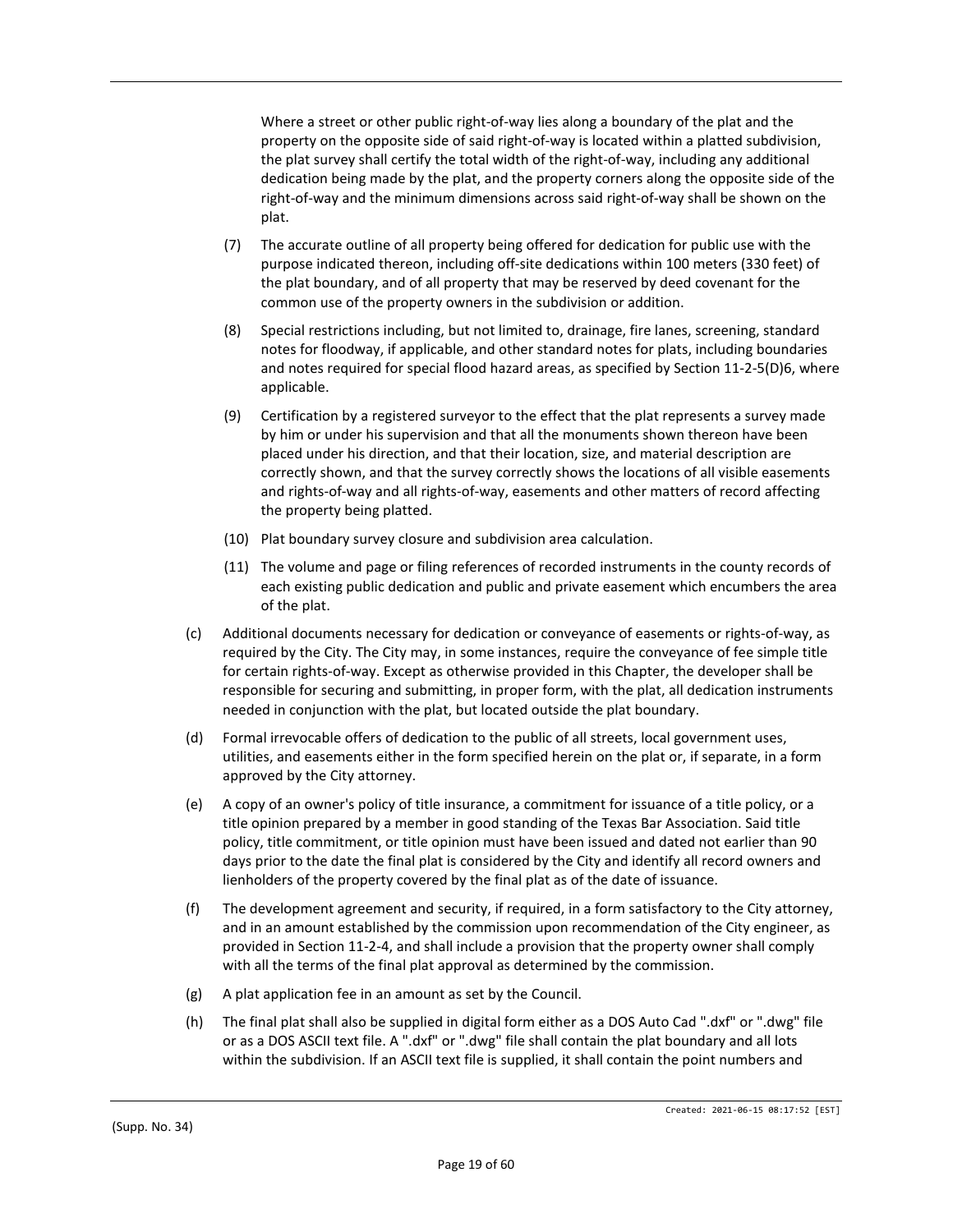Where a street or other public right-of-way lies along a boundary of the plat and the property on the opposite side of said right-of-way is located within a platted subdivision, the plat survey shall certify the total width of the right-of-way, including any additional dedication being made by the plat, and the property corners along the opposite side of the right-of-way and the minimum dimensions across said right-of-way shall be shown on the plat.

(7) The accurate outline of all property being offered for dedication for public use with the purpose indicated thereon, including off-site dedications within 100 meters (330 feet) of the plat boundary, and of all property that may be reserved by deed covenant for the common use of the property owners in the subdivision or addition.

(8) Special restrictions including, but not limited to, drainage, fire lanes, screening, standard notes for floodway, if applicable, and other standard notes for plats, including boundaries and notes required for special flood hazard areas, as specified by Section 11-2-5(D)6, where applicable.

(9) Certification by a registered surveyor to the effect that the plat represents a survey made by him or under his supervision and that all the monuments shown thereon have been placed under his direction, and that their location, size, and material description are correctly shown, and that the survey correctly shows the locations of all visible easements and rights-of-way and all rights-of-way, easements and other matters of record affecting the property being platted.

(10) Plat boundary survey closure and subdivision area calculation.

(11) The volume and page or filing references of recorded instruments in the county records of each existing public dedication and public and private easement which encumbers the area of the plat.

(c) Additional documents necessary for dedication or conveyance of easements or rights-of-way, as required by the City. The City may, in some instances, require the conveyance of fee simple title for certain rights-of-way. Except as otherwise provided in this Chapter, the developer shall be responsible for securing and submitting, in proper form, with the plat, all dedication instruments needed in conjunction with the plat, but located outside the plat boundary.

(d) Formal irrevocable offers of dedication to the public of all streets, local government uses, utilities, and easements either in the form specified herein on the plat or, if separate, in a form approved by the City attorney.

(e) A copy of an owner's policy of title insurance, a commitment for issuance of a title policy, or a title opinion prepared by a member in good standing of the Texas Bar Association. Said title policy, title commitment, or title opinion must have been issued and dated not earlier than 90 days prior to the date the final plat is considered by the City and identify all record owners and lienholders of the property covered by the final plat as of the date of issuance.

(f) The development agreement and security, if required, in a form satisfactory to the City attorney, and in an amount established by the commission upon recommendation of the City engineer, as provided in Section 11-2-4, and shall include a provision that the property owner shall comply with all the terms of the final plat approval as determined by the commission.

(g) A plat application fee in an amount as set by the Council.

(h) The final plat shall also be supplied in digital form either as a DOS Auto Cad ".dxf" or ".dwg" file or as a DOS ASCII text file. A ".dxf" or ".dwg" file shall contain the plat boundary and all lots within the subdivision. If an ASCII text file is supplied, it shall contain the point numbers and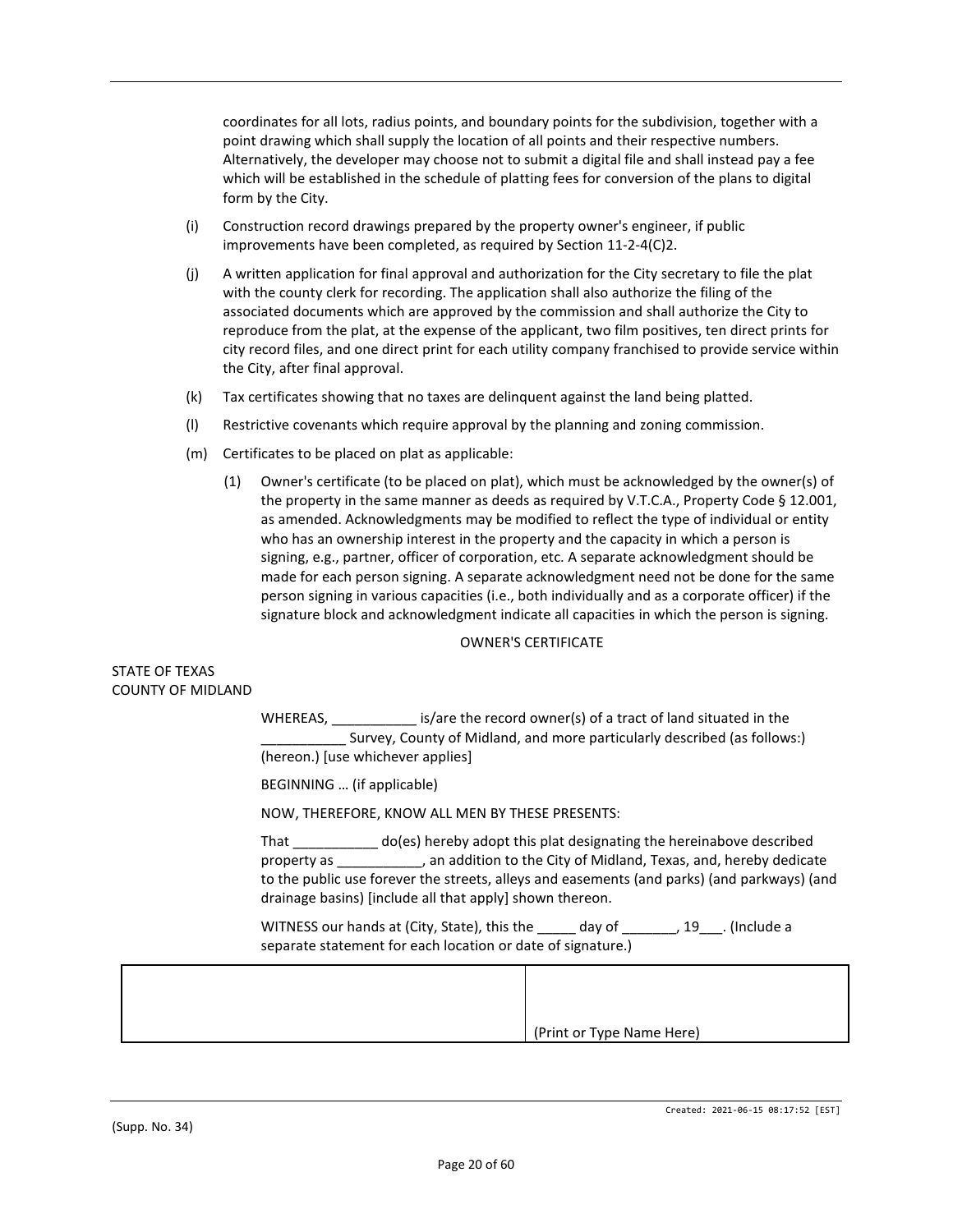coordinates for all lots, radius points, and boundary points for the subdivision, together with a point drawing which shall supply the location of all points and their respective numbers. Alternatively, the developer may choose not to submit a digital file and shall instead pay a fee which will be established in the schedule of platting fees for conversion of the plans to digital form by the City.

(i) Construction record drawings prepared by the property owner's engineer, if public improvements have been completed, as required by Section 11-2-4(C)2.

(j) A written application for final approval and authorization for the City secretary to file the plat with the county clerk for recording. The application shall also authorize the filing of the associated documents which are approved by the commission and shall authorize the City to reproduce from the plat, at the expense of the applicant, two film positives, ten direct prints for city record files, and one direct print for each utility company franchised to provide service within the City, after final approval.

(k) Tax certificates showing that no taxes are delinquent against the land being platted.

(l) Restrictive covenants which require approval by the planning and zoning commission.

(m) Certificates to be placed on plat as applicable:

(1) Owner's certificate (to be placed on plat), which must be acknowledged by the owner(s) of the property in the same manner as deeds as required by V.T.C.A., Property Code § 12.001, as amended. Acknowledgments may be modified to reflect the type of individual or entity who has an ownership interest in the property and the capacity in which a person is signing, e.g., partner, officer of corporation, etc. A separate acknowledgment should be made for each person signing. A separate acknowledgment need not be done for the same person signing in various capacities (i.e., both individually and as a corporate officer) if the signature block and acknowledgment indicate all capacities in which the person is signing.

OWNER'S CERTIFICATE

STATE OF TEXAS
COUNTY OF MIDLAND

WHEREAS, ___________ is/are the record owner(s) of a tract of land situated in the ___________ Survey, County of Midland, and more particularly described (as follows:) (hereon.) [use whichever applies]

BEGINNING … (if applicable)

NOW, THEREFORE, KNOW ALL MEN BY THESE PRESENTS:

That ___________ do(es) hereby adopt this plat designating the hereinabove described property as ___________, an addition to the City of Midland, Texas, and, hereby dedicate to the public use forever the streets, alleys and easements (and parks) (and parkways) (and drainage basins) [include all that apply] shown thereon.

WITNESS our hands at (City, State), this the _____ day of _______, 19___. (Include a separate statement for each location or date of signature.)

| | |
|---|---|
| | (Print or Type Name Here) |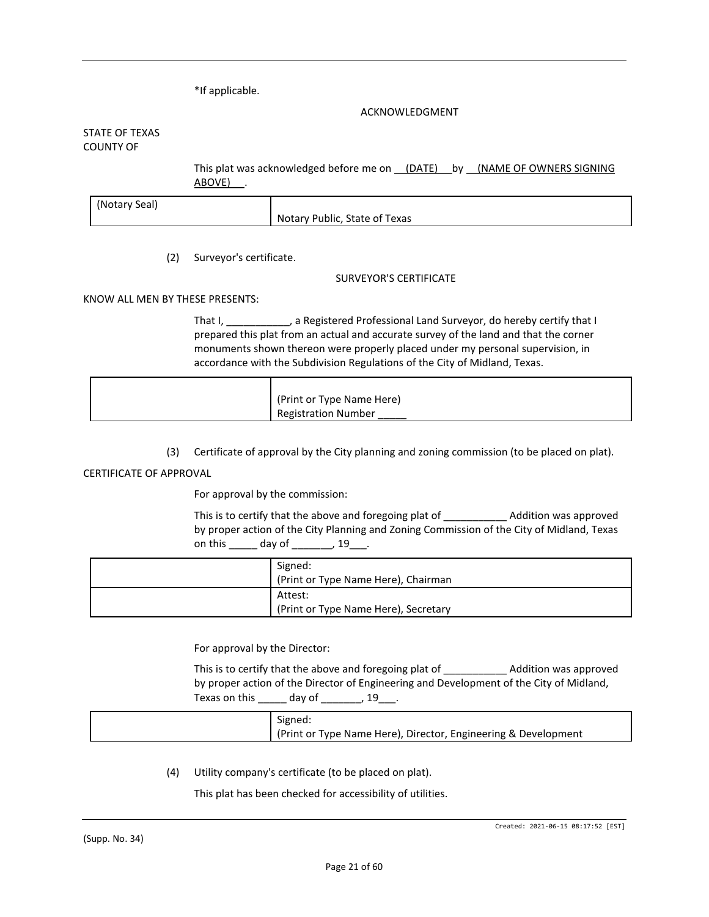*If applicable.

ACKNOWLEDGMENT

STATE OF TEXAS
COUNTY OF

This plat was acknowledged before me on __(DATE)__ by __(NAME OF OWNERS SIGNING ABOVE)__.

| (Notary Seal) | Notary Public, State of Texas |
|---|---|

(2) Surveyor's certificate.

SURVEYOR'S CERTIFICATE

KNOW ALL MEN BY THESE PRESENTS:

That I, ___________, a Registered Professional Land Surveyor, do hereby certify that I prepared this plat from an actual and accurate survey of the land and that the corner monuments shown thereon were properly placed under my personal supervision, in accordance with the Subdivision Regulations of the City of Midland, Texas.

| | (Print or Type Name Here)<br>Registration Number _____ |
|---|---|

(3) Certificate of approval by the City planning and zoning commission (to be placed on plat).

CERTIFICATE OF APPROVAL

For approval by the commission:

This is to certify that the above and foregoing plat of ___________ Addition was approved by proper action of the City Planning and Zoning Commission of the City of Midland, Texas on this _____ day of _______, 19___.

| | Signed:<br>(Print or Type Name Here), Chairman |
|---|---|
| | Attest:<br>(Print or Type Name Here), Secretary |

For approval by the Director:

This is to certify that the above and foregoing plat of ___________ Addition was approved by proper action of the Director of Engineering and Development of the City of Midland, Texas on this _____ day of _______, 19___.

| | Signed:<br>(Print or Type Name Here), Director, Engineering & Development |
|---|---|

(4) Utility company's certificate (to be placed on plat).

This plat has been checked for accessibility of utilities.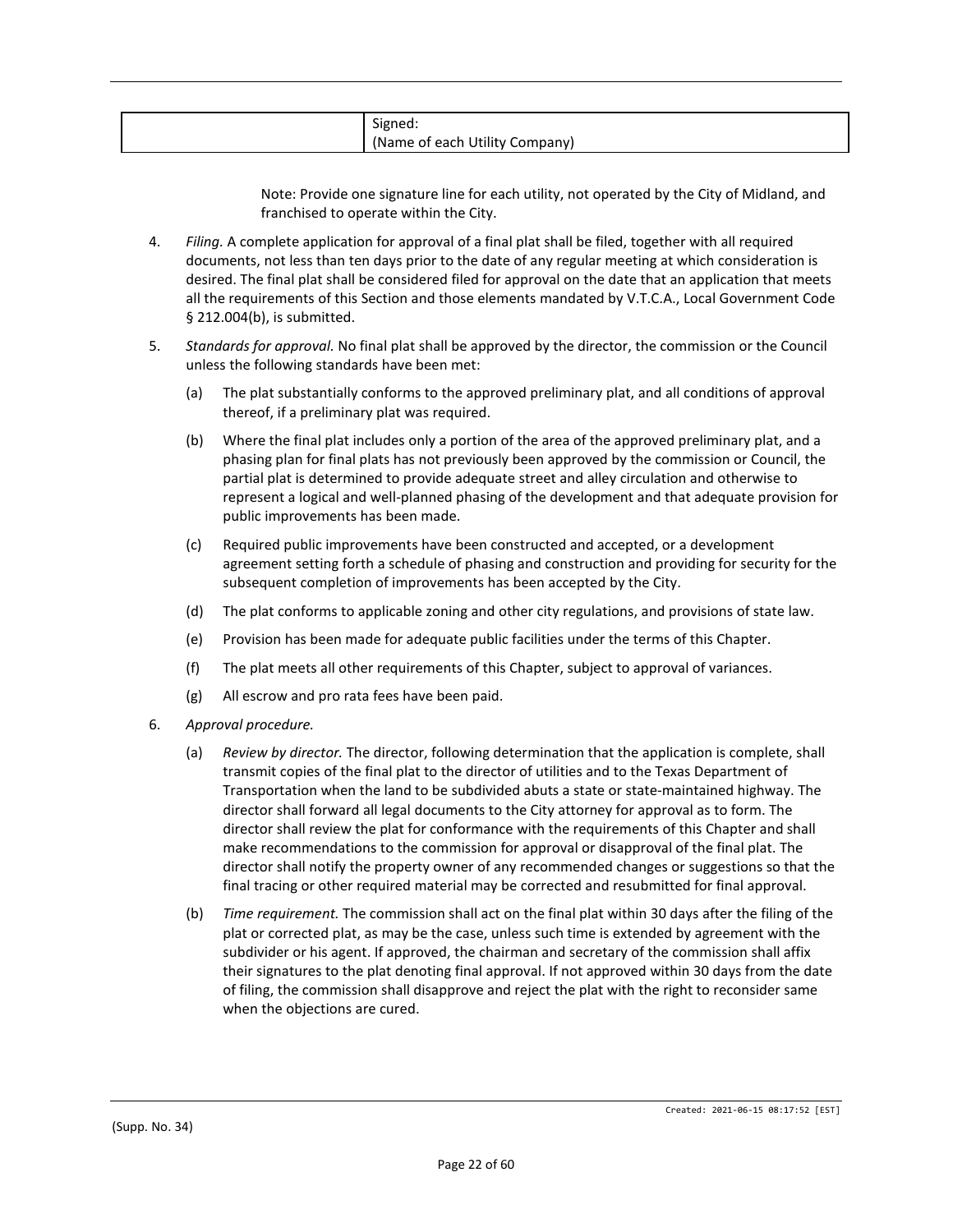| | Signed:<br>(Name of each Utility Company) |
|---|---|

Note: Provide one signature line for each utility, not operated by the City of Midland, and franchised to operate within the City.

4. *Filing.* A complete application for approval of a final plat shall be filed, together with all required documents, not less than ten days prior to the date of any regular meeting at which consideration is desired. The final plat shall be considered filed for approval on the date that an application that meets all the requirements of this Section and those elements mandated by V.T.C.A., Local Government Code § 212.004(b), is submitted.

5. *Standards for approval.* No final plat shall be approved by the director, the commission or the Council unless the following standards have been met:

   (a) The plat substantially conforms to the approved preliminary plat, and all conditions of approval thereof, if a preliminary plat was required.

   (b) Where the final plat includes only a portion of the area of the approved preliminary plat, and a phasing plan for final plats has not previously been approved by the commission or Council, the partial plat is determined to provide adequate street and alley circulation and otherwise to represent a logical and well-planned phasing of the development and that adequate provision for public improvements has been made.

   (c) Required public improvements have been constructed and accepted, or a development agreement setting forth a schedule of phasing and construction and providing for security for the subsequent completion of improvements has been accepted by the City.

   (d) The plat conforms to applicable zoning and other city regulations, and provisions of state law.

   (e) Provision has been made for adequate public facilities under the terms of this Chapter.

   (f) The plat meets all other requirements of this Chapter, subject to approval of variances.

   (g) All escrow and pro rata fees have been paid.

6. *Approval procedure.*

   (a) *Review by director.* The director, following determination that the application is complete, shall transmit copies of the final plat to the director of utilities and to the Texas Department of Transportation when the land to be subdivided abuts a state or state-maintained highway. The director shall forward all legal documents to the City attorney for approval as to form. The director shall review the plat for conformance with the requirements of this Chapter and shall make recommendations to the commission for approval or disapproval of the final plat. The director shall notify the property owner of any recommended changes or suggestions so that the final tracing or other required material may be corrected and resubmitted for final approval.

   (b) *Time requirement.* The commission shall act on the final plat within 30 days after the filing of the plat or corrected plat, as may be the case, unless such time is extended by agreement with the subdivider or his agent. If approved, the chairman and secretary of the commission shall affix their signatures to the plat denoting final approval. If not approved within 30 days from the date of filing, the commission shall disapprove and reject the plat with the right to reconsider same when the objections are cured.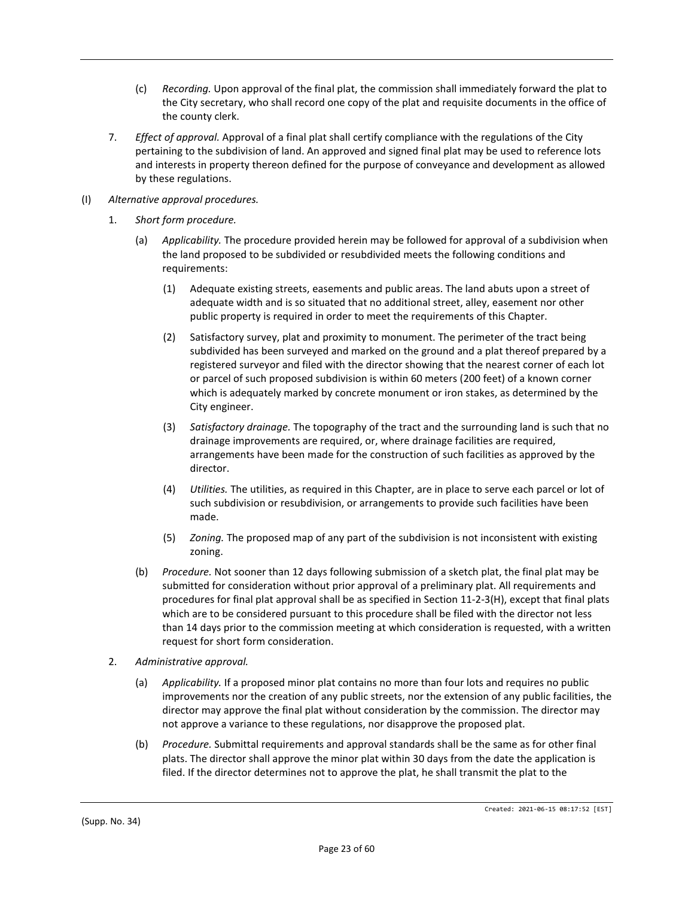(c) *Recording.* Upon approval of the final plat, the commission shall immediately forward the plat to the City secretary, who shall record one copy of the plat and requisite documents in the office of the county clerk.

7. *Effect of approval.* Approval of a final plat shall certify compliance with the regulations of the City pertaining to the subdivision of land. An approved and signed final plat may be used to reference lots and interests in property thereon defined for the purpose of conveyance and development as allowed by these regulations.

(I) *Alternative approval procedures.*

1. *Short form procedure.*

(a) *Applicability.* The procedure provided herein may be followed for approval of a subdivision when the land proposed to be subdivided or resubdivided meets the following conditions and requirements:

(1) Adequate existing streets, easements and public areas. The land abuts upon a street of adequate width and is so situated that no additional street, alley, easement nor other public property is required in order to meet the requirements of this Chapter.

(2) Satisfactory survey, plat and proximity to monument. The perimeter of the tract being subdivided has been surveyed and marked on the ground and a plat thereof prepared by a registered surveyor and filed with the director showing that the nearest corner of each lot or parcel of such proposed subdivision is within 60 meters (200 feet) of a known corner which is adequately marked by concrete monument or iron stakes, as determined by the City engineer.

(3) *Satisfactory drainage.* The topography of the tract and the surrounding land is such that no drainage improvements are required, or, where drainage facilities are required, arrangements have been made for the construction of such facilities as approved by the director.

(4) *Utilities.* The utilities, as required in this Chapter, are in place to serve each parcel or lot of such subdivision or resubdivision, or arrangements to provide such facilities have been made.

(5) *Zoning.* The proposed map of any part of the subdivision is not inconsistent with existing zoning.

(b) *Procedure.* Not sooner than 12 days following submission of a sketch plat, the final plat may be submitted for consideration without prior approval of a preliminary plat. All requirements and procedures for final plat approval shall be as specified in Section 11-2-3(H), except that final plats which are to be considered pursuant to this procedure shall be filed with the director not less than 14 days prior to the commission meeting at which consideration is requested, with a written request for short form consideration.

2. *Administrative approval.*

(a) *Applicability.* If a proposed minor plat contains no more than four lots and requires no public improvements nor the creation of any public streets, nor the extension of any public facilities, the director may approve the final plat without consideration by the commission. The director may not approve a variance to these regulations, nor disapprove the proposed plat.

(b) *Procedure.* Submittal requirements and approval standards shall be the same as for other final plats. The director shall approve the minor plat within 30 days from the date the application is filed. If the director determines not to approve the plat, he shall transmit the plat to the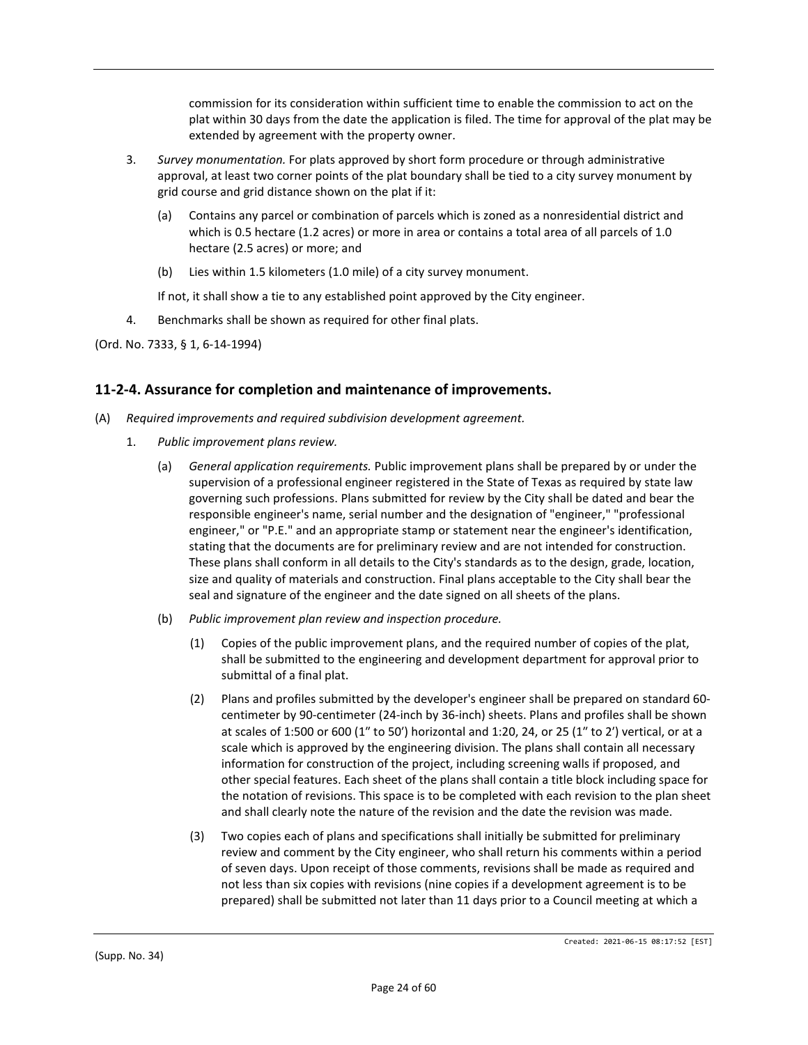commission for its consideration within sufficient time to enable the commission to act on the plat within 30 days from the date the application is filed. The time for approval of the plat may be extended by agreement with the property owner.

3. *Survey monumentation.* For plats approved by short form procedure or through administrative approval, at least two corner points of the plat boundary shall be tied to a city survey monument by grid course and grid distance shown on the plat if it:

   (a) Contains any parcel or combination of parcels which is zoned as a nonresidential district and which is 0.5 hectare (1.2 acres) or more in area or contains a total area of all parcels of 1.0 hectare (2.5 acres) or more; and

   (b) Lies within 1.5 kilometers (1.0 mile) of a city survey monument.

   If not, it shall show a tie to any established point approved by the City engineer.

4. Benchmarks shall be shown as required for other final plats.

(Ord. No. 7333, § 1, 6-14-1994)

## 11-2-4. Assurance for completion and maintenance of improvements.

(A) *Required improvements and required subdivision development agreement.*

1. *Public improvement plans review.*

   (a) *General application requirements.* Public improvement plans shall be prepared by or under the supervision of a professional engineer registered in the State of Texas as required by state law governing such professions. Plans submitted for review by the City shall be dated and bear the responsible engineer's name, serial number and the designation of "engineer," "professional engineer," or "P.E." and an appropriate stamp or statement near the engineer's identification, stating that the documents are for preliminary review and are not intended for construction. These plans shall conform in all details to the City's standards as to the design, grade, location, size and quality of materials and construction. Final plans acceptable to the City shall bear the seal and signature of the engineer and the date signed on all sheets of the plans.

   (b) *Public improvement plan review and inspection procedure.*

      (1) Copies of the public improvement plans, and the required number of copies of the plat, shall be submitted to the engineering and development department for approval prior to submittal of a final plat.

      (2) Plans and profiles submitted by the developer's engineer shall be prepared on standard 60-centimeter by 90-centimeter (24-inch by 36-inch) sheets. Plans and profiles shall be shown at scales of 1:500 or 600 (1" to 50') horizontal and 1:20, 24, or 25 (1" to 2') vertical, or at a scale which is approved by the engineering division. The plans shall contain all necessary information for construction of the project, including screening walls if proposed, and other special features. Each sheet of the plans shall contain a title block including space for the notation of revisions. This space is to be completed with each revision to the plan sheet and shall clearly note the nature of the revision and the date the revision was made.

      (3) Two copies each of plans and specifications shall initially be submitted for preliminary review and comment by the City engineer, who shall return his comments within a period of seven days. Upon receipt of those comments, revisions shall be made as required and not less than six copies with revisions (nine copies if a development agreement is to be prepared) shall be submitted not later than 11 days prior to a Council meeting at which a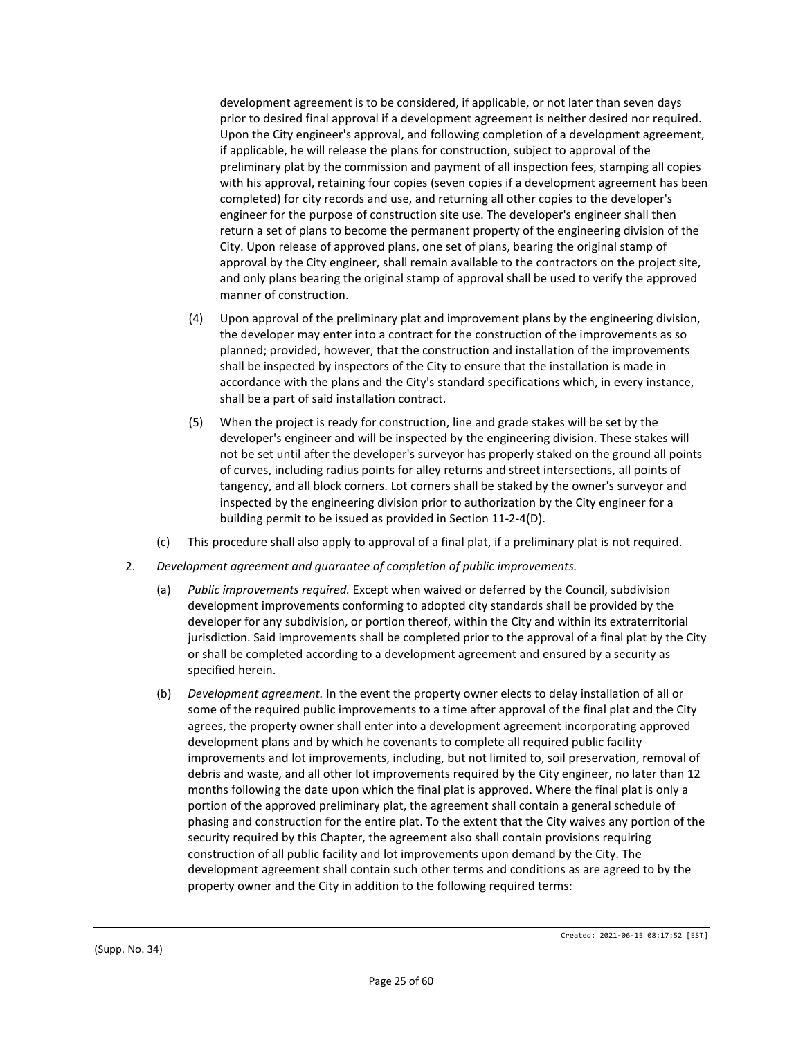development agreement is to be considered, if applicable, or not later than seven days prior to desired final approval if a development agreement is neither desired nor required. Upon the City engineer's approval, and following completion of a development agreement, if applicable, he will release the plans for construction, subject to approval of the preliminary plat by the commission and payment of all inspection fees, stamping all copies with his approval, retaining four copies (seven copies if a development agreement has been completed) for city records and use, and returning all other copies to the developer's engineer for the purpose of construction site use. The developer's engineer shall then return a set of plans to become the permanent property of the engineering division of the City. Upon release of approved plans, one set of plans, bearing the original stamp of approval by the City engineer, shall remain available to the contractors on the project site, and only plans bearing the original stamp of approval shall be used to verify the approved manner of construction.

(4) Upon approval of the preliminary plat and improvement plans by the engineering division, the developer may enter into a contract for the construction of the improvements as so planned; provided, however, that the construction and installation of the improvements shall be inspected by inspectors of the City to ensure that the installation is made in accordance with the plans and the City's standard specifications which, in every instance, shall be a part of said installation contract.

(5) When the project is ready for construction, line and grade stakes will be set by the developer's engineer and will be inspected by the engineering division. These stakes will not be set until after the developer's surveyor has properly staked on the ground all points of curves, including radius points for alley returns and street intersections, all points of tangency, and all block corners. Lot corners shall be staked by the owner's surveyor and inspected by the engineering division prior to authorization by the City engineer for a building permit to be issued as provided in Section 11-2-4(D).

(c) This procedure shall also apply to approval of a final plat, if a preliminary plat is not required.

2. *Development agreement and guarantee of completion of public improvements.*

(a) *Public improvements required.* Except when waived or deferred by the Council, subdivision development improvements conforming to adopted city standards shall be provided by the developer for any subdivision, or portion thereof, within the City and within its extraterritorial jurisdiction. Said improvements shall be completed prior to the approval of a final plat by the City or shall be completed according to a development agreement and ensured by a security as specified herein.

(b) *Development agreement.* In the event the property owner elects to delay installation of all or some of the required public improvements to a time after approval of the final plat and the City agrees, the property owner shall enter into a development agreement incorporating approved development plans and by which he covenants to complete all required public facility improvements and lot improvements, including, but not limited to, soil preservation, removal of debris and waste, and all other lot improvements required by the City engineer, no later than 12 months following the date upon which the final plat is approved. Where the final plat is only a portion of the approved preliminary plat, the agreement shall contain a general schedule of phasing and construction for the entire plat. To the extent that the City waives any portion of the security required by this Chapter, the agreement also shall contain provisions requiring construction of all public facility and lot improvements upon demand by the City. The development agreement shall contain such other terms and conditions as are agreed to by the property owner and the City in addition to the following required terms: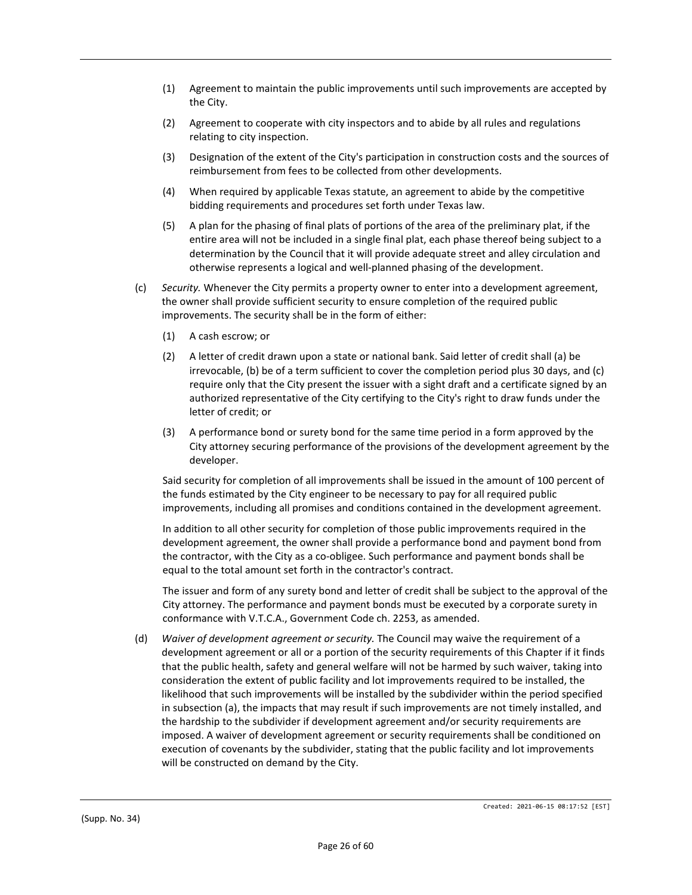(1) Agreement to maintain the public improvements until such improvements are accepted by the City.

(2) Agreement to cooperate with city inspectors and to abide by all rules and regulations relating to city inspection.

(3) Designation of the extent of the City's participation in construction costs and the sources of reimbursement from fees to be collected from other developments.

(4) When required by applicable Texas statute, an agreement to abide by the competitive bidding requirements and procedures set forth under Texas law.

(5) A plan for the phasing of final plats of portions of the area of the preliminary plat, if the entire area will not be included in a single final plat, each phase thereof being subject to a determination by the Council that it will provide adequate street and alley circulation and otherwise represents a logical and well-planned phasing of the development.

(c) *Security.* Whenever the City permits a property owner to enter into a development agreement, the owner shall provide sufficient security to ensure completion of the required public improvements. The security shall be in the form of either:

(1) A cash escrow; or

(2) A letter of credit drawn upon a state or national bank. Said letter of credit shall (a) be irrevocable, (b) be of a term sufficient to cover the completion period plus 30 days, and (c) require only that the City present the issuer with a sight draft and a certificate signed by an authorized representative of the City certifying to the City's right to draw funds under the letter of credit; or

(3) A performance bond or surety bond for the same time period in a form approved by the City attorney securing performance of the provisions of the development agreement by the developer.

Said security for completion of all improvements shall be issued in the amount of 100 percent of the funds estimated by the City engineer to be necessary to pay for all required public improvements, including all promises and conditions contained in the development agreement.

In addition to all other security for completion of those public improvements required in the development agreement, the owner shall provide a performance bond and payment bond from the contractor, with the City as a co-obligee. Such performance and payment bonds shall be equal to the total amount set forth in the contractor's contract.

The issuer and form of any surety bond and letter of credit shall be subject to the approval of the City attorney. The performance and payment bonds must be executed by a corporate surety in conformance with V.T.C.A., Government Code ch. 2253, as amended.

(d) *Waiver of development agreement or security.* The Council may waive the requirement of a development agreement or all or a portion of the security requirements of this Chapter if it finds that the public health, safety and general welfare will not be harmed by such waiver, taking into consideration the extent of public facility and lot improvements required to be installed, the likelihood that such improvements will be installed by the subdivider within the period specified in subsection (a), the impacts that may result if such improvements are not timely installed, and the hardship to the subdivider if development agreement and/or security requirements are imposed. A waiver of development agreement or security requirements shall be conditioned on execution of covenants by the subdivider, stating that the public facility and lot improvements will be constructed on demand by the City.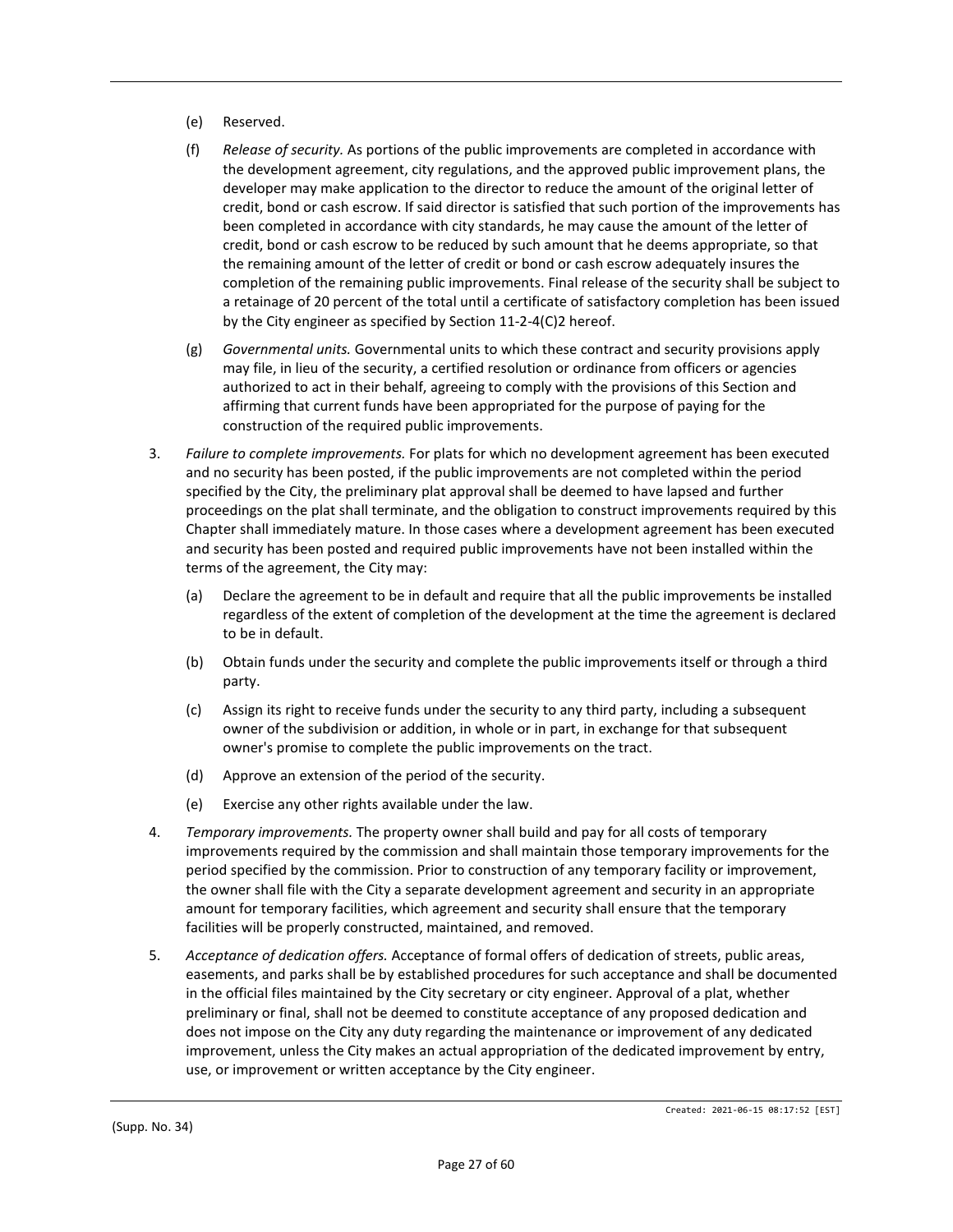(e) Reserved.

(f) *Release of security.* As portions of the public improvements are completed in accordance with the development agreement, city regulations, and the approved public improvement plans, the developer may make application to the director to reduce the amount of the original letter of credit, bond or cash escrow. If said director is satisfied that such portion of the improvements has been completed in accordance with city standards, he may cause the amount of the letter of credit, bond or cash escrow to be reduced by such amount that he deems appropriate, so that the remaining amount of the letter of credit or bond or cash escrow adequately insures the completion of the remaining public improvements. Final release of the security shall be subject to a retainage of 20 percent of the total until a certificate of satisfactory completion has been issued by the City engineer as specified by Section 11-2-4(C)2 hereof.

(g) *Governmental units.* Governmental units to which these contract and security provisions apply may file, in lieu of the security, a certified resolution or ordinance from officers or agencies authorized to act in their behalf, agreeing to comply with the provisions of this Section and affirming that current funds have been appropriated for the purpose of paying for the construction of the required public improvements.

3. *Failure to complete improvements.* For plats for which no development agreement has been executed and no security has been posted, if the public improvements are not completed within the period specified by the City, the preliminary plat approval shall be deemed to have lapsed and further proceedings on the plat shall terminate, and the obligation to construct improvements required by this Chapter shall immediately mature. In those cases where a development agreement has been executed and security has been posted and required public improvements have not been installed within the terms of the agreement, the City may:

   (a) Declare the agreement to be in default and require that all the public improvements be installed regardless of the extent of completion of the development at the time the agreement is declared to be in default.

   (b) Obtain funds under the security and complete the public improvements itself or through a third party.

   (c) Assign its right to receive funds under the security to any third party, including a subsequent owner of the subdivision or addition, in whole or in part, in exchange for that subsequent owner's promise to complete the public improvements on the tract.

   (d) Approve an extension of the period of the security.

   (e) Exercise any other rights available under the law.

4. *Temporary improvements.* The property owner shall build and pay for all costs of temporary improvements required by the commission and shall maintain those temporary improvements for the period specified by the commission. Prior to construction of any temporary facility or improvement, the owner shall file with the City a separate development agreement and security in an appropriate amount for temporary facilities, which agreement and security shall ensure that the temporary facilities will be properly constructed, maintained, and removed.

5. *Acceptance of dedication offers.* Acceptance of formal offers of dedication of streets, public areas, easements, and parks shall be by established procedures for such acceptance and shall be documented in the official files maintained by the City secretary or city engineer. Approval of a plat, whether preliminary or final, shall not be deemed to constitute acceptance of any proposed dedication and does not impose on the City any duty regarding the maintenance or improvement of any dedicated improvement, unless the City makes an actual appropriation of the dedicated improvement by entry, use, or improvement or written acceptance by the City engineer.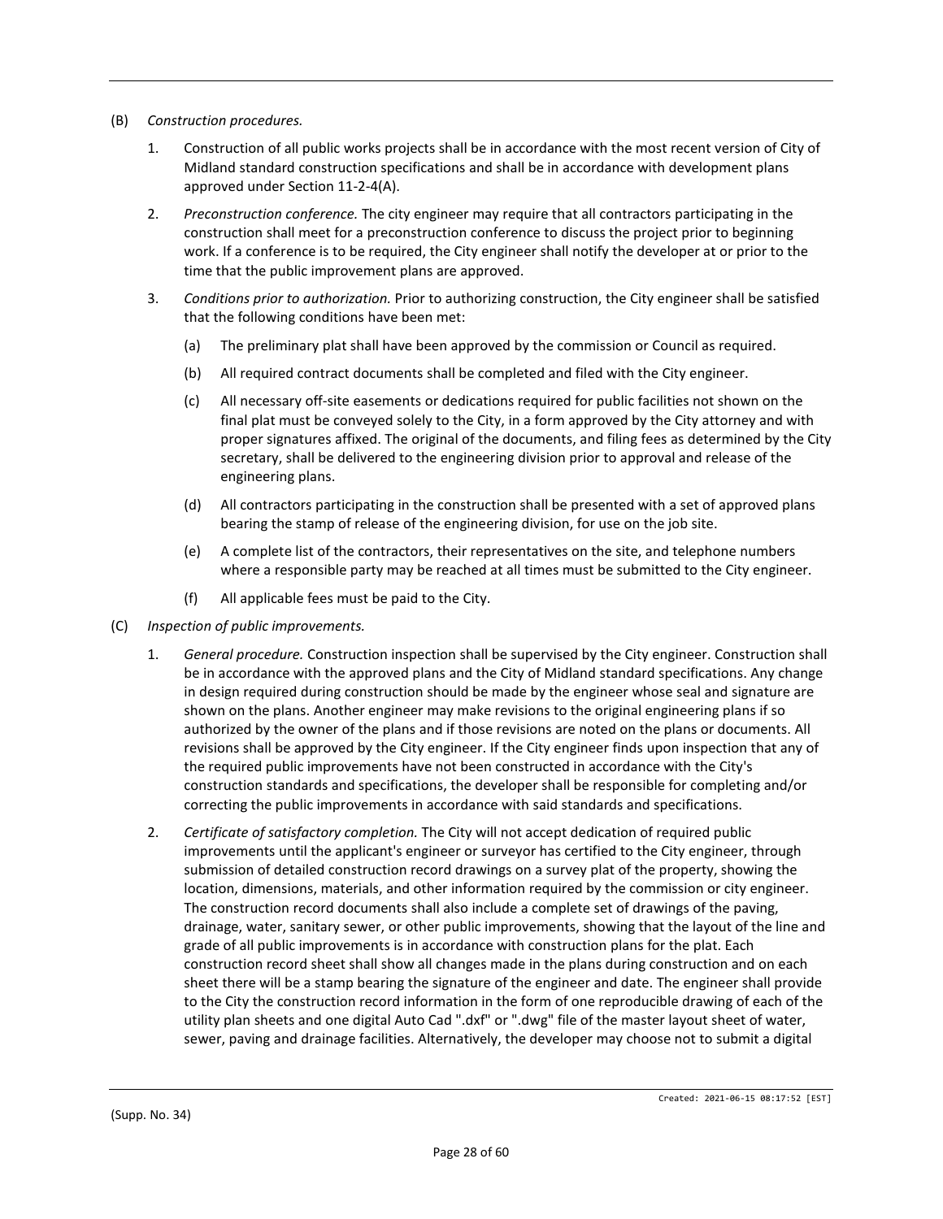(B) *Construction procedures.*

1. Construction of all public works projects shall be in accordance with the most recent version of City of Midland standard construction specifications and shall be in accordance with development plans approved under Section 11-2-4(A).

2. *Preconstruction conference.* The city engineer may require that all contractors participating in the construction shall meet for a preconstruction conference to discuss the project prior to beginning work. If a conference is to be required, the City engineer shall notify the developer at or prior to the time that the public improvement plans are approved.

3. *Conditions prior to authorization.* Prior to authorizing construction, the City engineer shall be satisfied that the following conditions have been met:

   (a) The preliminary plat shall have been approved by the commission or Council as required.

   (b) All required contract documents shall be completed and filed with the City engineer.

   (c) All necessary off-site easements or dedications required for public facilities not shown on the final plat must be conveyed solely to the City, in a form approved by the City attorney and with proper signatures affixed. The original of the documents, and filing fees as determined by the City secretary, shall be delivered to the engineering division prior to approval and release of the engineering plans.

   (d) All contractors participating in the construction shall be presented with a set of approved plans bearing the stamp of release of the engineering division, for use on the job site.

   (e) A complete list of the contractors, their representatives on the site, and telephone numbers where a responsible party may be reached at all times must be submitted to the City engineer.

   (f) All applicable fees must be paid to the City.

(C) *Inspection of public improvements.*

1. *General procedure.* Construction inspection shall be supervised by the City engineer. Construction shall be in accordance with the approved plans and the City of Midland standard specifications. Any change in design required during construction should be made by the engineer whose seal and signature are shown on the plans. Another engineer may make revisions to the original engineering plans if so authorized by the owner of the plans and if those revisions are noted on the plans or documents. All revisions shall be approved by the City engineer. If the City engineer finds upon inspection that any of the required public improvements have not been constructed in accordance with the City's construction standards and specifications, the developer shall be responsible for completing and/or correcting the public improvements in accordance with said standards and specifications.

2. *Certificate of satisfactory completion.* The City will not accept dedication of required public improvements until the applicant's engineer or surveyor has certified to the City engineer, through submission of detailed construction record drawings on a survey plat of the property, showing the location, dimensions, materials, and other information required by the commission or city engineer. The construction record documents shall also include a complete set of drawings of the paving, drainage, water, sanitary sewer, or other public improvements, showing that the layout of the line and grade of all public improvements is in accordance with construction plans for the plat. Each construction record sheet shall show all changes made in the plans during construction and on each sheet there will be a stamp bearing the signature of the engineer and date. The engineer shall provide to the City the construction record information in the form of one reproducible drawing of each of the utility plan sheets and one digital Auto Cad ".dxf" or ".dwg" file of the master layout sheet of water, sewer, paving and drainage facilities. Alternatively, the developer may choose not to submit a digital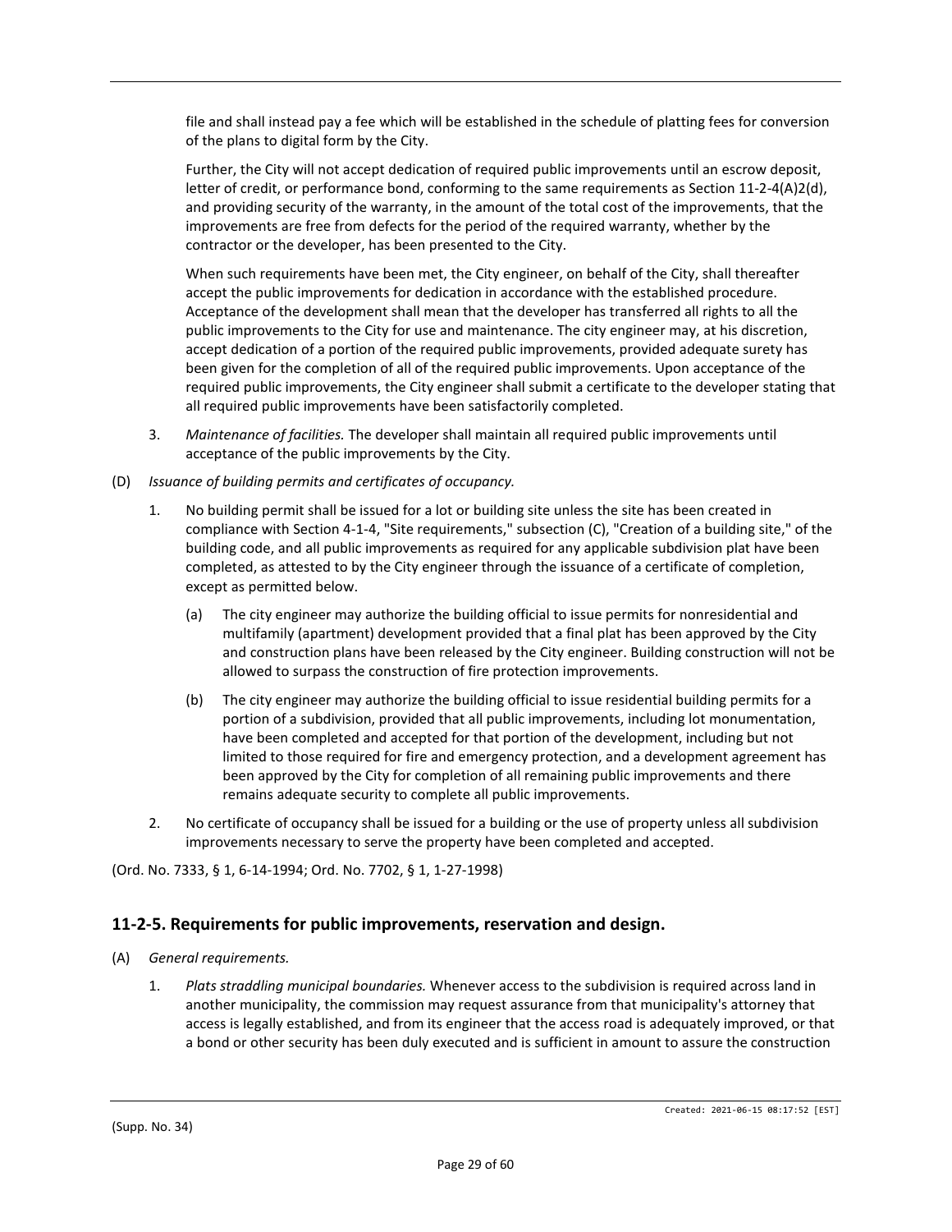file and shall instead pay a fee which will be established in the schedule of platting fees for conversion of the plans to digital form by the City.

Further, the City will not accept dedication of required public improvements until an escrow deposit, letter of credit, or performance bond, conforming to the same requirements as Section 11-2-4(A)2(d), and providing security of the warranty, in the amount of the total cost of the improvements, that the improvements are free from defects for the period of the required warranty, whether by the contractor or the developer, has been presented to the City.

When such requirements have been met, the City engineer, on behalf of the City, shall thereafter accept the public improvements for dedication in accordance with the established procedure. Acceptance of the development shall mean that the developer has transferred all rights to all the public improvements to the City for use and maintenance. The city engineer may, at his discretion, accept dedication of a portion of the required public improvements, provided adequate surety has been given for the completion of all of the required public improvements. Upon acceptance of the required public improvements, the City engineer shall submit a certificate to the developer stating that all required public improvements have been satisfactorily completed.

3. *Maintenance of facilities.* The developer shall maintain all required public improvements until acceptance of the public improvements by the City.

(D) *Issuance of building permits and certificates of occupancy.*

1. No building permit shall be issued for a lot or building site unless the site has been created in compliance with Section 4-1-4, "Site requirements," subsection (C), "Creation of a building site," of the building code, and all public improvements as required for any applicable subdivision plat have been completed, as attested to by the City engineer through the issuance of a certificate of completion, except as permitted below.

   (a) The city engineer may authorize the building official to issue permits for nonresidential and multifamily (apartment) development provided that a final plat has been approved by the City and construction plans have been released by the City engineer. Building construction will not be allowed to surpass the construction of fire protection improvements.

   (b) The city engineer may authorize the building official to issue residential building permits for a portion of a subdivision, provided that all public improvements, including lot monumentation, have been completed and accepted for that portion of the development, including but not limited to those required for fire and emergency protection, and a development agreement has been approved by the City for completion of all remaining public improvements and there remains adequate security to complete all public improvements.

2. No certificate of occupancy shall be issued for a building or the use of property unless all subdivision improvements necessary to serve the property have been completed and accepted.

(Ord. No. 7333, § 1, 6-14-1994; Ord. No. 7702, § 1, 1-27-1998)

## 11-2-5. Requirements for public improvements, reservation and design.

(A) *General requirements.*

1. *Plats straddling municipal boundaries.* Whenever access to the subdivision is required across land in another municipality, the commission may request assurance from that municipality's attorney that access is legally established, and from its engineer that the access road is adequately improved, or that a bond or other security has been duly executed and is sufficient in amount to assure the construction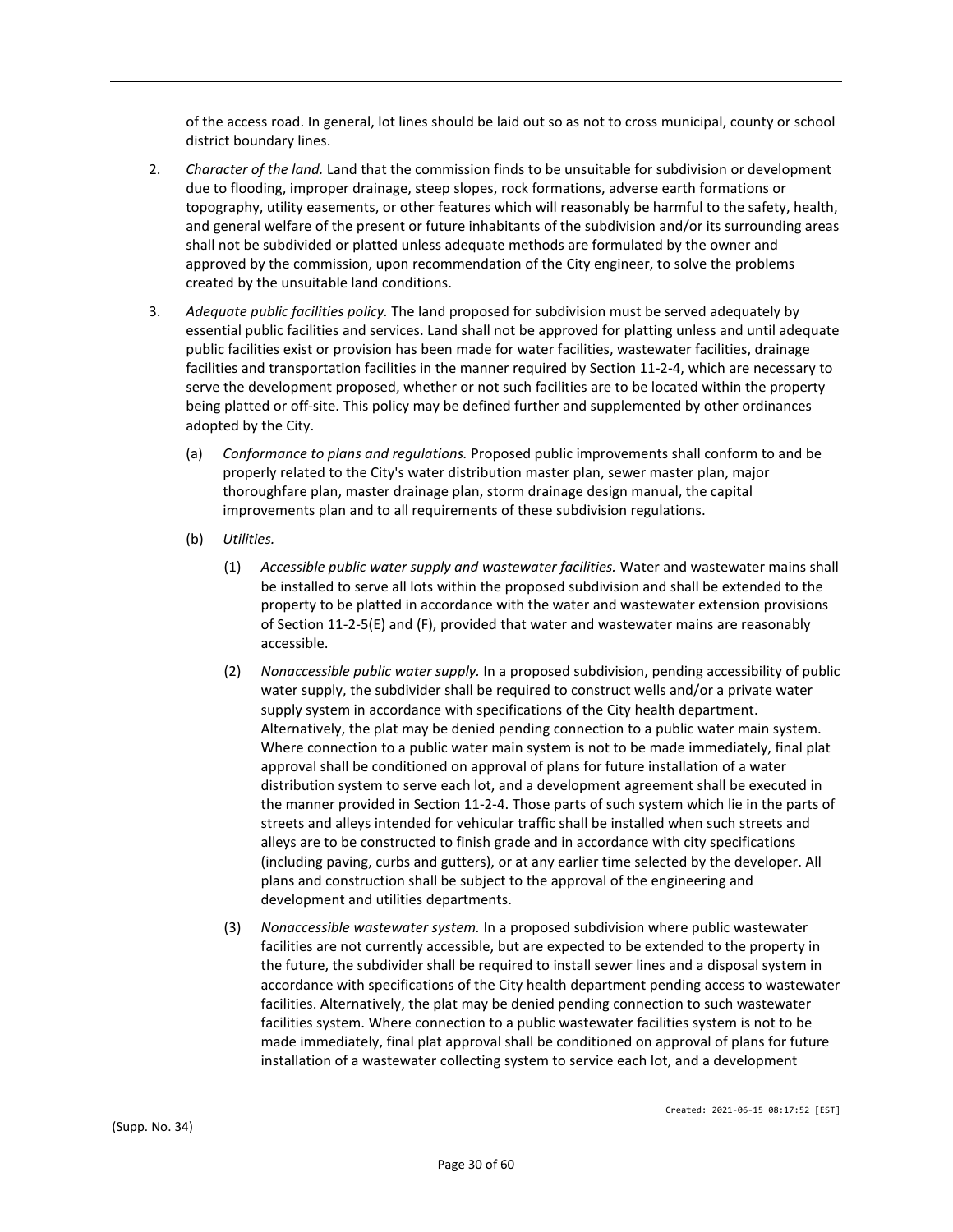of the access road. In general, lot lines should be laid out so as not to cross municipal, county or school district boundary lines.

2. *Character of the land.* Land that the commission finds to be unsuitable for subdivision or development due to flooding, improper drainage, steep slopes, rock formations, adverse earth formations or topography, utility easements, or other features which will reasonably be harmful to the safety, health, and general welfare of the present or future inhabitants of the subdivision and/or its surrounding areas shall not be subdivided or platted unless adequate methods are formulated by the owner and approved by the commission, upon recommendation of the City engineer, to solve the problems created by the unsuitable land conditions.

3. *Adequate public facilities policy.* The land proposed for subdivision must be served adequately by essential public facilities and services. Land shall not be approved for platting unless and until adequate public facilities exist or provision has been made for water facilities, wastewater facilities, drainage facilities and transportation facilities in the manner required by Section 11-2-4, which are necessary to serve the development proposed, whether or not such facilities are to be located within the property being platted or off-site. This policy may be defined further and supplemented by other ordinances adopted by the City.

   (a) *Conformance to plans and regulations.* Proposed public improvements shall conform to and be properly related to the City's water distribution master plan, sewer master plan, major thoroughfare plan, master drainage plan, storm drainage design manual, the capital improvements plan and to all requirements of these subdivision regulations.

   (b) *Utilities.*

      (1) *Accessible public water supply and wastewater facilities.* Water and wastewater mains shall be installed to serve all lots within the proposed subdivision and shall be extended to the property to be platted in accordance with the water and wastewater extension provisions of Section 11-2-5(E) and (F), provided that water and wastewater mains are reasonably accessible.

      (2) *Nonaccessible public water supply.* In a proposed subdivision, pending accessibility of public water supply, the subdivider shall be required to construct wells and/or a private water supply system in accordance with specifications of the City health department. Alternatively, the plat may be denied pending connection to a public water main system. Where connection to a public water main system is not to be made immediately, final plat approval shall be conditioned on approval of plans for future installation of a water distribution system to serve each lot, and a development agreement shall be executed in the manner provided in Section 11-2-4. Those parts of such system which lie in the parts of streets and alleys intended for vehicular traffic shall be installed when such streets and alleys are to be constructed to finish grade and in accordance with city specifications (including paving, curbs and gutters), or at any earlier time selected by the developer. All plans and construction shall be subject to the approval of the engineering and development and utilities departments.

      (3) *Nonaccessible wastewater system.* In a proposed subdivision where public wastewater facilities are not currently accessible, but are expected to be extended to the property in the future, the subdivider shall be required to install sewer lines and a disposal system in accordance with specifications of the City health department pending access to wastewater facilities. Alternatively, the plat may be denied pending connection to such wastewater facilities system. Where connection to a public wastewater facilities system is not to be made immediately, final plat approval shall be conditioned on approval of plans for future installation of a wastewater collecting system to service each lot, and a development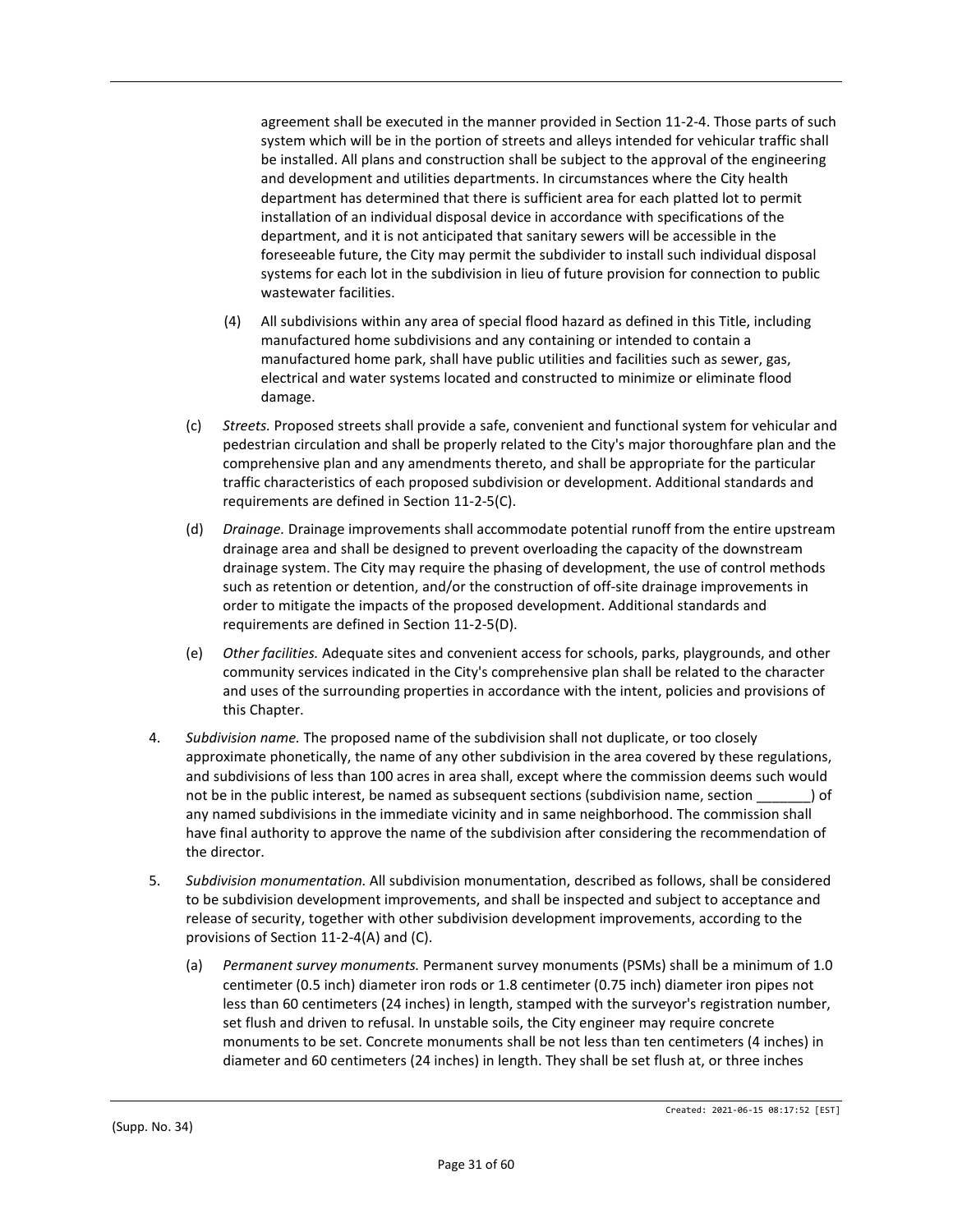agreement shall be executed in the manner provided in Section 11-2-4. Those parts of such system which will be in the portion of streets and alleys intended for vehicular traffic shall be installed. All plans and construction shall be subject to the approval of the engineering and development and utilities departments. In circumstances where the City health department has determined that there is sufficient area for each platted lot to permit installation of an individual disposal device in accordance with specifications of the department, and it is not anticipated that sanitary sewers will be accessible in the foreseeable future, the City may permit the subdivider to install such individual disposal systems for each lot in the subdivision in lieu of future provision for connection to public wastewater facilities.

(4) All subdivisions within any area of special flood hazard as defined in this Title, including manufactured home subdivisions and any containing or intended to contain a manufactured home park, shall have public utilities and facilities such as sewer, gas, electrical and water systems located and constructed to minimize or eliminate flood damage.

(c) *Streets.* Proposed streets shall provide a safe, convenient and functional system for vehicular and pedestrian circulation and shall be properly related to the City's major thoroughfare plan and the comprehensive plan and any amendments thereto, and shall be appropriate for the particular traffic characteristics of each proposed subdivision or development. Additional standards and requirements are defined in Section 11-2-5(C).

(d) *Drainage.* Drainage improvements shall accommodate potential runoff from the entire upstream drainage area and shall be designed to prevent overloading the capacity of the downstream drainage system. The City may require the phasing of development, the use of control methods such as retention or detention, and/or the construction of off-site drainage improvements in order to mitigate the impacts of the proposed development. Additional standards and requirements are defined in Section 11-2-5(D).

(e) *Other facilities.* Adequate sites and convenient access for schools, parks, playgrounds, and other community services indicated in the City's comprehensive plan shall be related to the character and uses of the surrounding properties in accordance with the intent, policies and provisions of this Chapter.

4. *Subdivision name.* The proposed name of the subdivision shall not duplicate, or too closely approximate phonetically, the name of any other subdivision in the area covered by these regulations, and subdivisions of less than 100 acres in area shall, except where the commission deems such would not be in the public interest, be named as subsequent sections (subdivision name, section _______) of any named subdivisions in the immediate vicinity and in same neighborhood. The commission shall have final authority to approve the name of the subdivision after considering the recommendation of the director.

5. *Subdivision monumentation.* All subdivision monumentation, described as follows, shall be considered to be subdivision development improvements, and shall be inspected and subject to acceptance and release of security, together with other subdivision development improvements, according to the provisions of Section 11-2-4(A) and (C).

(a) *Permanent survey monuments.* Permanent survey monuments (PSMs) shall be a minimum of 1.0 centimeter (0.5 inch) diameter iron rods or 1.8 centimeter (0.75 inch) diameter iron pipes not less than 60 centimeters (24 inches) in length, stamped with the surveyor's registration number, set flush and driven to refusal. In unstable soils, the City engineer may require concrete monuments to be set. Concrete monuments shall be not less than ten centimeters (4 inches) in diameter and 60 centimeters (24 inches) in length. They shall be set flush at, or three inches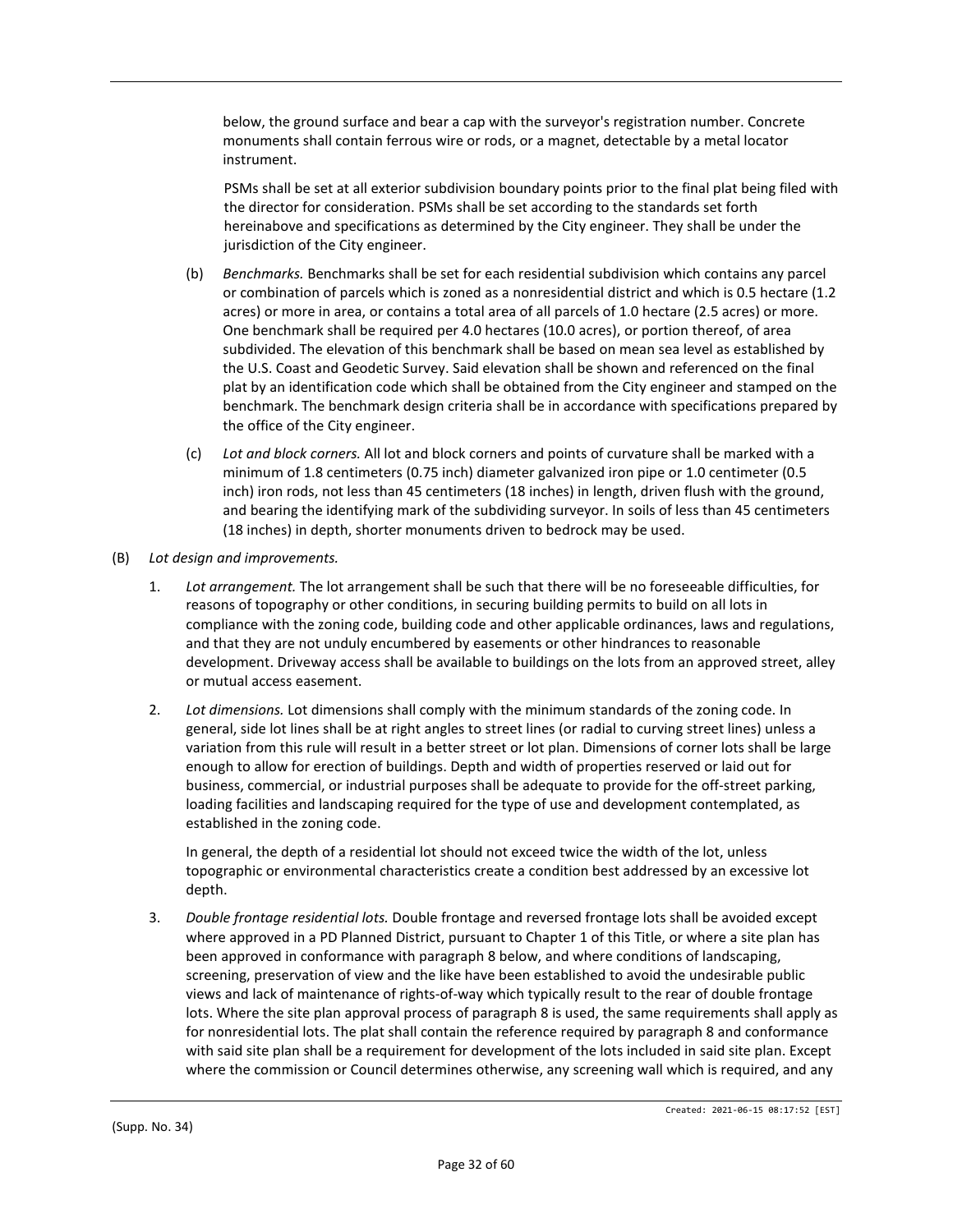below, the ground surface and bear a cap with the surveyor's registration number. Concrete monuments shall contain ferrous wire or rods, or a magnet, detectable by a metal locator instrument.

PSMs shall be set at all exterior subdivision boundary points prior to the final plat being filed with the director for consideration. PSMs shall be set according to the standards set forth hereinabove and specifications as determined by the City engineer. They shall be under the jurisdiction of the City engineer.

(b) *Benchmarks.* Benchmarks shall be set for each residential subdivision which contains any parcel or combination of parcels which is zoned as a nonresidential district and which is 0.5 hectare (1.2 acres) or more in area, or contains a total area of all parcels of 1.0 hectare (2.5 acres) or more. One benchmark shall be required per 4.0 hectares (10.0 acres), or portion thereof, of area subdivided. The elevation of this benchmark shall be based on mean sea level as established by the U.S. Coast and Geodetic Survey. Said elevation shall be shown and referenced on the final plat by an identification code which shall be obtained from the City engineer and stamped on the benchmark. The benchmark design criteria shall be in accordance with specifications prepared by the office of the City engineer.

(c) *Lot and block corners.* All lot and block corners and points of curvature shall be marked with a minimum of 1.8 centimeters (0.75 inch) diameter galvanized iron pipe or 1.0 centimeter (0.5 inch) iron rods, not less than 45 centimeters (18 inches) in length, driven flush with the ground, and bearing the identifying mark of the subdividing surveyor. In soils of less than 45 centimeters (18 inches) in depth, shorter monuments driven to bedrock may be used.

(B) *Lot design and improvements.*

1. *Lot arrangement.* The lot arrangement shall be such that there will be no foreseeable difficulties, for reasons of topography or other conditions, in securing building permits to build on all lots in compliance with the zoning code, building code and other applicable ordinances, laws and regulations, and that they are not unduly encumbered by easements or other hindrances to reasonable development. Driveway access shall be available to buildings on the lots from an approved street, alley or mutual access easement.

2. *Lot dimensions.* Lot dimensions shall comply with the minimum standards of the zoning code. In general, side lot lines shall be at right angles to street lines (or radial to curving street lines) unless a variation from this rule will result in a better street or lot plan. Dimensions of corner lots shall be large enough to allow for erection of buildings. Depth and width of properties reserved or laid out for business, commercial, or industrial purposes shall be adequate to provide for the off-street parking, loading facilities and landscaping required for the type of use and development contemplated, as established in the zoning code.

   In general, the depth of a residential lot should not exceed twice the width of the lot, unless topographic or environmental characteristics create a condition best addressed by an excessive lot depth.

3. *Double frontage residential lots.* Double frontage and reversed frontage lots shall be avoided except where approved in a PD Planned District, pursuant to Chapter 1 of this Title, or where a site plan has been approved in conformance with paragraph 8 below, and where conditions of landscaping, screening, preservation of view and the like have been established to avoid the undesirable public views and lack of maintenance of rights-of-way which typically result to the rear of double frontage lots. Where the site plan approval process of paragraph 8 is used, the same requirements shall apply as for nonresidential lots. The plat shall contain the reference required by paragraph 8 and conformance with said site plan shall be a requirement for development of the lots included in said site plan. Except where the commission or Council determines otherwise, any screening wall which is required, and any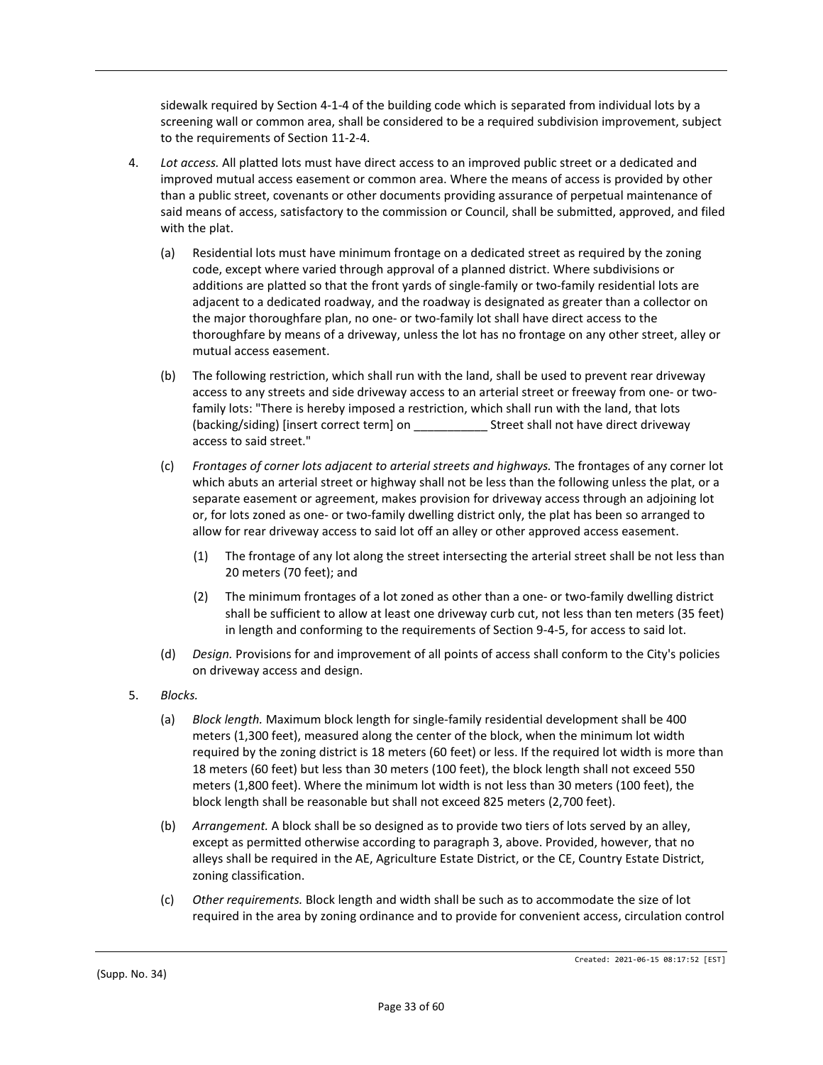sidewalk required by Section 4-1-4 of the building code which is separated from individual lots by a screening wall or common area, shall be considered to be a required subdivision improvement, subject to the requirements of Section 11-2-4.

4. *Lot access.* All platted lots must have direct access to an improved public street or a dedicated and improved mutual access easement or common area. Where the means of access is provided by other than a public street, covenants or other documents providing assurance of perpetual maintenance of said means of access, satisfactory to the commission or Council, shall be submitted, approved, and filed with the plat.

   (a) Residential lots must have minimum frontage on a dedicated street as required by the zoning code, except where varied through approval of a planned district. Where subdivisions or additions are platted so that the front yards of single-family or two-family residential lots are adjacent to a dedicated roadway, and the roadway is designated as greater than a collector on the major thoroughfare plan, no one- or two-family lot shall have direct access to the thoroughfare by means of a driveway, unless the lot has no frontage on any other street, alley or mutual access easement.

   (b) The following restriction, which shall run with the land, shall be used to prevent rear driveway access to any streets and side driveway access to an arterial street or freeway from one- or two-family lots: "There is hereby imposed a restriction, which shall run with the land, that lots (backing/siding) [insert correct term] on ___________ Street shall not have direct driveway access to said street."

   (c) *Frontages of corner lots adjacent to arterial streets and highways.* The frontages of any corner lot which abuts an arterial street or highway shall not be less than the following unless the plat, or a separate easement or agreement, makes provision for driveway access through an adjoining lot or, for lots zoned as one- or two-family dwelling district only, the plat has been so arranged to allow for rear driveway access to said lot off an alley or other approved access easement.

      (1) The frontage of any lot along the street intersecting the arterial street shall be not less than 20 meters (70 feet); and

      (2) The minimum frontages of a lot zoned as other than a one- or two-family dwelling district shall be sufficient to allow at least one driveway curb cut, not less than ten meters (35 feet) in length and conforming to the requirements of Section 9-4-5, for access to said lot.

   (d) *Design.* Provisions for and improvement of all points of access shall conform to the City's policies on driveway access and design.

5. *Blocks.*

   (a) *Block length.* Maximum block length for single-family residential development shall be 400 meters (1,300 feet), measured along the center of the block, when the minimum lot width required by the zoning district is 18 meters (60 feet) or less. If the required lot width is more than 18 meters (60 feet) but less than 30 meters (100 feet), the block length shall not exceed 550 meters (1,800 feet). Where the minimum lot width is not less than 30 meters (100 feet), the block length shall be reasonable but shall not exceed 825 meters (2,700 feet).

   (b) *Arrangement.* A block shall be so designed as to provide two tiers of lots served by an alley, except as permitted otherwise according to paragraph 3, above. Provided, however, that no alleys shall be required in the AE, Agriculture Estate District, or the CE, Country Estate District, zoning classification.

   (c) *Other requirements.* Block length and width shall be such as to accommodate the size of lot required in the area by zoning ordinance and to provide for convenient access, circulation control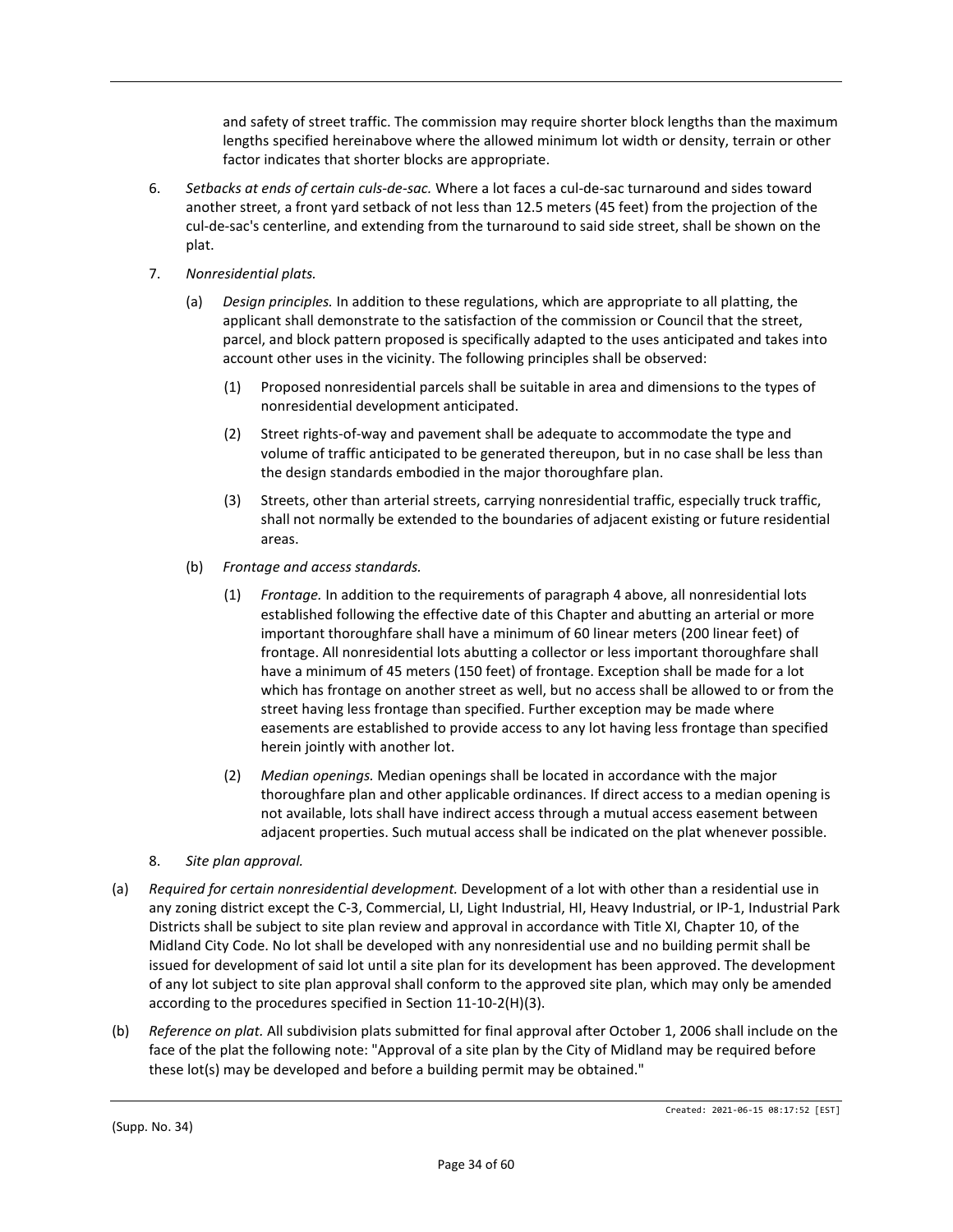and safety of street traffic. The commission may require shorter block lengths than the maximum lengths specified hereinabove where the allowed minimum lot width or density, terrain or other factor indicates that shorter blocks are appropriate.

6. *Setbacks at ends of certain culs-de-sac.* Where a lot faces a cul-de-sac turnaround and sides toward another street, a front yard setback of not less than 12.5 meters (45 feet) from the projection of the cul-de-sac's centerline, and extending from the turnaround to said side street, shall be shown on the plat.

7. *Nonresidential plats.*

   (a) *Design principles.* In addition to these regulations, which are appropriate to all platting, the applicant shall demonstrate to the satisfaction of the commission or Council that the street, parcel, and block pattern proposed is specifically adapted to the uses anticipated and takes into account other uses in the vicinity. The following principles shall be observed:

      (1) Proposed nonresidential parcels shall be suitable in area and dimensions to the types of nonresidential development anticipated.

      (2) Street rights-of-way and pavement shall be adequate to accommodate the type and volume of traffic anticipated to be generated thereupon, but in no case shall be less than the design standards embodied in the major thoroughfare plan.

      (3) Streets, other than arterial streets, carrying nonresidential traffic, especially truck traffic, shall not normally be extended to the boundaries of adjacent existing or future residential areas.

   (b) *Frontage and access standards.*

      (1) *Frontage.* In addition to the requirements of paragraph 4 above, all nonresidential lots established following the effective date of this Chapter and abutting an arterial or more important thoroughfare shall have a minimum of 60 linear meters (200 linear feet) of frontage. All nonresidential lots abutting a collector or less important thoroughfare shall have a minimum of 45 meters (150 feet) of frontage. Exception shall be made for a lot which has frontage on another street as well, but no access shall be allowed to or from the street having less frontage than specified. Further exception may be made where easements are established to provide access to any lot having less frontage than specified herein jointly with another lot.

      (2) *Median openings.* Median openings shall be located in accordance with the major thoroughfare plan and other applicable ordinances. If direct access to a median opening is not available, lots shall have indirect access through a mutual access easement between adjacent properties. Such mutual access shall be indicated on the plat whenever possible.

8. *Site plan approval.*

(a) *Required for certain nonresidential development.* Development of a lot with other than a residential use in any zoning district except the C-3, Commercial, LI, Light Industrial, HI, Heavy Industrial, or IP-1, Industrial Park Districts shall be subject to site plan review and approval in accordance with Title XI, Chapter 10, of the Midland City Code. No lot shall be developed with any nonresidential use and no building permit shall be issued for development of said lot until a site plan for its development has been approved. The development of any lot subject to site plan approval shall conform to the approved site plan, which may only be amended according to the procedures specified in Section 11-10-2(H)(3).

(b) *Reference on plat.* All subdivision plats submitted for final approval after October 1, 2006 shall include on the face of the plat the following note: "Approval of a site plan by the City of Midland may be required before these lot(s) may be developed and before a building permit may be obtained."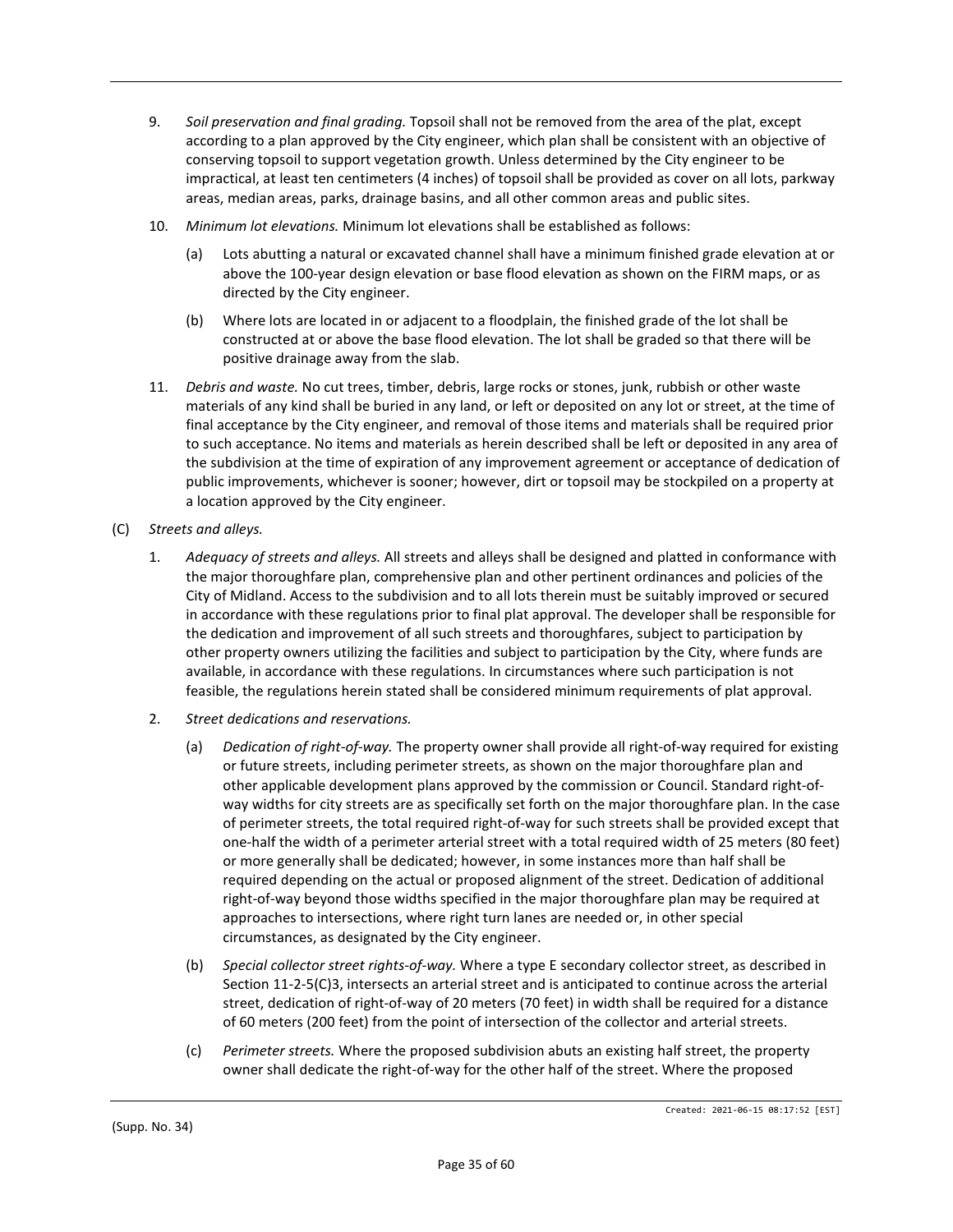9. *Soil preservation and final grading.* Topsoil shall not be removed from the area of the plat, except according to a plan approved by the City engineer, which plan shall be consistent with an objective of conserving topsoil to support vegetation growth. Unless determined by the City engineer to be impractical, at least ten centimeters (4 inches) of topsoil shall be provided as cover on all lots, parkway areas, median areas, parks, drainage basins, and all other common areas and public sites.

10. *Minimum lot elevations.* Minimum lot elevations shall be established as follows:

    (a) Lots abutting a natural or excavated channel shall have a minimum finished grade elevation at or above the 100-year design elevation or base flood elevation as shown on the FIRM maps, or as directed by the City engineer.

    (b) Where lots are located in or adjacent to a floodplain, the finished grade of the lot shall be constructed at or above the base flood elevation. The lot shall be graded so that there will be positive drainage away from the slab.

11. *Debris and waste.* No cut trees, timber, debris, large rocks or stones, junk, rubbish or other waste materials of any kind shall be buried in any land, or left or deposited on any lot or street, at the time of final acceptance by the City engineer, and removal of those items and materials shall be required prior to such acceptance. No items and materials as herein described shall be left or deposited in any area of the subdivision at the time of expiration of any improvement agreement or acceptance of dedication of public improvements, whichever is sooner; however, dirt or topsoil may be stockpiled on a property at a location approved by the City engineer.

(C) *Streets and alleys.*

1. *Adequacy of streets and alleys.* All streets and alleys shall be designed and platted in conformance with the major thoroughfare plan, comprehensive plan and other pertinent ordinances and policies of the City of Midland. Access to the subdivision and to all lots therein must be suitably improved or secured in accordance with these regulations prior to final plat approval. The developer shall be responsible for the dedication and improvement of all such streets and thoroughfares, subject to participation by other property owners utilizing the facilities and subject to participation by the City, where funds are available, in accordance with these regulations. In circumstances where such participation is not feasible, the regulations herein stated shall be considered minimum requirements of plat approval.

2. *Street dedications and reservations.*

    (a) *Dedication of right-of-way.* The property owner shall provide all right-of-way required for existing or future streets, including perimeter streets, as shown on the major thoroughfare plan and other applicable development plans approved by the commission or Council. Standard right-of-way widths for city streets are as specifically set forth on the major thoroughfare plan. In the case of perimeter streets, the total required right-of-way for such streets shall be provided except that one-half the width of a perimeter arterial street with a total required width of 25 meters (80 feet) or more generally shall be dedicated; however, in some instances more than half shall be required depending on the actual or proposed alignment of the street. Dedication of additional right-of-way beyond those widths specified in the major thoroughfare plan may be required at approaches to intersections, where right turn lanes are needed or, in other special circumstances, as designated by the City engineer.

    (b) *Special collector street rights-of-way.* Where a type E secondary collector street, as described in Section 11-2-5(C)3, intersects an arterial street and is anticipated to continue across the arterial street, dedication of right-of-way of 20 meters (70 feet) in width shall be required for a distance of 60 meters (200 feet) from the point of intersection of the collector and arterial streets.

    (c) *Perimeter streets.* Where the proposed subdivision abuts an existing half street, the property owner shall dedicate the right-of-way for the other half of the street. Where the proposed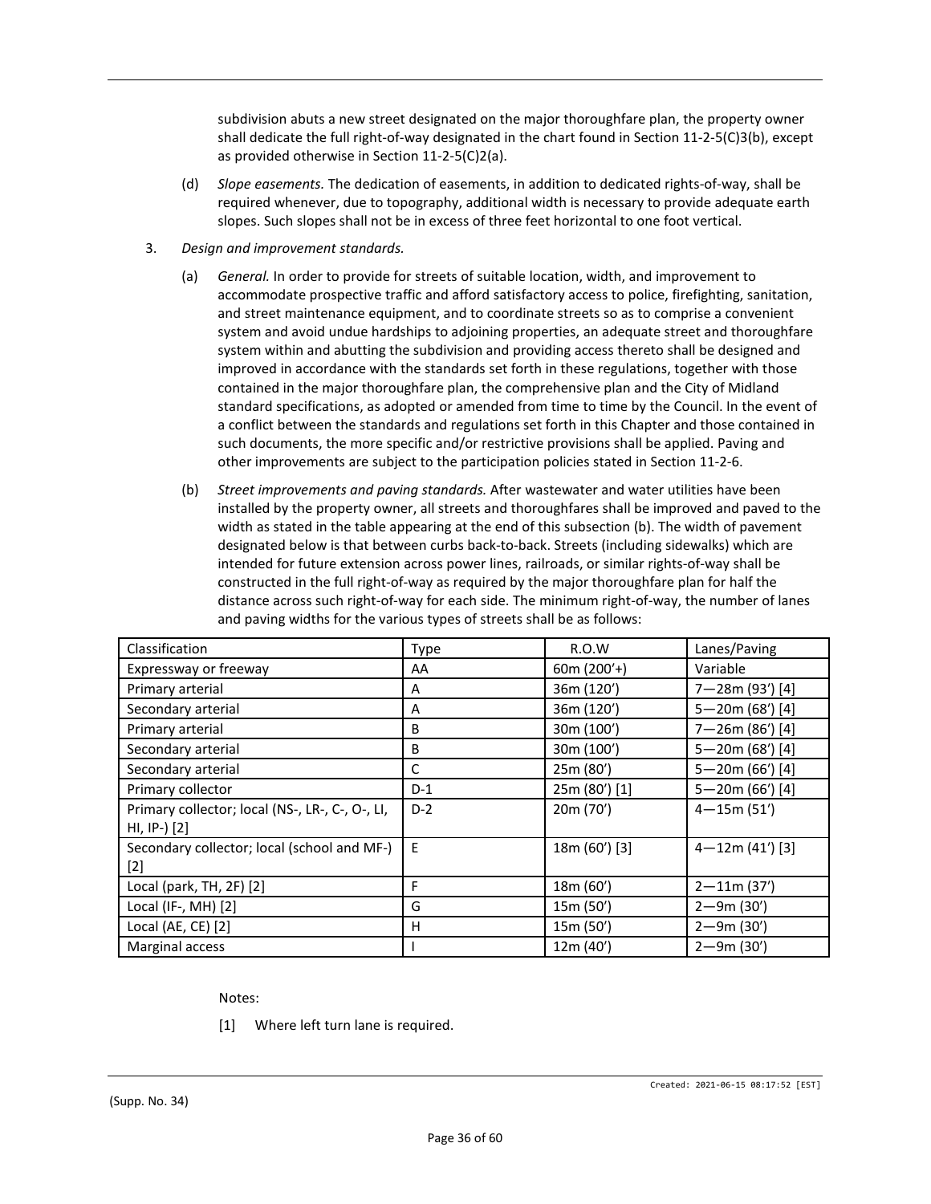subdivision abuts a new street designated on the major thoroughfare plan, the property owner shall dedicate the full right-of-way designated in the chart found in Section 11-2-5(C)3(b), except as provided otherwise in Section 11-2-5(C)2(a).

(d) *Slope easements.* The dedication of easements, in addition to dedicated rights-of-way, shall be required whenever, due to topography, additional width is necessary to provide adequate earth slopes. Such slopes shall not be in excess of three feet horizontal to one foot vertical.

3. *Design and improvement standards.*

(a) *General.* In order to provide for streets of suitable location, width, and improvement to accommodate prospective traffic and afford satisfactory access to police, firefighting, sanitation, and street maintenance equipment, and to coordinate streets so as to comprise a convenient system and avoid undue hardships to adjoining properties, an adequate street and thoroughfare system within and abutting the subdivision and providing access thereto shall be designed and improved in accordance with the standards set forth in these regulations, together with those contained in the major thoroughfare plan, the comprehensive plan and the City of Midland standard specifications, as adopted or amended from time to time by the Council. In the event of a conflict between the standards and regulations set forth in this Chapter and those contained in such documents, the more specific and/or restrictive provisions shall be applied. Paving and other improvements are subject to the participation policies stated in Section 11-2-6.

(b) *Street improvements and paving standards.* After wastewater and water utilities have been installed by the property owner, all streets and thoroughfares shall be improved and paved to the width as stated in the table appearing at the end of this subsection (b). The width of pavement designated below is that between curbs back-to-back. Streets (including sidewalks) which are intended for future extension across power lines, railroads, or similar rights-of-way shall be constructed in the full right-of-way as required by the major thoroughfare plan for half the distance across such right-of-way for each side. The minimum right-of-way, the number of lanes and paving widths for the various types of streets shall be as follows:

| Classification | Type | R.O.W | Lanes/Paving |
|---|---|---|---|
| Expressway or freeway | AA | 60m (200'+) | Variable |
| Primary arterial | A | 36m (120') | 7—28m (93') [4] |
| Secondary arterial | A | 36m (120') | 5—20m (68') [4] |
| Primary arterial | B | 30m (100') | 7—26m (86') [4] |
| Secondary arterial | B | 30m (100') | 5—20m (68') [4] |
| Secondary arterial | C | 25m (80') | 5—20m (66') [4] |
| Primary collector | D-1 | 25m (80') [1] | 5—20m (66') [4] |
| Primary collector; local (NS-, LR-, C-, O-, LI, HI, IP-) [2] | D-2 | 20m (70') | 4—15m (51') |
| Secondary collector; local (school and MF-) [2] | E | 18m (60') [3] | 4—12m (41') [3] |
| Local (park, TH, 2F) [2] | F | 18m (60') | 2—11m (37') |
| Local (IF-, MH) [2] | G | 15m (50') | 2—9m (30') |
| Local (AE, CE) [2] | H | 15m (50') | 2—9m (30') |
| Marginal access | I | 12m (40') | 2—9m (30') |

Notes:

[1] Where left turn lane is required.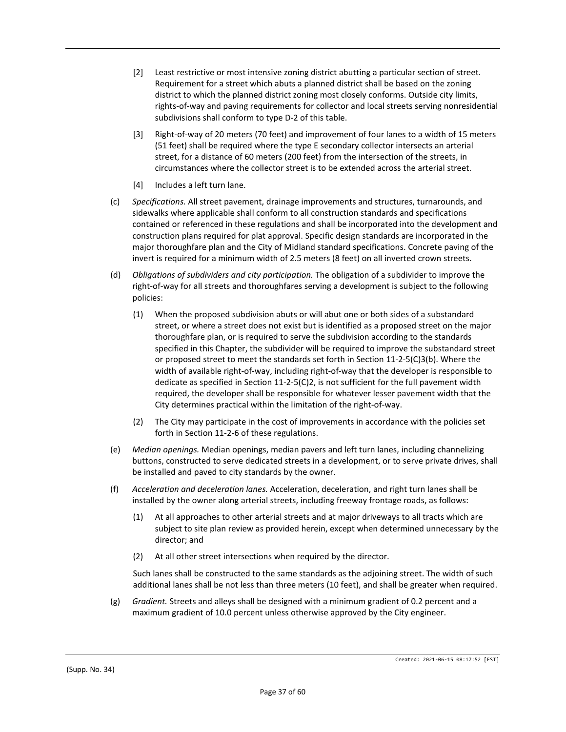[2] Least restrictive or most intensive zoning district abutting a particular section of street. Requirement for a street which abuts a planned district shall be based on the zoning district to which the planned district zoning most closely conforms. Outside city limits, rights-of-way and paving requirements for collector and local streets serving nonresidential subdivisions shall conform to type D-2 of this table.

[3] Right-of-way of 20 meters (70 feet) and improvement of four lanes to a width of 15 meters (51 feet) shall be required where the type E secondary collector intersects an arterial street, for a distance of 60 meters (200 feet) from the intersection of the streets, in circumstances where the collector street is to be extended across the arterial street.

[4] Includes a left turn lane.

(c) *Specifications.* All street pavement, drainage improvements and structures, turnarounds, and sidewalks where applicable shall conform to all construction standards and specifications contained or referenced in these regulations and shall be incorporated into the development and construction plans required for plat approval. Specific design standards are incorporated in the major thoroughfare plan and the City of Midland standard specifications. Concrete paving of the invert is required for a minimum width of 2.5 meters (8 feet) on all inverted crown streets.

(d) *Obligations of subdividers and city participation.* The obligation of a subdivider to improve the right-of-way for all streets and thoroughfares serving a development is subject to the following policies:

(1) When the proposed subdivision abuts or will abut one or both sides of a substandard street, or where a street does not exist but is identified as a proposed street on the major thoroughfare plan, or is required to serve the subdivision according to the standards specified in this Chapter, the subdivider will be required to improve the substandard street or proposed street to meet the standards set forth in Section 11-2-5(C)3(b). Where the width of available right-of-way, including right-of-way that the developer is responsible to dedicate as specified in Section 11-2-5(C)2, is not sufficient for the full pavement width required, the developer shall be responsible for whatever lesser pavement width that the City determines practical within the limitation of the right-of-way.

(2) The City may participate in the cost of improvements in accordance with the policies set forth in Section 11-2-6 of these regulations.

(e) *Median openings.* Median openings, median pavers and left turn lanes, including channelizing buttons, constructed to serve dedicated streets in a development, or to serve private drives, shall be installed and paved to city standards by the owner.

(f) *Acceleration and deceleration lanes.* Acceleration, deceleration, and right turn lanes shall be installed by the owner along arterial streets, including freeway frontage roads, as follows:

(1) At all approaches to other arterial streets and at major driveways to all tracts which are subject to site plan review as provided herein, except when determined unnecessary by the director; and

(2) At all other street intersections when required by the director.

Such lanes shall be constructed to the same standards as the adjoining street. The width of such additional lanes shall be not less than three meters (10 feet), and shall be greater when required.

(g) *Gradient.* Streets and alleys shall be designed with a minimum gradient of 0.2 percent and a maximum gradient of 10.0 percent unless otherwise approved by the City engineer.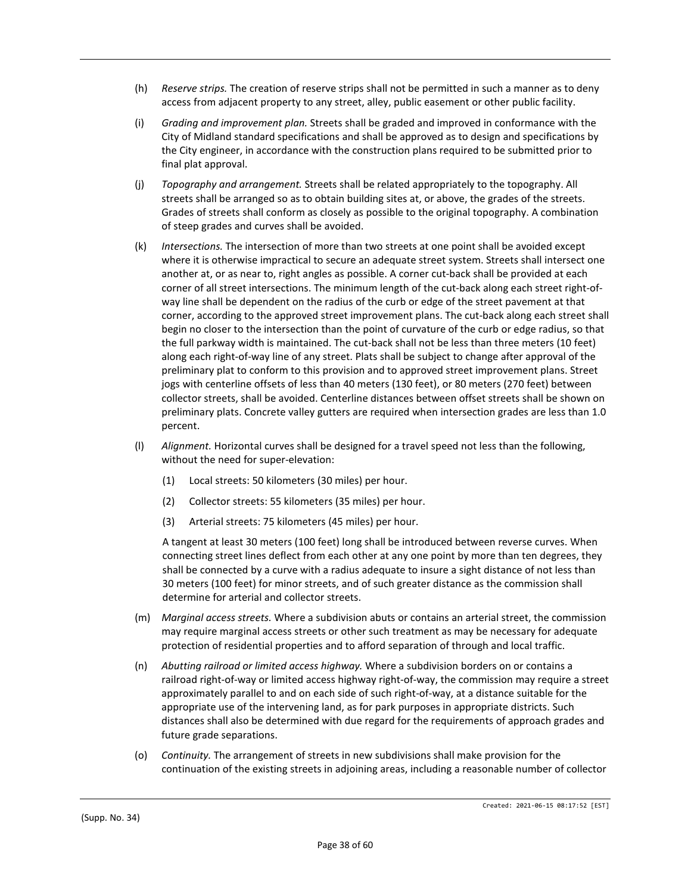(h) *Reserve strips.* The creation of reserve strips shall not be permitted in such a manner as to deny access from adjacent property to any street, alley, public easement or other public facility.

(i) *Grading and improvement plan.* Streets shall be graded and improved in conformance with the City of Midland standard specifications and shall be approved as to design and specifications by the City engineer, in accordance with the construction plans required to be submitted prior to final plat approval.

(j) *Topography and arrangement.* Streets shall be related appropriately to the topography. All streets shall be arranged so as to obtain building sites at, or above, the grades of the streets. Grades of streets shall conform as closely as possible to the original topography. A combination of steep grades and curves shall be avoided.

(k) *Intersections.* The intersection of more than two streets at one point shall be avoided except where it is otherwise impractical to secure an adequate street system. Streets shall intersect one another at, or as near to, right angles as possible. A corner cut-back shall be provided at each corner of all street intersections. The minimum length of the cut-back along each street right-of-way line shall be dependent on the radius of the curb or edge of the street pavement at that corner, according to the approved street improvement plans. The cut-back along each street shall begin no closer to the intersection than the point of curvature of the curb or edge radius, so that the full parkway width is maintained. The cut-back shall not be less than three meters (10 feet) along each right-of-way line of any street. Plats shall be subject to change after approval of the preliminary plat to conform to this provision and to approved street improvement plans. Street jogs with centerline offsets of less than 40 meters (130 feet), or 80 meters (270 feet) between collector streets, shall be avoided. Centerline distances between offset streets shall be shown on preliminary plats. Concrete valley gutters are required when intersection grades are less than 1.0 percent.

(l) *Alignment.* Horizontal curves shall be designed for a travel speed not less than the following, without the need for super-elevation:

  (1) Local streets: 50 kilometers (30 miles) per hour.

  (2) Collector streets: 55 kilometers (35 miles) per hour.

  (3) Arterial streets: 75 kilometers (45 miles) per hour.

  A tangent at least 30 meters (100 feet) long shall be introduced between reverse curves. When connecting street lines deflect from each other at any one point by more than ten degrees, they shall be connected by a curve with a radius adequate to insure a sight distance of not less than 30 meters (100 feet) for minor streets, and of such greater distance as the commission shall determine for arterial and collector streets.

(m) *Marginal access streets.* Where a subdivision abuts or contains an arterial street, the commission may require marginal access streets or other such treatment as may be necessary for adequate protection of residential properties and to afford separation of through and local traffic.

(n) *Abutting railroad or limited access highway.* Where a subdivision borders on or contains a railroad right-of-way or limited access highway right-of-way, the commission may require a street approximately parallel to and on each side of such right-of-way, at a distance suitable for the appropriate use of the intervening land, as for park purposes in appropriate districts. Such distances shall also be determined with due regard for the requirements of approach grades and future grade separations.

(o) *Continuity.* The arrangement of streets in new subdivisions shall make provision for the continuation of the existing streets in adjoining areas, including a reasonable number of collector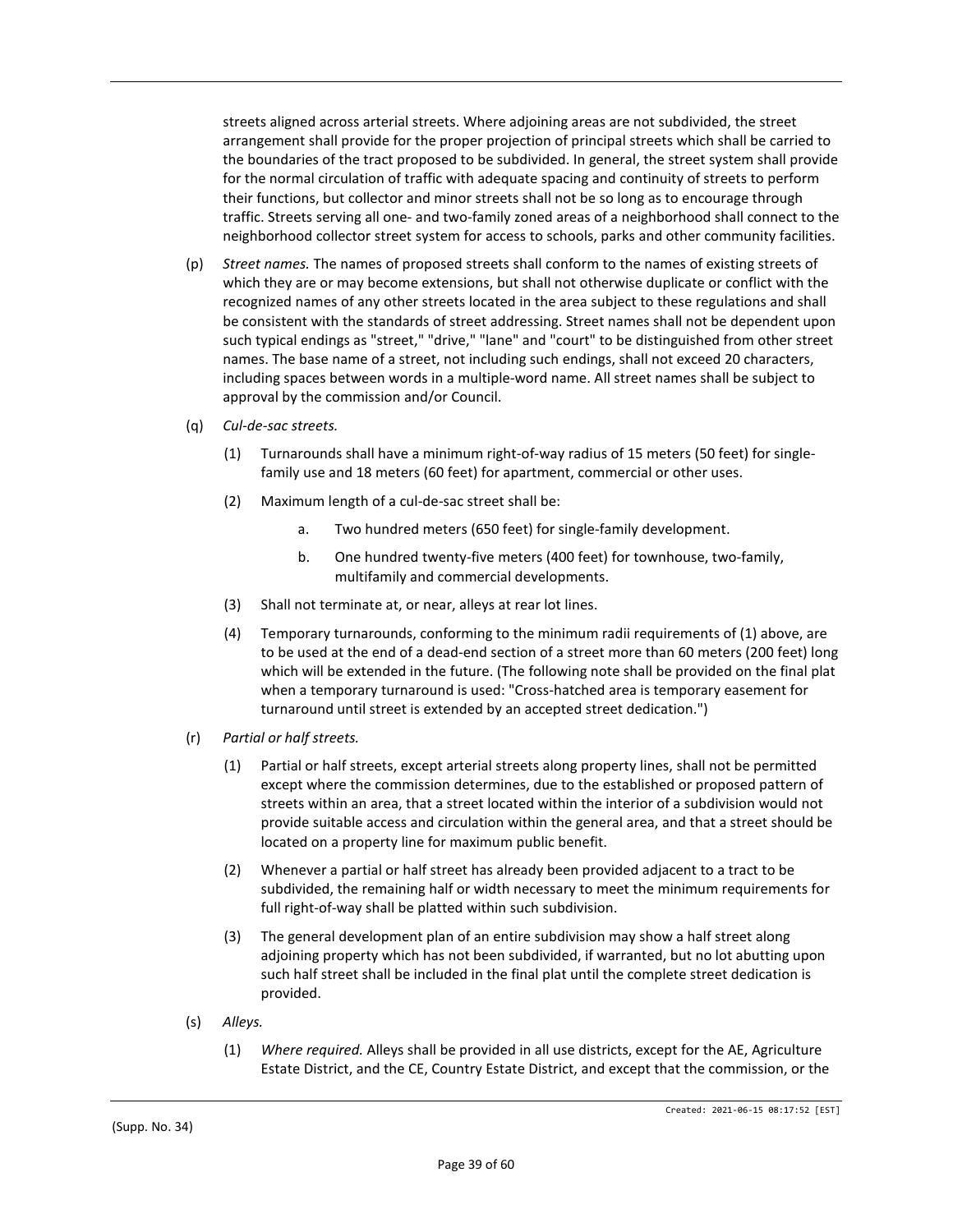streets aligned across arterial streets. Where adjoining areas are not subdivided, the street arrangement shall provide for the proper projection of principal streets which shall be carried to the boundaries of the tract proposed to be subdivided. In general, the street system shall provide for the normal circulation of traffic with adequate spacing and continuity of streets to perform their functions, but collector and minor streets shall not be so long as to encourage through traffic. Streets serving all one- and two-family zoned areas of a neighborhood shall connect to the neighborhood collector street system for access to schools, parks and other community facilities.

(p) *Street names.* The names of proposed streets shall conform to the names of existing streets of which they are or may become extensions, but shall not otherwise duplicate or conflict with the recognized names of any other streets located in the area subject to these regulations and shall be consistent with the standards of street addressing. Street names shall not be dependent upon such typical endings as "street," "drive," "lane" and "court" to be distinguished from other street names. The base name of a street, not including such endings, shall not exceed 20 characters, including spaces between words in a multiple-word name. All street names shall be subject to approval by the commission and/or Council.

(q) *Cul-de-sac streets.*

(1) Turnarounds shall have a minimum right-of-way radius of 15 meters (50 feet) for single-family use and 18 meters (60 feet) for apartment, commercial or other uses.

(2) Maximum length of a cul-de-sac street shall be:

a. Two hundred meters (650 feet) for single-family development.

b. One hundred twenty-five meters (400 feet) for townhouse, two-family, multifamily and commercial developments.

(3) Shall not terminate at, or near, alleys at rear lot lines.

(4) Temporary turnarounds, conforming to the minimum radii requirements of (1) above, are to be used at the end of a dead-end section of a street more than 60 meters (200 feet) long which will be extended in the future. (The following note shall be provided on the final plat when a temporary turnaround is used: "Cross-hatched area is temporary easement for turnaround until street is extended by an accepted street dedication.")

(r) *Partial or half streets.*

(1) Partial or half streets, except arterial streets along property lines, shall not be permitted except where the commission determines, due to the established or proposed pattern of streets within an area, that a street located within the interior of a subdivision would not provide suitable access and circulation within the general area, and that a street should be located on a property line for maximum public benefit.

(2) Whenever a partial or half street has already been provided adjacent to a tract to be subdivided, the remaining half or width necessary to meet the minimum requirements for full right-of-way shall be platted within such subdivision.

(3) The general development plan of an entire subdivision may show a half street along adjoining property which has not been subdivided, if warranted, but no lot abutting upon such half street shall be included in the final plat until the complete street dedication is provided.

(s) *Alleys.*

(1) *Where required.* Alleys shall be provided in all use districts, except for the AE, Agriculture Estate District, and the CE, Country Estate District, and except that the commission, or the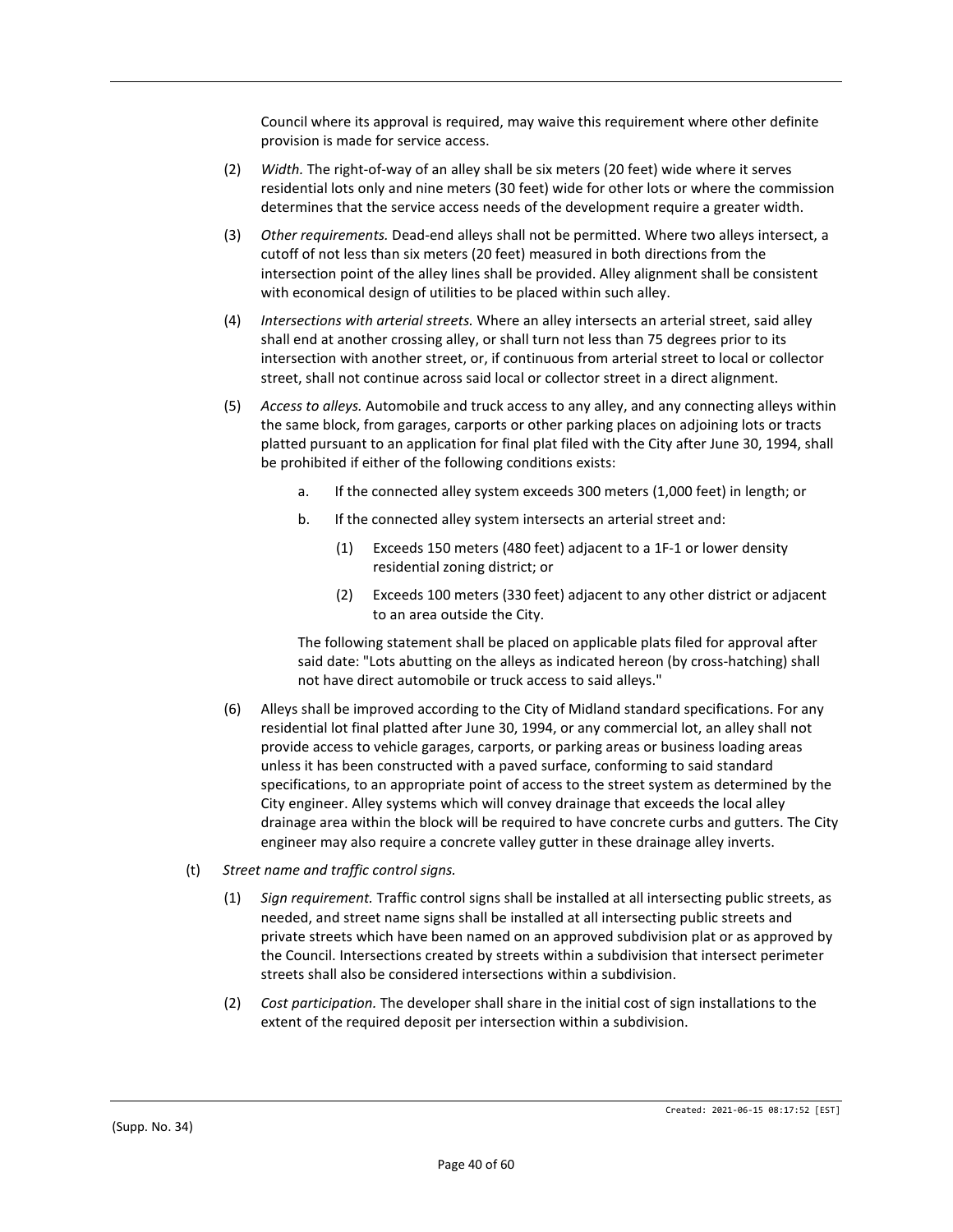Council where its approval is required, may waive this requirement where other definite provision is made for service access.

(2) *Width.* The right-of-way of an alley shall be six meters (20 feet) wide where it serves residential lots only and nine meters (30 feet) wide for other lots or where the commission determines that the service access needs of the development require a greater width.

(3) *Other requirements.* Dead-end alleys shall not be permitted. Where two alleys intersect, a cutoff of not less than six meters (20 feet) measured in both directions from the intersection point of the alley lines shall be provided. Alley alignment shall be consistent with economical design of utilities to be placed within such alley.

(4) *Intersections with arterial streets.* Where an alley intersects an arterial street, said alley shall end at another crossing alley, or shall turn not less than 75 degrees prior to its intersection with another street, or, if continuous from arterial street to local or collector street, shall not continue across said local or collector street in a direct alignment.

(5) *Access to alleys.* Automobile and truck access to any alley, and any connecting alleys within the same block, from garages, carports or other parking places on adjoining lots or tracts platted pursuant to an application for final plat filed with the City after June 30, 1994, shall be prohibited if either of the following conditions exists:

a. If the connected alley system exceeds 300 meters (1,000 feet) in length; or

b. If the connected alley system intersects an arterial street and:

(1) Exceeds 150 meters (480 feet) adjacent to a 1F-1 or lower density residential zoning district; or

(2) Exceeds 100 meters (330 feet) adjacent to any other district or adjacent to an area outside the City.

The following statement shall be placed on applicable plats filed for approval after said date: "Lots abutting on the alleys as indicated hereon (by cross-hatching) shall not have direct automobile or truck access to said alleys."

(6) Alleys shall be improved according to the City of Midland standard specifications. For any residential lot final platted after June 30, 1994, or any commercial lot, an alley shall not provide access to vehicle garages, carports, or parking areas or business loading areas unless it has been constructed with a paved surface, conforming to said standard specifications, to an appropriate point of access to the street system as determined by the City engineer. Alley systems which will convey drainage that exceeds the local alley drainage area within the block will be required to have concrete curbs and gutters. The City engineer may also require a concrete valley gutter in these drainage alley inverts.

(t) *Street name and traffic control signs.*

(1) *Sign requirement.* Traffic control signs shall be installed at all intersecting public streets, as needed, and street name signs shall be installed at all intersecting public streets and private streets which have been named on an approved subdivision plat or as approved by the Council. Intersections created by streets within a subdivision that intersect perimeter streets shall also be considered intersections within a subdivision.

(2) *Cost participation.* The developer shall share in the initial cost of sign installations to the extent of the required deposit per intersection within a subdivision.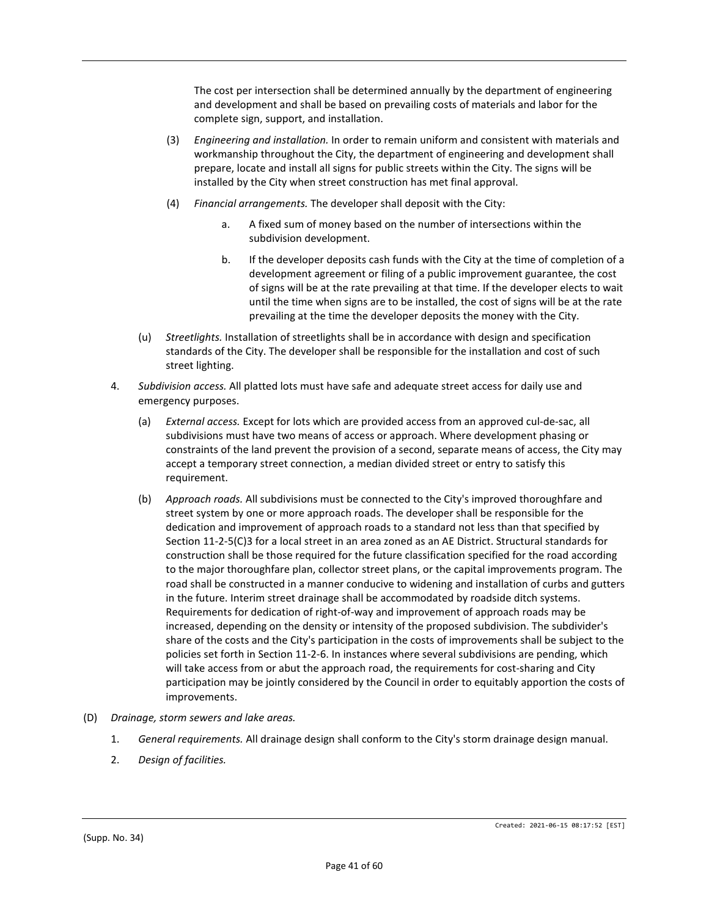The cost per intersection shall be determined annually by the department of engineering and development and shall be based on prevailing costs of materials and labor for the complete sign, support, and installation.

(3) *Engineering and installation.* In order to remain uniform and consistent with materials and workmanship throughout the City, the department of engineering and development shall prepare, locate and install all signs for public streets within the City. The signs will be installed by the City when street construction has met final approval.

(4) *Financial arrangements.* The developer shall deposit with the City:

a. A fixed sum of money based on the number of intersections within the subdivision development.

b. If the developer deposits cash funds with the City at the time of completion of a development agreement or filing of a public improvement guarantee, the cost of signs will be at the rate prevailing at that time. If the developer elects to wait until the time when signs are to be installed, the cost of signs will be at the rate prevailing at the time the developer deposits the money with the City.

(u) *Streetlights.* Installation of streetlights shall be in accordance with design and specification standards of the City. The developer shall be responsible for the installation and cost of such street lighting.

4. *Subdivision access.* All platted lots must have safe and adequate street access for daily use and emergency purposes.

(a) *External access.* Except for lots which are provided access from an approved cul-de-sac, all subdivisions must have two means of access or approach. Where development phasing or constraints of the land prevent the provision of a second, separate means of access, the City may accept a temporary street connection, a median divided street or entry to satisfy this requirement.

(b) *Approach roads.* All subdivisions must be connected to the City's improved thoroughfare and street system by one or more approach roads. The developer shall be responsible for the dedication and improvement of approach roads to a standard not less than that specified by Section 11-2-5(C)3 for a local street in an area zoned as an AE District. Structural standards for construction shall be those required for the future classification specified for the road according to the major thoroughfare plan, collector street plans, or the capital improvements program. The road shall be constructed in a manner conducive to widening and installation of curbs and gutters in the future. Interim street drainage shall be accommodated by roadside ditch systems. Requirements for dedication of right-of-way and improvement of approach roads may be increased, depending on the density or intensity of the proposed subdivision. The subdivider's share of the costs and the City's participation in the costs of improvements shall be subject to the policies set forth in Section 11-2-6. In instances where several subdivisions are pending, which will take access from or abut the approach road, the requirements for cost-sharing and City participation may be jointly considered by the Council in order to equitably apportion the costs of improvements.

(D) *Drainage, storm sewers and lake areas.*

1. *General requirements.* All drainage design shall conform to the City's storm drainage design manual.

2. *Design of facilities.*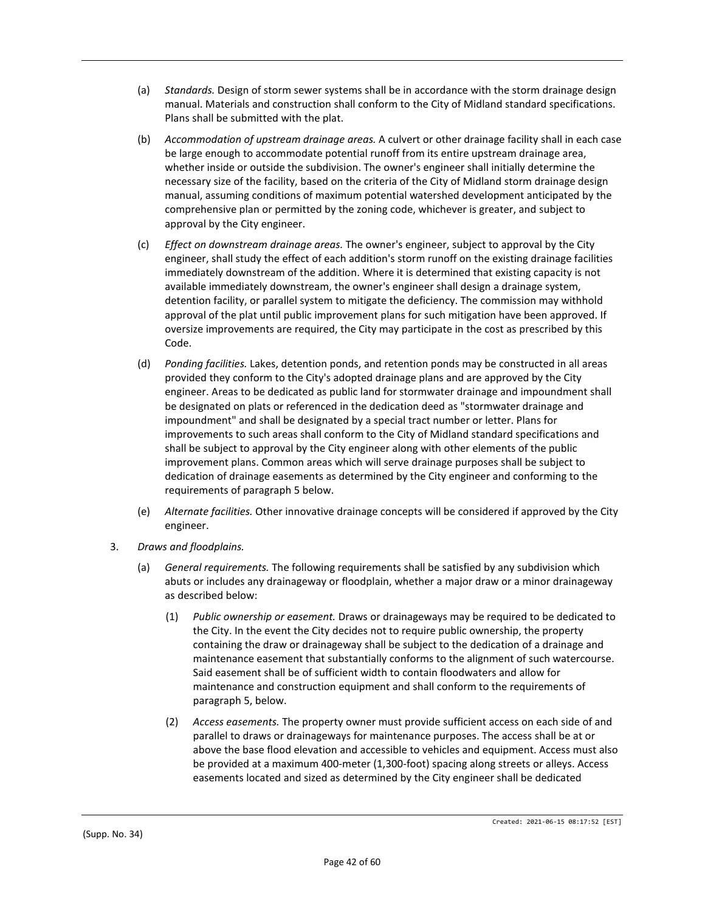(a) *Standards.* Design of storm sewer systems shall be in accordance with the storm drainage design manual. Materials and construction shall conform to the City of Midland standard specifications. Plans shall be submitted with the plat.

(b) *Accommodation of upstream drainage areas.* A culvert or other drainage facility shall in each case be large enough to accommodate potential runoff from its entire upstream drainage area, whether inside or outside the subdivision. The owner's engineer shall initially determine the necessary size of the facility, based on the criteria of the City of Midland storm drainage design manual, assuming conditions of maximum potential watershed development anticipated by the comprehensive plan or permitted by the zoning code, whichever is greater, and subject to approval by the City engineer.

(c) *Effect on downstream drainage areas.* The owner's engineer, subject to approval by the City engineer, shall study the effect of each addition's storm runoff on the existing drainage facilities immediately downstream of the addition. Where it is determined that existing capacity is not available immediately downstream, the owner's engineer shall design a drainage system, detention facility, or parallel system to mitigate the deficiency. The commission may withhold approval of the plat until public improvement plans for such mitigation have been approved. If oversize improvements are required, the City may participate in the cost as prescribed by this Code.

(d) *Ponding facilities.* Lakes, detention ponds, and retention ponds may be constructed in all areas provided they conform to the City's adopted drainage plans and are approved by the City engineer. Areas to be dedicated as public land for stormwater drainage and impoundment shall be designated on plats or referenced in the dedication deed as "stormwater drainage and impoundment" and shall be designated by a special tract number or letter. Plans for improvements to such areas shall conform to the City of Midland standard specifications and shall be subject to approval by the City engineer along with other elements of the public improvement plans. Common areas which will serve drainage purposes shall be subject to dedication of drainage easements as determined by the City engineer and conforming to the requirements of paragraph 5 below.

(e) *Alternate facilities.* Other innovative drainage concepts will be considered if approved by the City engineer.

3. *Draws and floodplains.*

(a) *General requirements.* The following requirements shall be satisfied by any subdivision which abuts or includes any drainageway or floodplain, whether a major draw or a minor drainageway as described below:

(1) *Public ownership or easement.* Draws or drainageways may be required to be dedicated to the City. In the event the City decides not to require public ownership, the property containing the draw or drainageway shall be subject to the dedication of a drainage and maintenance easement that substantially conforms to the alignment of such watercourse. Said easement shall be of sufficient width to contain floodwaters and allow for maintenance and construction equipment and shall conform to the requirements of paragraph 5, below.

(2) *Access easements.* The property owner must provide sufficient access on each side of and parallel to draws or drainageways for maintenance purposes. The access shall be at or above the base flood elevation and accessible to vehicles and equipment. Access must also be provided at a maximum 400-meter (1,300-foot) spacing along streets or alleys. Access easements located and sized as determined by the City engineer shall be dedicated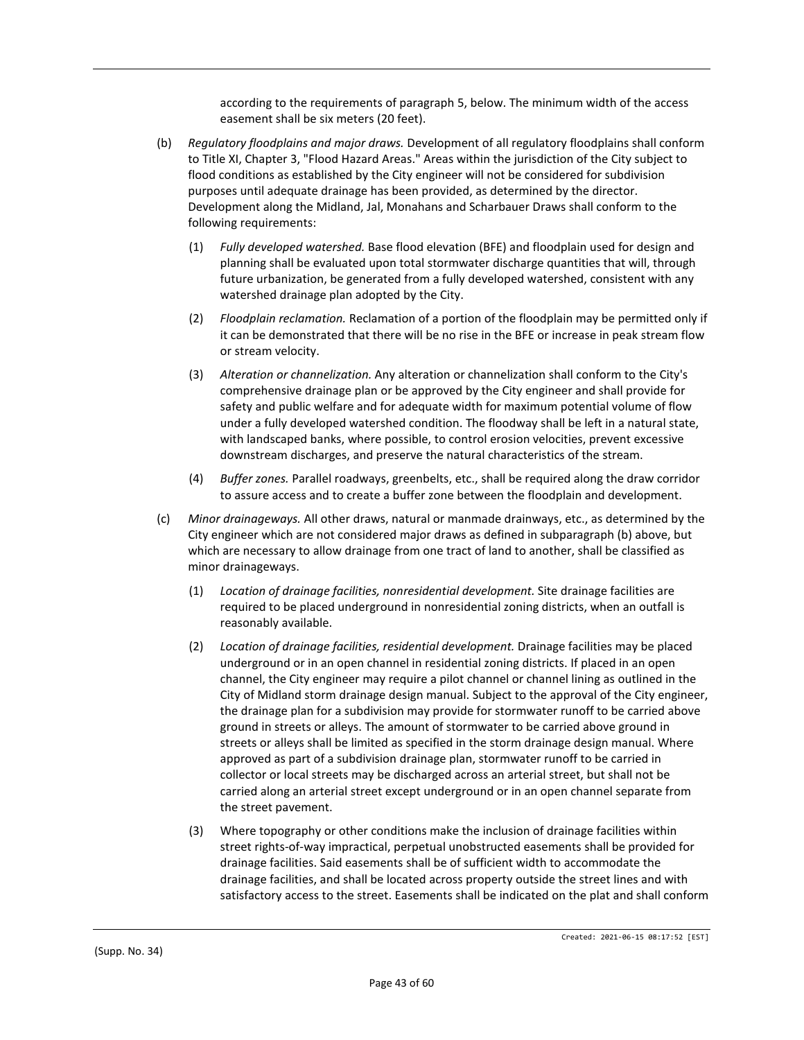according to the requirements of paragraph 5, below. The minimum width of the access easement shall be six meters (20 feet).

(b) *Regulatory floodplains and major draws.* Development of all regulatory floodplains shall conform to Title XI, Chapter 3, "Flood Hazard Areas." Areas within the jurisdiction of the City subject to flood conditions as established by the City engineer will not be considered for subdivision purposes until adequate drainage has been provided, as determined by the director. Development along the Midland, Jal, Monahans and Scharbauer Draws shall conform to the following requirements:

(1) *Fully developed watershed.* Base flood elevation (BFE) and floodplain used for design and planning shall be evaluated upon total stormwater discharge quantities that will, through future urbanization, be generated from a fully developed watershed, consistent with any watershed drainage plan adopted by the City.

(2) *Floodplain reclamation.* Reclamation of a portion of the floodplain may be permitted only if it can be demonstrated that there will be no rise in the BFE or increase in peak stream flow or stream velocity.

(3) *Alteration or channelization.* Any alteration or channelization shall conform to the City's comprehensive drainage plan or be approved by the City engineer and shall provide for safety and public welfare and for adequate width for maximum potential volume of flow under a fully developed watershed condition. The floodway shall be left in a natural state, with landscaped banks, where possible, to control erosion velocities, prevent excessive downstream discharges, and preserve the natural characteristics of the stream.

(4) *Buffer zones.* Parallel roadways, greenbelts, etc., shall be required along the draw corridor to assure access and to create a buffer zone between the floodplain and development.

(c) *Minor drainageways.* All other draws, natural or manmade drainways, etc., as determined by the City engineer which are not considered major draws as defined in subparagraph (b) above, but which are necessary to allow drainage from one tract of land to another, shall be classified as minor drainageways.

(1) *Location of drainage facilities, nonresidential development.* Site drainage facilities are required to be placed underground in nonresidential zoning districts, when an outfall is reasonably available.

(2) *Location of drainage facilities, residential development.* Drainage facilities may be placed underground or in an open channel in residential zoning districts. If placed in an open channel, the City engineer may require a pilot channel or channel lining as outlined in the City of Midland storm drainage design manual. Subject to the approval of the City engineer, the drainage plan for a subdivision may provide for stormwater runoff to be carried above ground in streets or alleys. The amount of stormwater to be carried above ground in streets or alleys shall be limited as specified in the storm drainage design manual. Where approved as part of a subdivision drainage plan, stormwater runoff to be carried in collector or local streets may be discharged across an arterial street, but shall not be carried along an arterial street except underground or in an open channel separate from the street pavement.

(3) Where topography or other conditions make the inclusion of drainage facilities within street rights-of-way impractical, perpetual unobstructed easements shall be provided for drainage facilities. Said easements shall be of sufficient width to accommodate the drainage facilities, and shall be located across property outside the street lines and with satisfactory access to the street. Easements shall be indicated on the plat and shall conform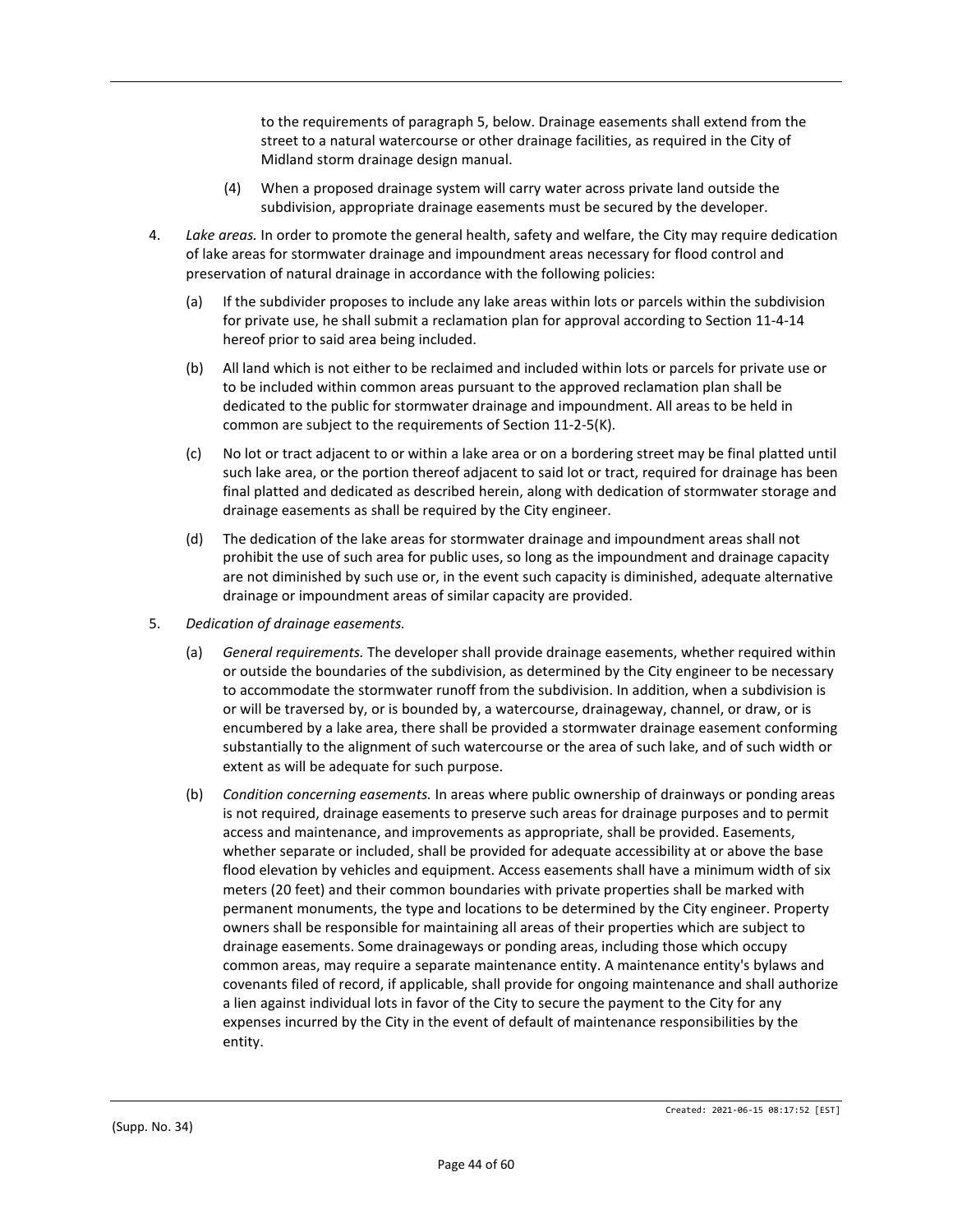to the requirements of paragraph 5, below. Drainage easements shall extend from the street to a natural watercourse or other drainage facilities, as required in the City of Midland storm drainage design manual.

(4) When a proposed drainage system will carry water across private land outside the subdivision, appropriate drainage easements must be secured by the developer.

4. *Lake areas.* In order to promote the general health, safety and welfare, the City may require dedication of lake areas for stormwater drainage and impoundment areas necessary for flood control and preservation of natural drainage in accordance with the following policies:

   (a) If the subdivider proposes to include any lake areas within lots or parcels within the subdivision for private use, he shall submit a reclamation plan for approval according to Section 11-4-14 hereof prior to said area being included.

   (b) All land which is not either to be reclaimed and included within lots or parcels for private use or to be included within common areas pursuant to the approved reclamation plan shall be dedicated to the public for stormwater drainage and impoundment. All areas to be held in common are subject to the requirements of Section 11-2-5(K).

   (c) No lot or tract adjacent to or within a lake area or on a bordering street may be final platted until such lake area, or the portion thereof adjacent to said lot or tract, required for drainage has been final platted and dedicated as described herein, along with dedication of stormwater storage and drainage easements as shall be required by the City engineer.

   (d) The dedication of the lake areas for stormwater drainage and impoundment areas shall not prohibit the use of such area for public uses, so long as the impoundment and drainage capacity are not diminished by such use or, in the event such capacity is diminished, adequate alternative drainage or impoundment areas of similar capacity are provided.

5. *Dedication of drainage easements.*

   (a) *General requirements.* The developer shall provide drainage easements, whether required within or outside the boundaries of the subdivision, as determined by the City engineer to be necessary to accommodate the stormwater runoff from the subdivision. In addition, when a subdivision is or will be traversed by, or is bounded by, a watercourse, drainageway, channel, or draw, or is encumbered by a lake area, there shall be provided a stormwater drainage easement conforming substantially to the alignment of such watercourse or the area of such lake, and of such width or extent as will be adequate for such purpose.

   (b) *Condition concerning easements.* In areas where public ownership of drainways or ponding areas is not required, drainage easements to preserve such areas for drainage purposes and to permit access and maintenance, and improvements as appropriate, shall be provided. Easements, whether separate or included, shall be provided for adequate accessibility at or above the base flood elevation by vehicles and equipment. Access easements shall have a minimum width of six meters (20 feet) and their common boundaries with private properties shall be marked with permanent monuments, the type and locations to be determined by the City engineer. Property owners shall be responsible for maintaining all areas of their properties which are subject to drainage easements. Some drainageways or ponding areas, including those which occupy common areas, may require a separate maintenance entity. A maintenance entity's bylaws and covenants filed of record, if applicable, shall provide for ongoing maintenance and shall authorize a lien against individual lots in favor of the City to secure the payment to the City for any expenses incurred by the City in the event of default of maintenance responsibilities by the entity.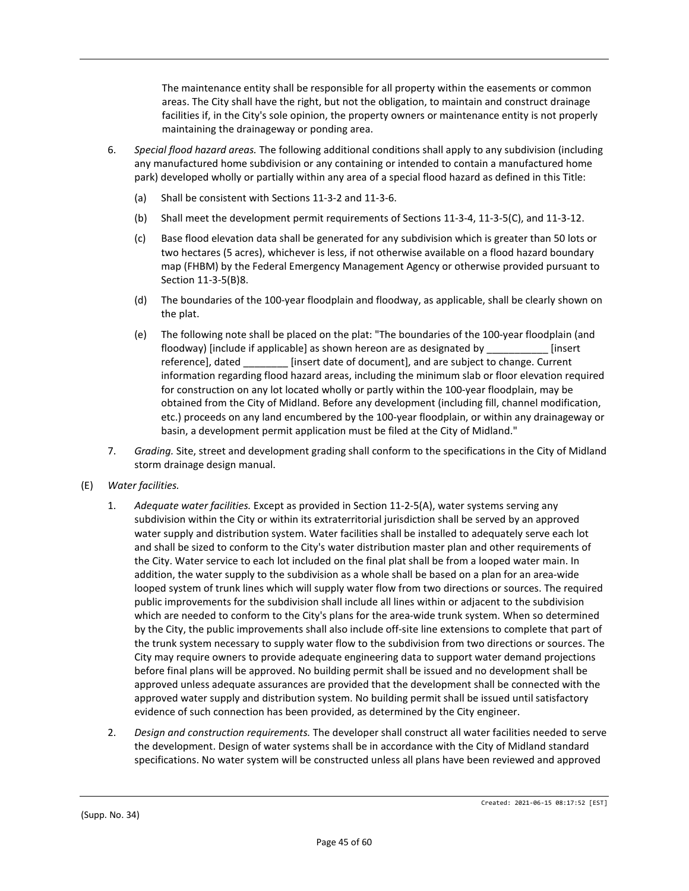The maintenance entity shall be responsible for all property within the easements or common areas. The City shall have the right, but not the obligation, to maintain and construct drainage facilities if, in the City's sole opinion, the property owners or maintenance entity is not properly maintaining the drainageway or ponding area.

6. *Special flood hazard areas.* The following additional conditions shall apply to any subdivision (including any manufactured home subdivision or any containing or intended to contain a manufactured home park) developed wholly or partially within any area of a special flood hazard as defined in this Title:

   (a) Shall be consistent with Sections 11-3-2 and 11-3-6.

   (b) Shall meet the development permit requirements of Sections 11-3-4, 11-3-5(C), and 11-3-12.

   (c) Base flood elevation data shall be generated for any subdivision which is greater than 50 lots or two hectares (5 acres), whichever is less, if not otherwise available on a flood hazard boundary map (FHBM) by the Federal Emergency Management Agency or otherwise provided pursuant to Section 11-3-5(B)8.

   (d) The boundaries of the 100-year floodplain and floodway, as applicable, shall be clearly shown on the plat.

   (e) The following note shall be placed on the plat: "The boundaries of the 100-year floodplain (and floodway) [include if applicable] as shown hereon are as designated by ___________ [insert reference], dated ________ [insert date of document], and are subject to change. Current information regarding flood hazard areas, including the minimum slab or floor elevation required for construction on any lot located wholly or partly within the 100-year floodplain, may be obtained from the City of Midland. Before any development (including fill, channel modification, etc.) proceeds on any land encumbered by the 100-year floodplain, or within any drainageway or basin, a development permit application must be filed at the City of Midland."

7. *Grading.* Site, street and development grading shall conform to the specifications in the City of Midland storm drainage design manual.

(E) *Water facilities.*

1. *Adequate water facilities.* Except as provided in Section 11-2-5(A), water systems serving any subdivision within the City or within its extraterritorial jurisdiction shall be served by an approved water supply and distribution system. Water facilities shall be installed to adequately serve each lot and shall be sized to conform to the City's water distribution master plan and other requirements of the City. Water service to each lot included on the final plat shall be from a looped water main. In addition, the water supply to the subdivision as a whole shall be based on a plan for an area-wide looped system of trunk lines which will supply water flow from two directions or sources. The required public improvements for the subdivision shall include all lines within or adjacent to the subdivision which are needed to conform to the City's plans for the area-wide trunk system. When so determined by the City, the public improvements shall also include off-site line extensions to complete that part of the trunk system necessary to supply water flow to the subdivision from two directions or sources. The City may require owners to provide adequate engineering data to support water demand projections before final plans will be approved. No building permit shall be issued and no development shall be approved unless adequate assurances are provided that the development shall be connected with the approved water supply and distribution system. No building permit shall be issued until satisfactory evidence of such connection has been provided, as determined by the City engineer.

2. *Design and construction requirements.* The developer shall construct all water facilities needed to serve the development. Design of water systems shall be in accordance with the City of Midland standard specifications. No water system will be constructed unless all plans have been reviewed and approved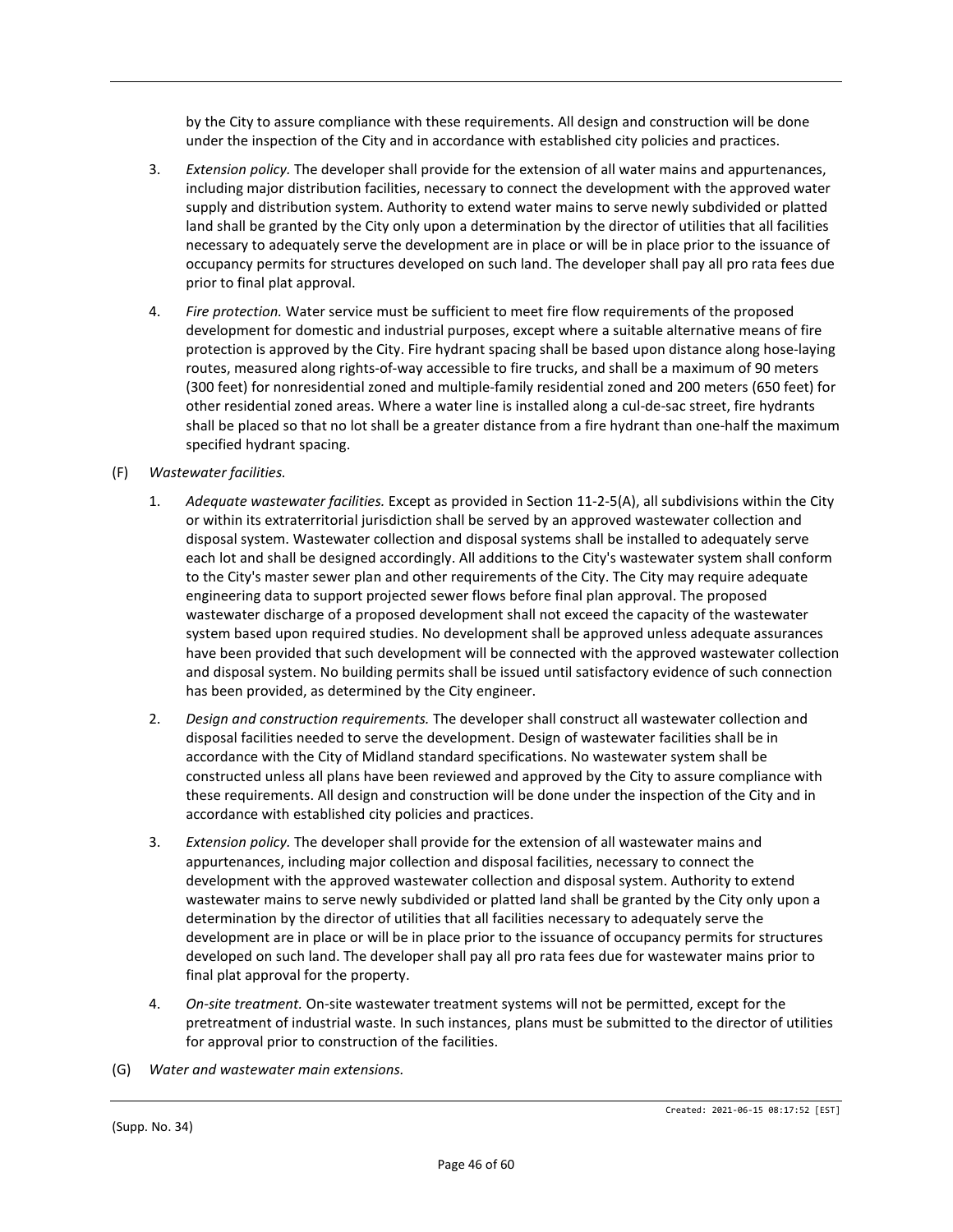by the City to assure compliance with these requirements. All design and construction will be done under the inspection of the City and in accordance with established city policies and practices.

3. *Extension policy.* The developer shall provide for the extension of all water mains and appurtenances, including major distribution facilities, necessary to connect the development with the approved water supply and distribution system. Authority to extend water mains to serve newly subdivided or platted land shall be granted by the City only upon a determination by the director of utilities that all facilities necessary to adequately serve the development are in place or will be in place prior to the issuance of occupancy permits for structures developed on such land. The developer shall pay all pro rata fees due prior to final plat approval.

4. *Fire protection.* Water service must be sufficient to meet fire flow requirements of the proposed development for domestic and industrial purposes, except where a suitable alternative means of fire protection is approved by the City. Fire hydrant spacing shall be based upon distance along hose-laying routes, measured along rights-of-way accessible to fire trucks, and shall be a maximum of 90 meters (300 feet) for nonresidential zoned and multiple-family residential zoned and 200 meters (650 feet) for other residential zoned areas. Where a water line is installed along a cul-de-sac street, fire hydrants shall be placed so that no lot shall be a greater distance from a fire hydrant than one-half the maximum specified hydrant spacing.

(F) *Wastewater facilities.*

1. *Adequate wastewater facilities.* Except as provided in Section 11-2-5(A), all subdivisions within the City or within its extraterritorial jurisdiction shall be served by an approved wastewater collection and disposal system. Wastewater collection and disposal systems shall be installed to adequately serve each lot and shall be designed accordingly. All additions to the City's wastewater system shall conform to the City's master sewer plan and other requirements of the City. The City may require adequate engineering data to support projected sewer flows before final plan approval. The proposed wastewater discharge of a proposed development shall not exceed the capacity of the wastewater system based upon required studies. No development shall be approved unless adequate assurances have been provided that such development will be connected with the approved wastewater collection and disposal system. No building permits shall be issued until satisfactory evidence of such connection has been provided, as determined by the City engineer.

2. *Design and construction requirements.* The developer shall construct all wastewater collection and disposal facilities needed to serve the development. Design of wastewater facilities shall be in accordance with the City of Midland standard specifications. No wastewater system shall be constructed unless all plans have been reviewed and approved by the City to assure compliance with these requirements. All design and construction will be done under the inspection of the City and in accordance with established city policies and practices.

3. *Extension policy.* The developer shall provide for the extension of all wastewater mains and appurtenances, including major collection and disposal facilities, necessary to connect the development with the approved wastewater collection and disposal system. Authority to extend wastewater mains to serve newly subdivided or platted land shall be granted by the City only upon a determination by the director of utilities that all facilities necessary to adequately serve the development are in place or will be in place prior to the issuance of occupancy permits for structures developed on such land. The developer shall pay all pro rata fees due for wastewater mains prior to final plat approval for the property.

4. *On-site treatment.* On-site wastewater treatment systems will not be permitted, except for the pretreatment of industrial waste. In such instances, plans must be submitted to the director of utilities for approval prior to construction of the facilities.

(G) *Water and wastewater main extensions.*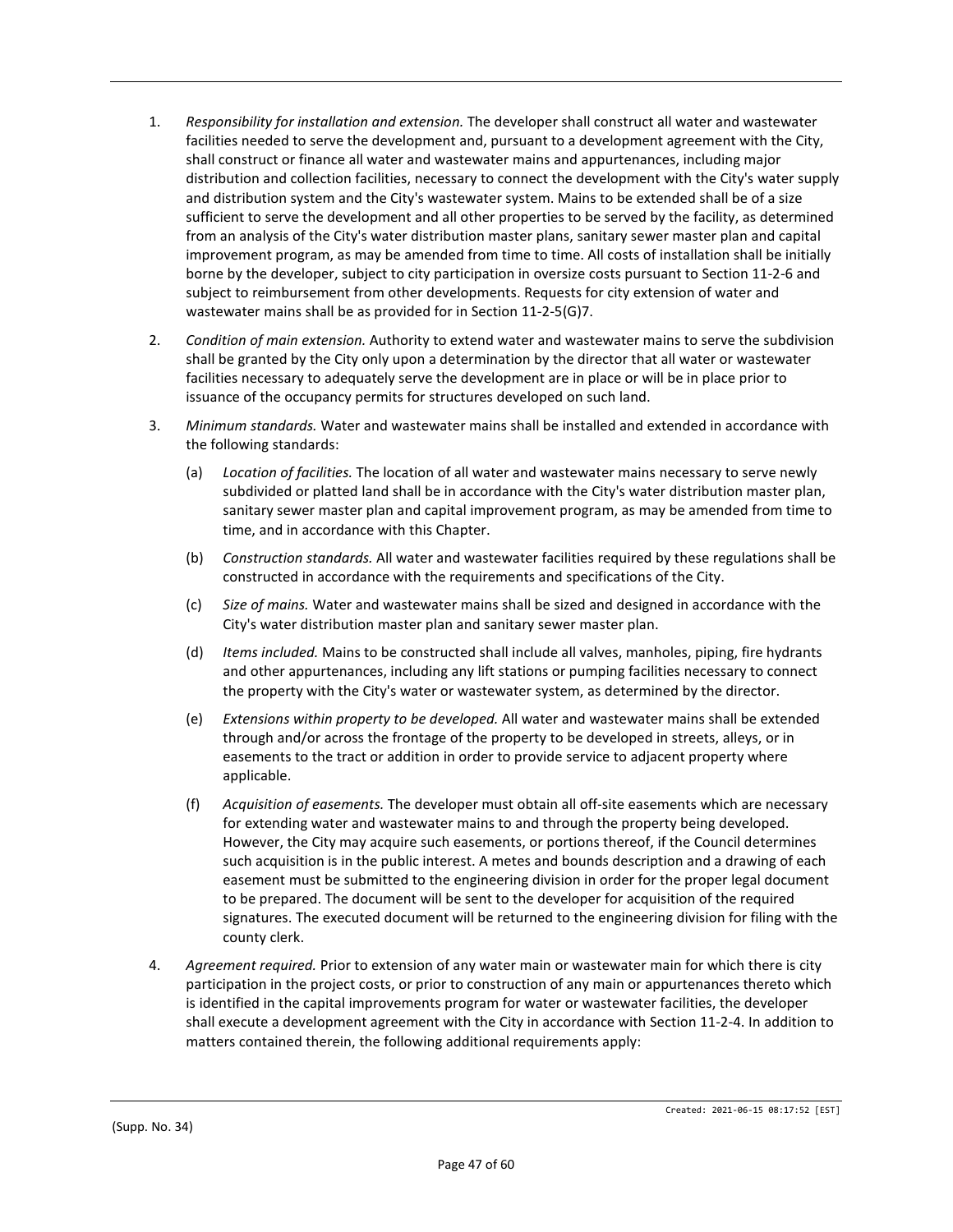1. *Responsibility for installation and extension.* The developer shall construct all water and wastewater facilities needed to serve the development and, pursuant to a development agreement with the City, shall construct or finance all water and wastewater mains and appurtenances, including major distribution and collection facilities, necessary to connect the development with the City's water supply and distribution system and the City's wastewater system. Mains to be extended shall be of a size sufficient to serve the development and all other properties to be served by the facility, as determined from an analysis of the City's water distribution master plans, sanitary sewer master plan and capital improvement program, as may be amended from time to time. All costs of installation shall be initially borne by the developer, subject to city participation in oversize costs pursuant to Section 11-2-6 and subject to reimbursement from other developments. Requests for city extension of water and wastewater mains shall be as provided for in Section 11-2-5(G)7.

2. *Condition of main extension.* Authority to extend water and wastewater mains to serve the subdivision shall be granted by the City only upon a determination by the director that all water or wastewater facilities necessary to adequately serve the development are in place or will be in place prior to issuance of the occupancy permits for structures developed on such land.

3. *Minimum standards.* Water and wastewater mains shall be installed and extended in accordance with the following standards:

   (a) *Location of facilities.* The location of all water and wastewater mains necessary to serve newly subdivided or platted land shall be in accordance with the City's water distribution master plan, sanitary sewer master plan and capital improvement program, as may be amended from time to time, and in accordance with this Chapter.

   (b) *Construction standards.* All water and wastewater facilities required by these regulations shall be constructed in accordance with the requirements and specifications of the City.

   (c) *Size of mains.* Water and wastewater mains shall be sized and designed in accordance with the City's water distribution master plan and sanitary sewer master plan.

   (d) *Items included.* Mains to be constructed shall include all valves, manholes, piping, fire hydrants and other appurtenances, including any lift stations or pumping facilities necessary to connect the property with the City's water or wastewater system, as determined by the director.

   (e) *Extensions within property to be developed.* All water and wastewater mains shall be extended through and/or across the frontage of the property to be developed in streets, alleys, or in easements to the tract or addition in order to provide service to adjacent property where applicable.

   (f) *Acquisition of easements.* The developer must obtain all off-site easements which are necessary for extending water and wastewater mains to and through the property being developed. However, the City may acquire such easements, or portions thereof, if the Council determines such acquisition is in the public interest. A metes and bounds description and a drawing of each easement must be submitted to the engineering division in order for the proper legal document to be prepared. The document will be sent to the developer for acquisition of the required signatures. The executed document will be returned to the engineering division for filing with the county clerk.

4. *Agreement required.* Prior to extension of any water main or wastewater main for which there is city participation in the project costs, or prior to construction of any main or appurtenances thereto which is identified in the capital improvements program for water or wastewater facilities, the developer shall execute a development agreement with the City in accordance with Section 11-2-4. In addition to matters contained therein, the following additional requirements apply: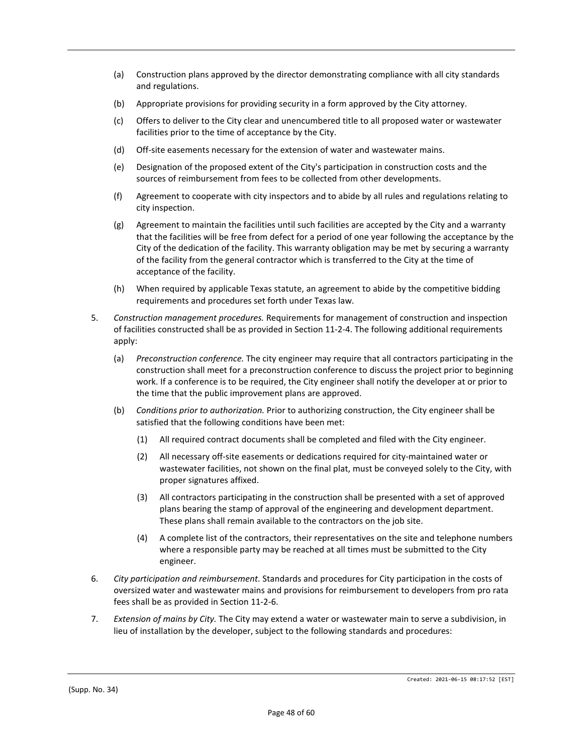(a) Construction plans approved by the director demonstrating compliance with all city standards and regulations.

(b) Appropriate provisions for providing security in a form approved by the City attorney.

(c) Offers to deliver to the City clear and unencumbered title to all proposed water or wastewater facilities prior to the time of acceptance by the City.

(d) Off-site easements necessary for the extension of water and wastewater mains.

(e) Designation of the proposed extent of the City's participation in construction costs and the sources of reimbursement from fees to be collected from other developments.

(f) Agreement to cooperate with city inspectors and to abide by all rules and regulations relating to city inspection.

(g) Agreement to maintain the facilities until such facilities are accepted by the City and a warranty that the facilities will be free from defect for a period of one year following the acceptance by the City of the dedication of the facility. This warranty obligation may be met by securing a warranty of the facility from the general contractor which is transferred to the City at the time of acceptance of the facility.

(h) When required by applicable Texas statute, an agreement to abide by the competitive bidding requirements and procedures set forth under Texas law.

5. *Construction management procedures.* Requirements for management of construction and inspection of facilities constructed shall be as provided in Section 11-2-4. The following additional requirements apply:

   (a) *Preconstruction conference.* The city engineer may require that all contractors participating in the construction shall meet for a preconstruction conference to discuss the project prior to beginning work. If a conference is to be required, the City engineer shall notify the developer at or prior to the time that the public improvement plans are approved.

   (b) *Conditions prior to authorization.* Prior to authorizing construction, the City engineer shall be satisfied that the following conditions have been met:

      (1) All required contract documents shall be completed and filed with the City engineer.

      (2) All necessary off-site easements or dedications required for city-maintained water or wastewater facilities, not shown on the final plat, must be conveyed solely to the City, with proper signatures affixed.

      (3) All contractors participating in the construction shall be presented with a set of approved plans bearing the stamp of approval of the engineering and development department. These plans shall remain available to the contractors on the job site.

      (4) A complete list of the contractors, their representatives on the site and telephone numbers where a responsible party may be reached at all times must be submitted to the City engineer.

6. *City participation and reimbursement.* Standards and procedures for City participation in the costs of oversized water and wastewater mains and provisions for reimbursement to developers from pro rata fees shall be as provided in Section 11-2-6.

7. *Extension of mains by City.* The City may extend a water or wastewater main to serve a subdivision, in lieu of installation by the developer, subject to the following standards and procedures: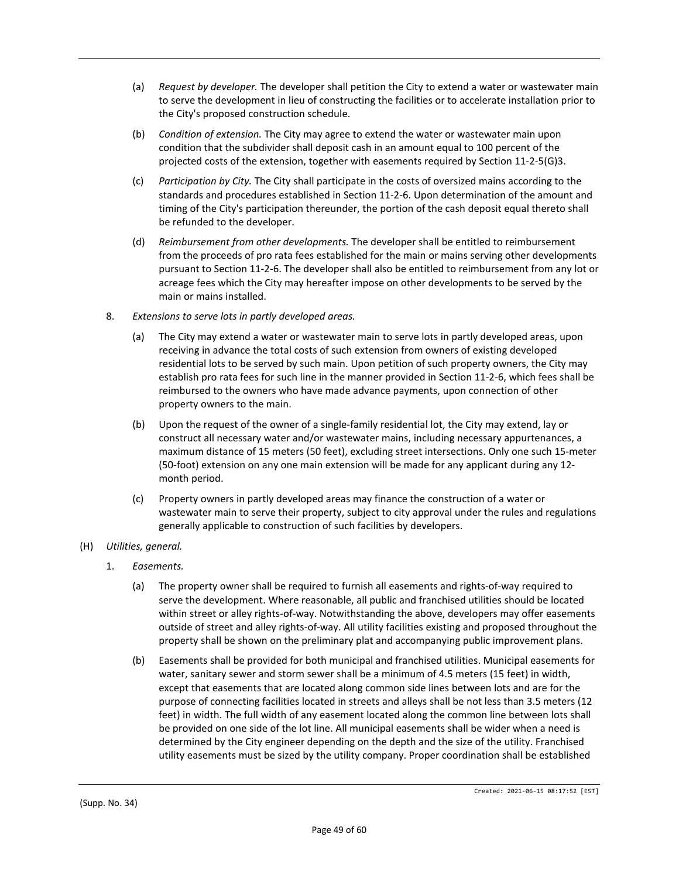(a) *Request by developer.* The developer shall petition the City to extend a water or wastewater main to serve the development in lieu of constructing the facilities or to accelerate installation prior to the City's proposed construction schedule.

(b) *Condition of extension.* The City may agree to extend the water or wastewater main upon condition that the subdivider shall deposit cash in an amount equal to 100 percent of the projected costs of the extension, together with easements required by Section 11-2-5(G)3.

(c) *Participation by City.* The City shall participate in the costs of oversized mains according to the standards and procedures established in Section 11-2-6. Upon determination of the amount and timing of the City's participation thereunder, the portion of the cash deposit equal thereto shall be refunded to the developer.

(d) *Reimbursement from other developments.* The developer shall be entitled to reimbursement from the proceeds of pro rata fees established for the main or mains serving other developments pursuant to Section 11-2-6. The developer shall also be entitled to reimbursement from any lot or acreage fees which the City may hereafter impose on other developments to be served by the main or mains installed.

8. *Extensions to serve lots in partly developed areas.*

(a) The City may extend a water or wastewater main to serve lots in partly developed areas, upon receiving in advance the total costs of such extension from owners of existing developed residential lots to be served by such main. Upon petition of such property owners, the City may establish pro rata fees for such line in the manner provided in Section 11-2-6, which fees shall be reimbursed to the owners who have made advance payments, upon connection of other property owners to the main.

(b) Upon the request of the owner of a single-family residential lot, the City may extend, lay or construct all necessary water and/or wastewater mains, including necessary appurtenances, a maximum distance of 15 meters (50 feet), excluding street intersections. Only one such 15-meter (50-foot) extension on any one main extension will be made for any applicant during any 12-month period.

(c) Property owners in partly developed areas may finance the construction of a water or wastewater main to serve their property, subject to city approval under the rules and regulations generally applicable to construction of such facilities by developers.

(H) *Utilities, general.*

1. *Easements.*

(a) The property owner shall be required to furnish all easements and rights-of-way required to serve the development. Where reasonable, all public and franchised utilities should be located within street or alley rights-of-way. Notwithstanding the above, developers may offer easements outside of street and alley rights-of-way. All utility facilities existing and proposed throughout the property shall be shown on the preliminary plat and accompanying public improvement plans.

(b) Easements shall be provided for both municipal and franchised utilities. Municipal easements for water, sanitary sewer and storm sewer shall be a minimum of 4.5 meters (15 feet) in width, except that easements that are located along common side lines between lots and are for the purpose of connecting facilities located in streets and alleys shall be not less than 3.5 meters (12 feet) in width. The full width of any easement located along the common line between lots shall be provided on one side of the lot line. All municipal easements shall be wider when a need is determined by the City engineer depending on the depth and the size of the utility. Franchised utility easements must be sized by the utility company. Proper coordination shall be established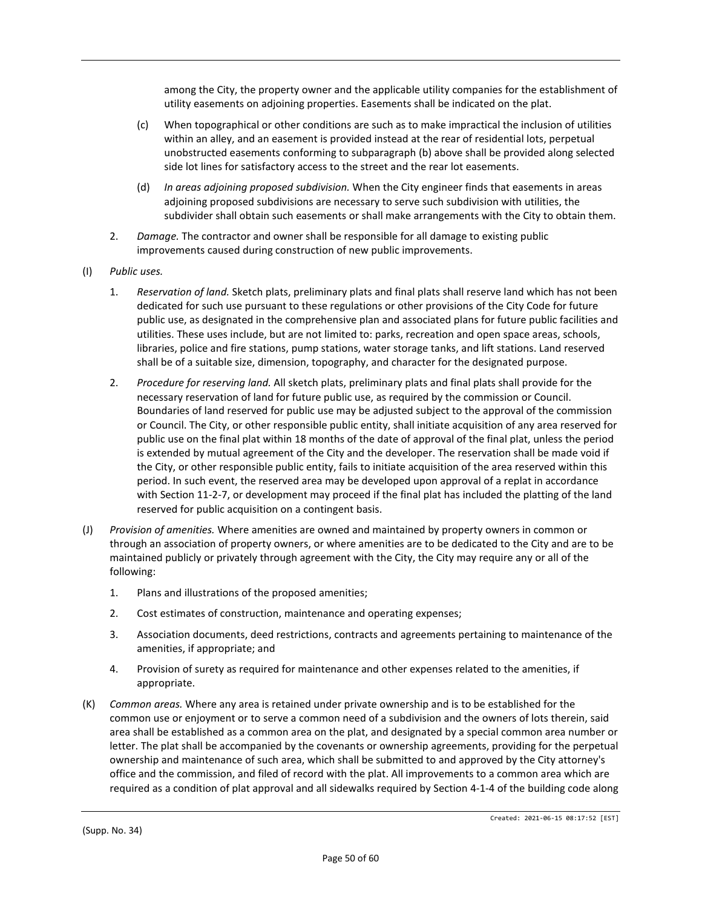among the City, the property owner and the applicable utility companies for the establishment of utility easements on adjoining properties. Easements shall be indicated on the plat.

(c) When topographical or other conditions are such as to make impractical the inclusion of utilities within an alley, and an easement is provided instead at the rear of residential lots, perpetual unobstructed easements conforming to subparagraph (b) above shall be provided along selected side lot lines for satisfactory access to the street and the rear lot easements.

(d) *In areas adjoining proposed subdivision.* When the City engineer finds that easements in areas adjoining proposed subdivisions are necessary to serve such subdivision with utilities, the subdivider shall obtain such easements or shall make arrangements with the City to obtain them.

2. *Damage.* The contractor and owner shall be responsible for all damage to existing public improvements caused during construction of new public improvements.

(I) *Public uses.*

1. *Reservation of land.* Sketch plats, preliminary plats and final plats shall reserve land which has not been dedicated for such use pursuant to these regulations or other provisions of the City Code for future public use, as designated in the comprehensive plan and associated plans for future public facilities and utilities. These uses include, but are not limited to: parks, recreation and open space areas, schools, libraries, police and fire stations, pump stations, water storage tanks, and lift stations. Land reserved shall be of a suitable size, dimension, topography, and character for the designated purpose.

2. *Procedure for reserving land.* All sketch plats, preliminary plats and final plats shall provide for the necessary reservation of land for future public use, as required by the commission or Council. Boundaries of land reserved for public use may be adjusted subject to the approval of the commission or Council. The City, or other responsible public entity, shall initiate acquisition of any area reserved for public use on the final plat within 18 months of the date of approval of the final plat, unless the period is extended by mutual agreement of the City and the developer. The reservation shall be made void if the City, or other responsible public entity, fails to initiate acquisition of the area reserved within this period. In such event, the reserved area may be developed upon approval of a replat in accordance with Section 11-2-7, or development may proceed if the final plat has included the platting of the land reserved for public acquisition on a contingent basis.

(J) *Provision of amenities.* Where amenities are owned and maintained by property owners in common or through an association of property owners, or where amenities are to be dedicated to the City and are to be maintained publicly or privately through agreement with the City, the City may require any or all of the following:

1. Plans and illustrations of the proposed amenities;

2. Cost estimates of construction, maintenance and operating expenses;

3. Association documents, deed restrictions, contracts and agreements pertaining to maintenance of the amenities, if appropriate; and

4. Provision of surety as required for maintenance and other expenses related to the amenities, if appropriate.

(K) *Common areas.* Where any area is retained under private ownership and is to be established for the common use or enjoyment or to serve a common need of a subdivision and the owners of lots therein, said area shall be established as a common area on the plat, and designated by a special common area number or letter. The plat shall be accompanied by the covenants or ownership agreements, providing for the perpetual ownership and maintenance of such area, which shall be submitted to and approved by the City attorney's office and the commission, and filed of record with the plat. All improvements to a common area which are required as a condition of plat approval and all sidewalks required by Section 4-1-4 of the building code along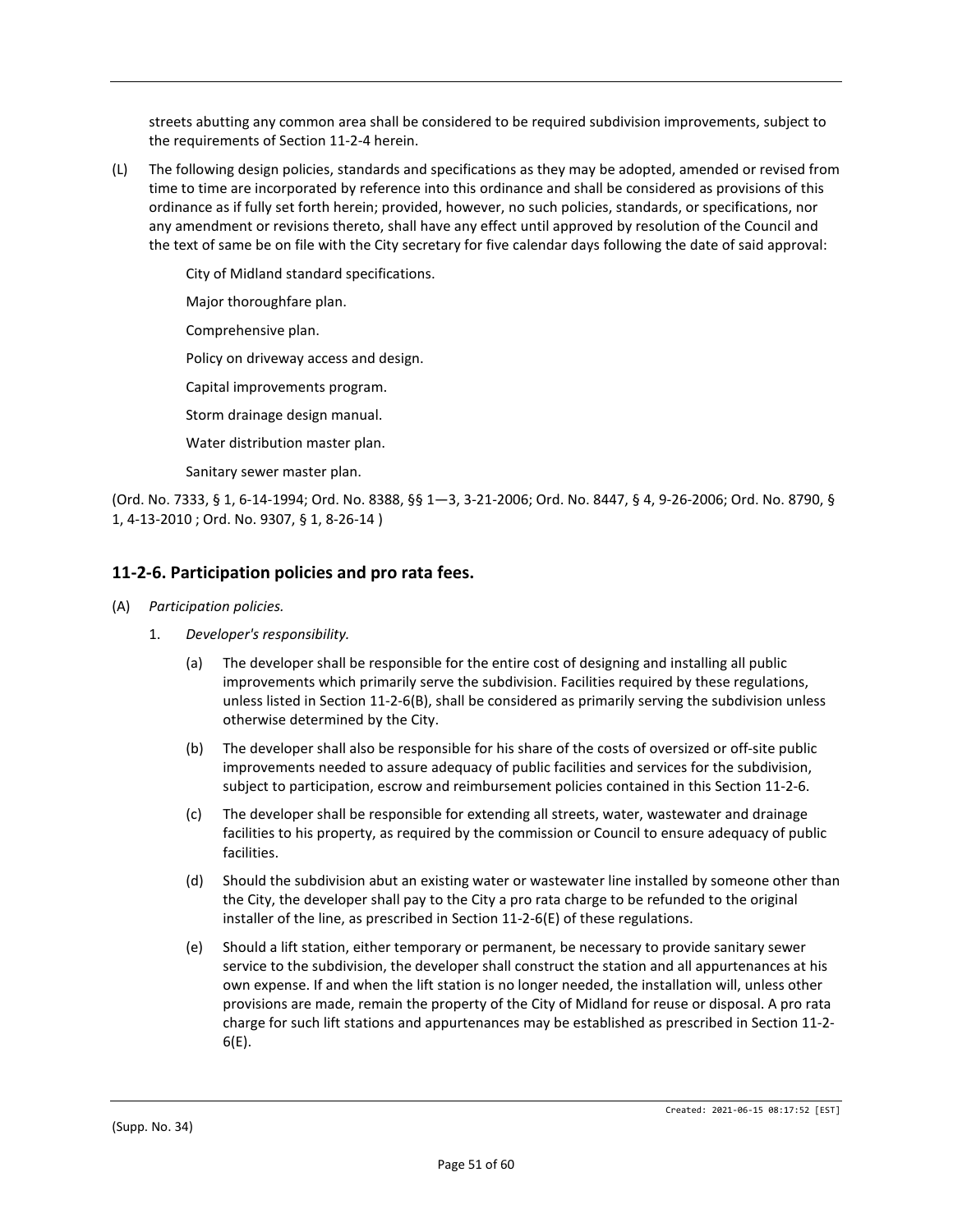streets abutting any common area shall be considered to be required subdivision improvements, subject to the requirements of Section 11-2-4 herein.

(L) The following design policies, standards and specifications as they may be adopted, amended or revised from time to time are incorporated by reference into this ordinance and shall be considered as provisions of this ordinance as if fully set forth herein; provided, however, no such policies, standards, or specifications, nor any amendment or revisions thereto, shall have any effect until approved by resolution of the Council and the text of same be on file with the City secretary for five calendar days following the date of said approval:

City of Midland standard specifications.

Major thoroughfare plan.

Comprehensive plan.

Policy on driveway access and design.

Capital improvements program.

Storm drainage design manual.

Water distribution master plan.

Sanitary sewer master plan.

(Ord. No. 7333, § 1, 6-14-1994; Ord. No. 8388, §§ 1—3, 3-21-2006; Ord. No. 8447, § 4, 9-26-2006; Ord. No. 8790, § 1, 4-13-2010 ; Ord. No. 9307, § 1, 8-26-14 )

## 11-2-6. Participation policies and pro rata fees.

(A) *Participation policies.*

1. *Developer's responsibility.*

   (a) The developer shall be responsible for the entire cost of designing and installing all public improvements which primarily serve the subdivision. Facilities required by these regulations, unless listed in Section 11-2-6(B), shall be considered as primarily serving the subdivision unless otherwise determined by the City.

   (b) The developer shall also be responsible for his share of the costs of oversized or off-site public improvements needed to assure adequacy of public facilities and services for the subdivision, subject to participation, escrow and reimbursement policies contained in this Section 11-2-6.

   (c) The developer shall be responsible for extending all streets, water, wastewater and drainage facilities to his property, as required by the commission or Council to ensure adequacy of public facilities.

   (d) Should the subdivision abut an existing water or wastewater line installed by someone other than the City, the developer shall pay to the City a pro rata charge to be refunded to the original installer of the line, as prescribed in Section 11-2-6(E) of these regulations.

   (e) Should a lift station, either temporary or permanent, be necessary to provide sanitary sewer service to the subdivision, the developer shall construct the station and all appurtenances at his own expense. If and when the lift station is no longer needed, the installation will, unless other provisions are made, remain the property of the City of Midland for reuse or disposal. A pro rata charge for such lift stations and appurtenances may be established as prescribed in Section 11-2-6(E).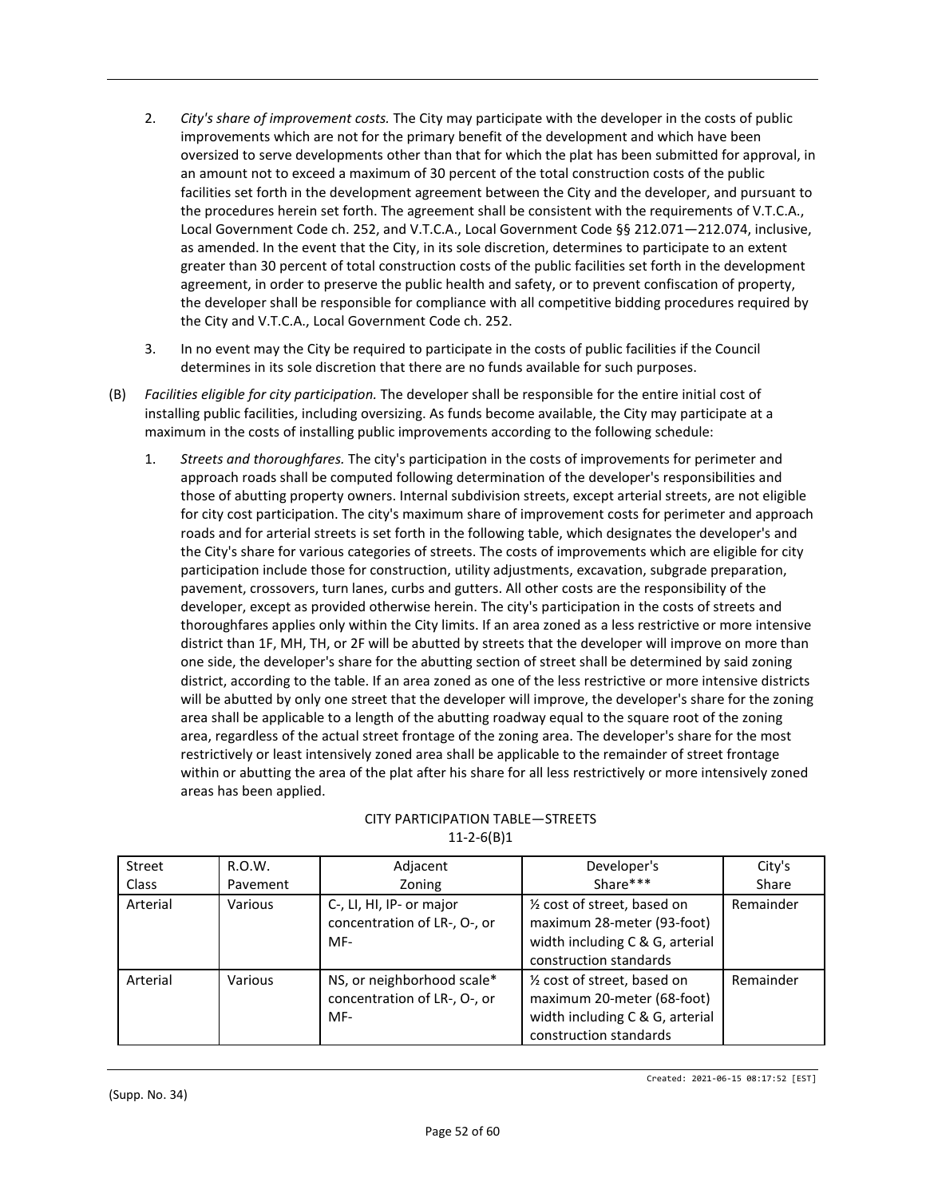2. *City's share of improvement costs.* The City may participate with the developer in the costs of public improvements which are not for the primary benefit of the development and which have been oversized to serve developments other than that for which the plat has been submitted for approval, in an amount not to exceed a maximum of 30 percent of the total construction costs of the public facilities set forth in the development agreement between the City and the developer, and pursuant to the procedures herein set forth. The agreement shall be consistent with the requirements of V.T.C.A., Local Government Code ch. 252, and V.T.C.A., Local Government Code §§ 212.071—212.074, inclusive, as amended. In the event that the City, in its sole discretion, determines to participate to an extent greater than 30 percent of total construction costs of the public facilities set forth in the development agreement, in order to preserve the public health and safety, or to prevent confiscation of property, the developer shall be responsible for compliance with all competitive bidding procedures required by the City and V.T.C.A., Local Government Code ch. 252.

3. In no event may the City be required to participate in the costs of public facilities if the Council determines in its sole discretion that there are no funds available for such purposes.

(B) *Facilities eligible for city participation.* The developer shall be responsible for the entire initial cost of installing public facilities, including oversizing. As funds become available, the City may participate at a maximum in the costs of installing public improvements according to the following schedule:

1. *Streets and thoroughfares.* The city's participation in the costs of improvements for perimeter and approach roads shall be computed following determination of the developer's responsibilities and those of abutting property owners. Internal subdivision streets, except arterial streets, are not eligible for city cost participation. The city's maximum share of improvement costs for perimeter and approach roads and for arterial streets is set forth in the following table, which designates the developer's and the City's share for various categories of streets. The costs of improvements which are eligible for city participation include those for construction, utility adjustments, excavation, subgrade preparation, pavement, crossovers, turn lanes, curbs and gutters. All other costs are the responsibility of the developer, except as provided otherwise herein. The city's participation in the costs of streets and thoroughfares applies only within the City limits. If an area zoned as a less restrictive or more intensive district than 1F, MH, TH, or 2F will be abutted by streets that the developer will improve on more than one side, the developer's share for the abutting section of street shall be determined by said zoning district, according to the table. If an area zoned as one of the less restrictive or more intensive districts will be abutted by only one street that the developer will improve, the developer's share for the zoning area shall be applicable to a length of the abutting roadway equal to the square root of the zoning area, regardless of the actual street frontage of the zoning area. The developer's share for the most restrictively or least intensively zoned area shall be applicable to the remainder of street frontage within or abutting the area of the plat after his share for all less restrictively or more intensively zoned areas has been applied.

CITY PARTICIPATION TABLE—STREETS
11-2-6(B)1

| Street Class | R.O.W. Pavement | Adjacent Zoning | Developer's Share*** | City's Share |
|---|---|---|---|---|
| Arterial | Various | C-, LI, HI, IP- or major concentration of LR-, O-, or MF- | ½ cost of street, based on maximum 28-meter (93-foot) width including C & G, arterial construction standards | Remainder |
| Arterial | Various | NS, or neighborhood scale* concentration of LR-, O-, or MF- | ½ cost of street, based on maximum 20-meter (68-foot) width including C & G, arterial construction standards | Remainder |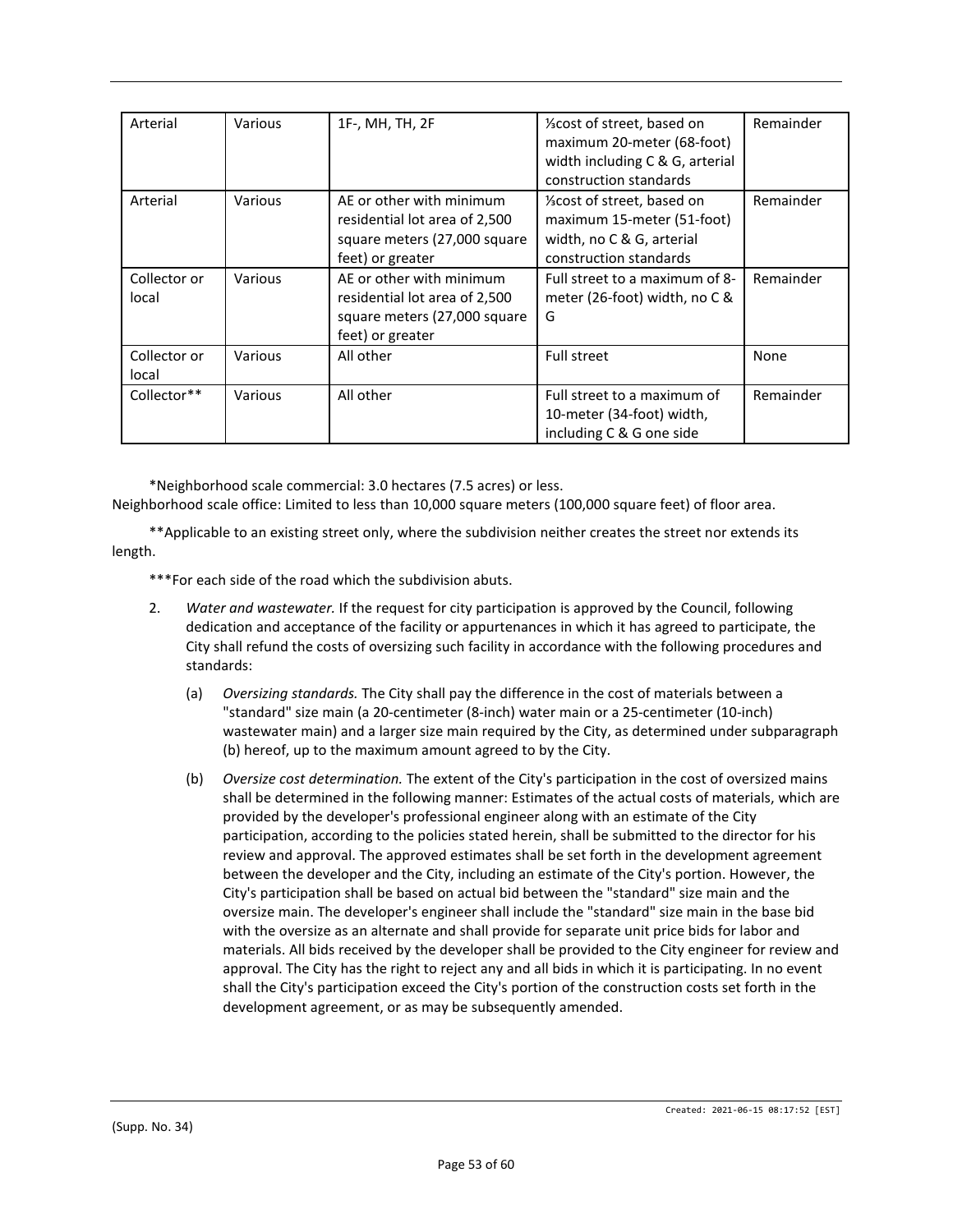| Arterial | Various | 1F-, MH, TH, 2F | ½cost of street, based on maximum 20-meter (68-foot) width including C & G, arterial construction standards | Remainder |
|---|---|---|---|---|
| Arterial | Various | AE or other with minimum residential lot area of 2,500 square meters (27,000 square feet) or greater | ½cost of street, based on maximum 15-meter (51-foot) width, no C & G, arterial construction standards | Remainder |
| Collector or local | Various | AE or other with minimum residential lot area of 2,500 square meters (27,000 square feet) or greater | Full street to a maximum of 8-meter (26-foot) width, no C & G | Remainder |
| Collector or local | Various | All other | Full street | None |
| Collector** | Various | All other | Full street to a maximum of 10-meter (34-foot) width, including C & G one side | Remainder |

*Neighborhood scale commercial: 3.0 hectares (7.5 acres) or less.
Neighborhood scale office: Limited to less than 10,000 square meters (100,000 square feet) of floor area.

**Applicable to an existing street only, where the subdivision neither creates the street nor extends its length.

***For each side of the road which the subdivision abuts.

2. *Water and wastewater.* If the request for city participation is approved by the Council, following dedication and acceptance of the facility or appurtenances in which it has agreed to participate, the City shall refund the costs of oversizing such facility in accordance with the following procedures and standards:

    (a) *Oversizing standards.* The City shall pay the difference in the cost of materials between a "standard" size main (a 20-centimeter (8-inch) water main or a 25-centimeter (10-inch) wastewater main) and a larger size main required by the City, as determined under subparagraph (b) hereof, up to the maximum amount agreed to by the City.

    (b) *Oversize cost determination.* The extent of the City's participation in the cost of oversized mains shall be determined in the following manner: Estimates of the actual costs of materials, which are provided by the developer's professional engineer along with an estimate of the City participation, according to the policies stated herein, shall be submitted to the director for his review and approval. The approved estimates shall be set forth in the development agreement between the developer and the City, including an estimate of the City's portion. However, the City's participation shall be based on actual bid between the "standard" size main and the oversize main. The developer's engineer shall include the "standard" size main in the base bid with the oversize as an alternate and shall provide for separate unit price bids for labor and materials. All bids received by the developer shall be provided to the City engineer for review and approval. The City has the right to reject any and all bids in which it is participating. In no event shall the City's participation exceed the City's portion of the construction costs set forth in the development agreement, or as may be subsequently amended.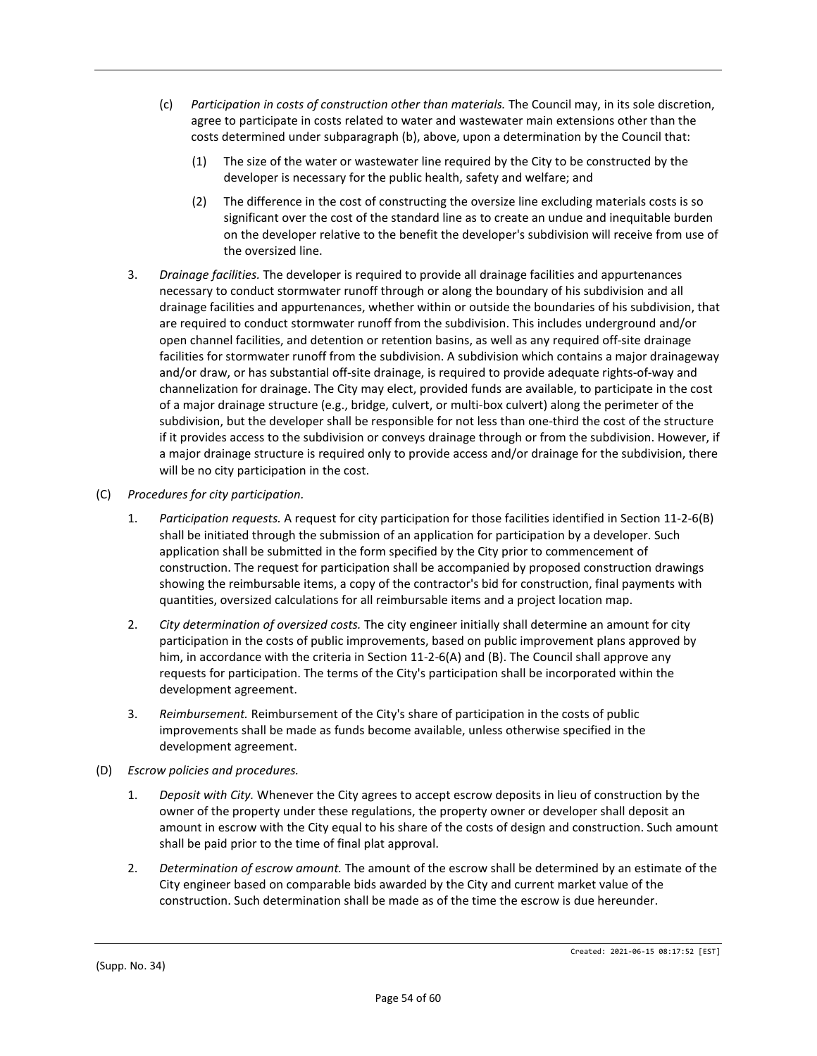(c) *Participation in costs of construction other than materials.* The Council may, in its sole discretion, agree to participate in costs related to water and wastewater main extensions other than the costs determined under subparagraph (b), above, upon a determination by the Council that:

(1) The size of the water or wastewater line required by the City to be constructed by the developer is necessary for the public health, safety and welfare; and

(2) The difference in the cost of constructing the oversize line excluding materials costs is so significant over the cost of the standard line as to create an undue and inequitable burden on the developer relative to the benefit the developer's subdivision will receive from use of the oversized line.

3. *Drainage facilities.* The developer is required to provide all drainage facilities and appurtenances necessary to conduct stormwater runoff through or along the boundary of his subdivision and all drainage facilities and appurtenances, whether within or outside the boundaries of his subdivision, that are required to conduct stormwater runoff from the subdivision. This includes underground and/or open channel facilities, and detention or retention basins, as well as any required off-site drainage facilities for stormwater runoff from the subdivision. A subdivision which contains a major drainageway and/or draw, or has substantial off-site drainage, is required to provide adequate rights-of-way and channelization for drainage. The City may elect, provided funds are available, to participate in the cost of a major drainage structure (e.g., bridge, culvert, or multi-box culvert) along the perimeter of the subdivision, but the developer shall be responsible for not less than one-third the cost of the structure if it provides access to the subdivision or conveys drainage through or from the subdivision. However, if a major drainage structure is required only to provide access and/or drainage for the subdivision, there will be no city participation in the cost.

(C) *Procedures for city participation.*

1. *Participation requests.* A request for city participation for those facilities identified in Section 11-2-6(B) shall be initiated through the submission of an application for participation by a developer. Such application shall be submitted in the form specified by the City prior to commencement of construction. The request for participation shall be accompanied by proposed construction drawings showing the reimbursable items, a copy of the contractor's bid for construction, final payments with quantities, oversized calculations for all reimbursable items and a project location map.

2. *City determination of oversized costs.* The city engineer initially shall determine an amount for city participation in the costs of public improvements, based on public improvement plans approved by him, in accordance with the criteria in Section 11-2-6(A) and (B). The Council shall approve any requests for participation. The terms of the City's participation shall be incorporated within the development agreement.

3. *Reimbursement.* Reimbursement of the City's share of participation in the costs of public improvements shall be made as funds become available, unless otherwise specified in the development agreement.

(D) *Escrow policies and procedures.*

1. *Deposit with City.* Whenever the City agrees to accept escrow deposits in lieu of construction by the owner of the property under these regulations, the property owner or developer shall deposit an amount in escrow with the City equal to his share of the costs of design and construction. Such amount shall be paid prior to the time of final plat approval.

2. *Determination of escrow amount.* The amount of the escrow shall be determined by an estimate of the City engineer based on comparable bids awarded by the City and current market value of the construction. Such determination shall be made as of the time the escrow is due hereunder.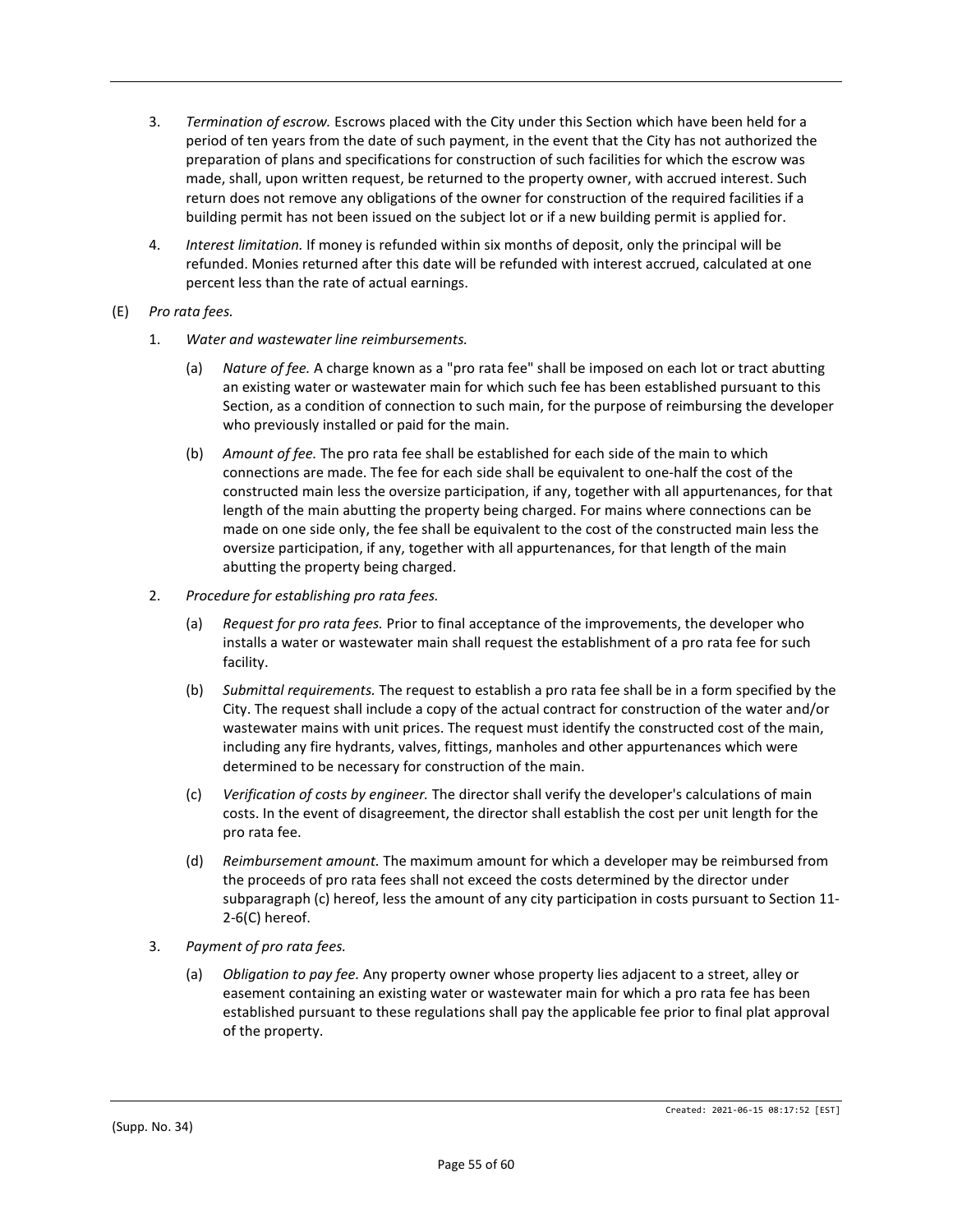3. *Termination of escrow.* Escrows placed with the City under this Section which have been held for a period of ten years from the date of such payment, in the event that the City has not authorized the preparation of plans and specifications for construction of such facilities for which the escrow was made, shall, upon written request, be returned to the property owner, with accrued interest. Such return does not remove any obligations of the owner for construction of the required facilities if a building permit has not been issued on the subject lot or if a new building permit is applied for.

4. *Interest limitation.* If money is refunded within six months of deposit, only the principal will be refunded. Monies returned after this date will be refunded with interest accrued, calculated at one percent less than the rate of actual earnings.

(E) *Pro rata fees.*

1. *Water and wastewater line reimbursements.*

   (a) *Nature of fee.* A charge known as a "pro rata fee" shall be imposed on each lot or tract abutting an existing water or wastewater main for which such fee has been established pursuant to this Section, as a condition of connection to such main, for the purpose of reimbursing the developer who previously installed or paid for the main.

   (b) *Amount of fee.* The pro rata fee shall be established for each side of the main to which connections are made. The fee for each side shall be equivalent to one-half the cost of the constructed main less the oversize participation, if any, together with all appurtenances, for that length of the main abutting the property being charged. For mains where connections can be made on one side only, the fee shall be equivalent to the cost of the constructed main less the oversize participation, if any, together with all appurtenances, for that length of the main abutting the property being charged.

2. *Procedure for establishing pro rata fees.*

   (a) *Request for pro rata fees.* Prior to final acceptance of the improvements, the developer who installs a water or wastewater main shall request the establishment of a pro rata fee for such facility.

   (b) *Submittal requirements.* The request to establish a pro rata fee shall be in a form specified by the City. The request shall include a copy of the actual contract for construction of the water and/or wastewater mains with unit prices. The request must identify the constructed cost of the main, including any fire hydrants, valves, fittings, manholes and other appurtenances which were determined to be necessary for construction of the main.

   (c) *Verification of costs by engineer.* The director shall verify the developer's calculations of main costs. In the event of disagreement, the director shall establish the cost per unit length for the pro rata fee.

   (d) *Reimbursement amount.* The maximum amount for which a developer may be reimbursed from the proceeds of pro rata fees shall not exceed the costs determined by the director under subparagraph (c) hereof, less the amount of any city participation in costs pursuant to Section 11-2-6(C) hereof.

3. *Payment of pro rata fees.*

   (a) *Obligation to pay fee.* Any property owner whose property lies adjacent to a street, alley or easement containing an existing water or wastewater main for which a pro rata fee has been established pursuant to these regulations shall pay the applicable fee prior to final plat approval of the property.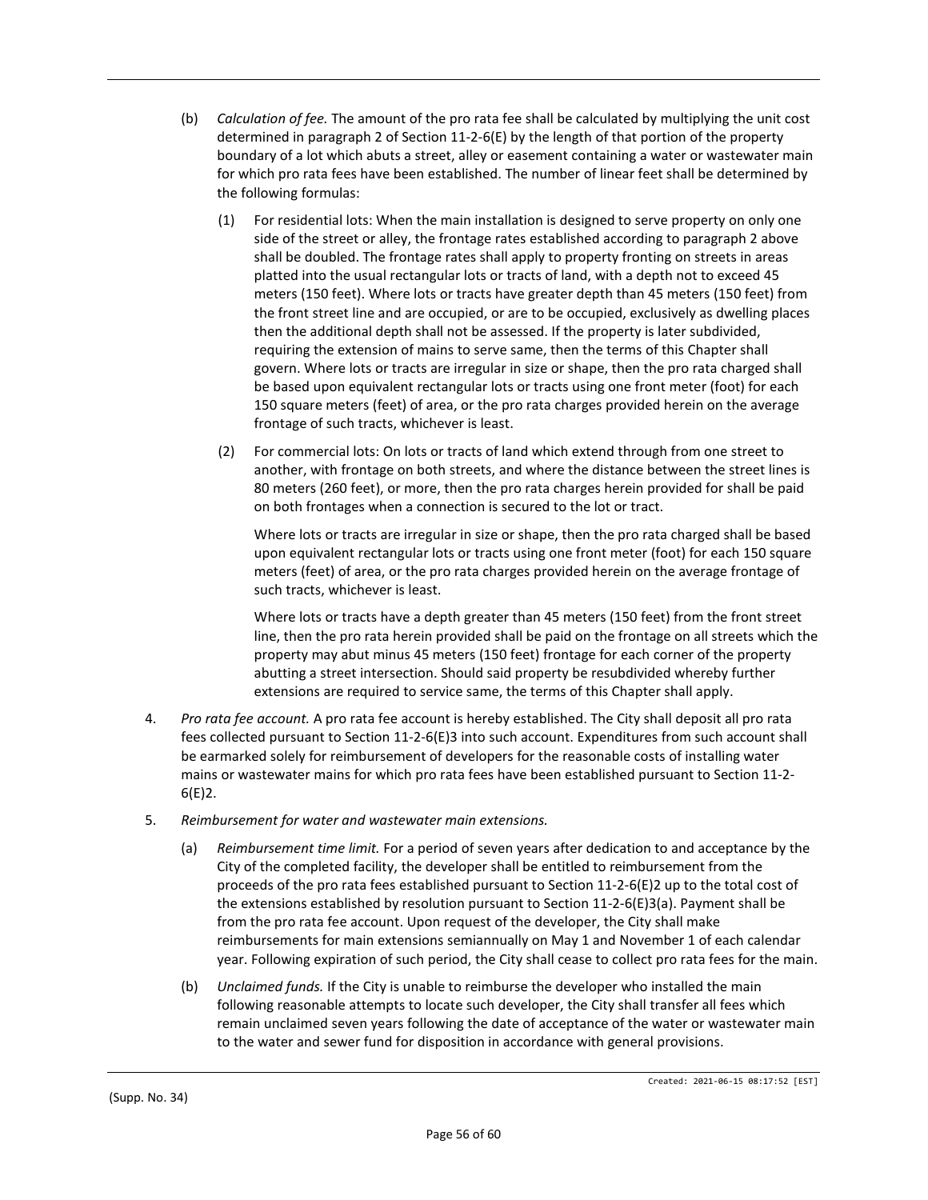(b) *Calculation of fee.* The amount of the pro rata fee shall be calculated by multiplying the unit cost determined in paragraph 2 of Section 11-2-6(E) by the length of that portion of the property boundary of a lot which abuts a street, alley or easement containing a water or wastewater main for which pro rata fees have been established. The number of linear feet shall be determined by the following formulas:

(1) For residential lots: When the main installation is designed to serve property on only one side of the street or alley, the frontage rates established according to paragraph 2 above shall be doubled. The frontage rates shall apply to property fronting on streets in areas platted into the usual rectangular lots or tracts of land, with a depth not to exceed 45 meters (150 feet). Where lots or tracts have greater depth than 45 meters (150 feet) from the front street line and are occupied, or are to be occupied, exclusively as dwelling places then the additional depth shall not be assessed. If the property is later subdivided, requiring the extension of mains to serve same, then the terms of this Chapter shall govern. Where lots or tracts are irregular in size or shape, then the pro rata charged shall be based upon equivalent rectangular lots or tracts using one front meter (foot) for each 150 square meters (feet) of area, or the pro rata charges provided herein on the average frontage of such tracts, whichever is least.

(2) For commercial lots: On lots or tracts of land which extend through from one street to another, with frontage on both streets, and where the distance between the street lines is 80 meters (260 feet), or more, then the pro rata charges herein provided for shall be paid on both frontages when a connection is secured to the lot or tract.

Where lots or tracts are irregular in size or shape, then the pro rata charged shall be based upon equivalent rectangular lots or tracts using one front meter (foot) for each 150 square meters (feet) of area, or the pro rata charges provided herein on the average frontage of such tracts, whichever is least.

Where lots or tracts have a depth greater than 45 meters (150 feet) from the front street line, then the pro rata herein provided shall be paid on the frontage on all streets which the property may abut minus 45 meters (150 feet) frontage for each corner of the property abutting a street intersection. Should said property be resubdivided whereby further extensions are required to service same, the terms of this Chapter shall apply.

4. *Pro rata fee account.* A pro rata fee account is hereby established. The City shall deposit all pro rata fees collected pursuant to Section 11-2-6(E)3 into such account. Expenditures from such account shall be earmarked solely for reimbursement of developers for the reasonable costs of installing water mains or wastewater mains for which pro rata fees have been established pursuant to Section 11-2-6(E)2.

5. *Reimbursement for water and wastewater main extensions.*

(a) *Reimbursement time limit.* For a period of seven years after dedication to and acceptance by the City of the completed facility, the developer shall be entitled to reimbursement from the proceeds of the pro rata fees established pursuant to Section 11-2-6(E)2 up to the total cost of the extensions established by resolution pursuant to Section 11-2-6(E)3(a). Payment shall be from the pro rata fee account. Upon request of the developer, the City shall make reimbursements for main extensions semiannually on May 1 and November 1 of each calendar year. Following expiration of such period, the City shall cease to collect pro rata fees for the main.

(b) *Unclaimed funds.* If the City is unable to reimburse the developer who installed the main following reasonable attempts to locate such developer, the City shall transfer all fees which remain unclaimed seven years following the date of acceptance of the water or wastewater main to the water and sewer fund for disposition in accordance with general provisions.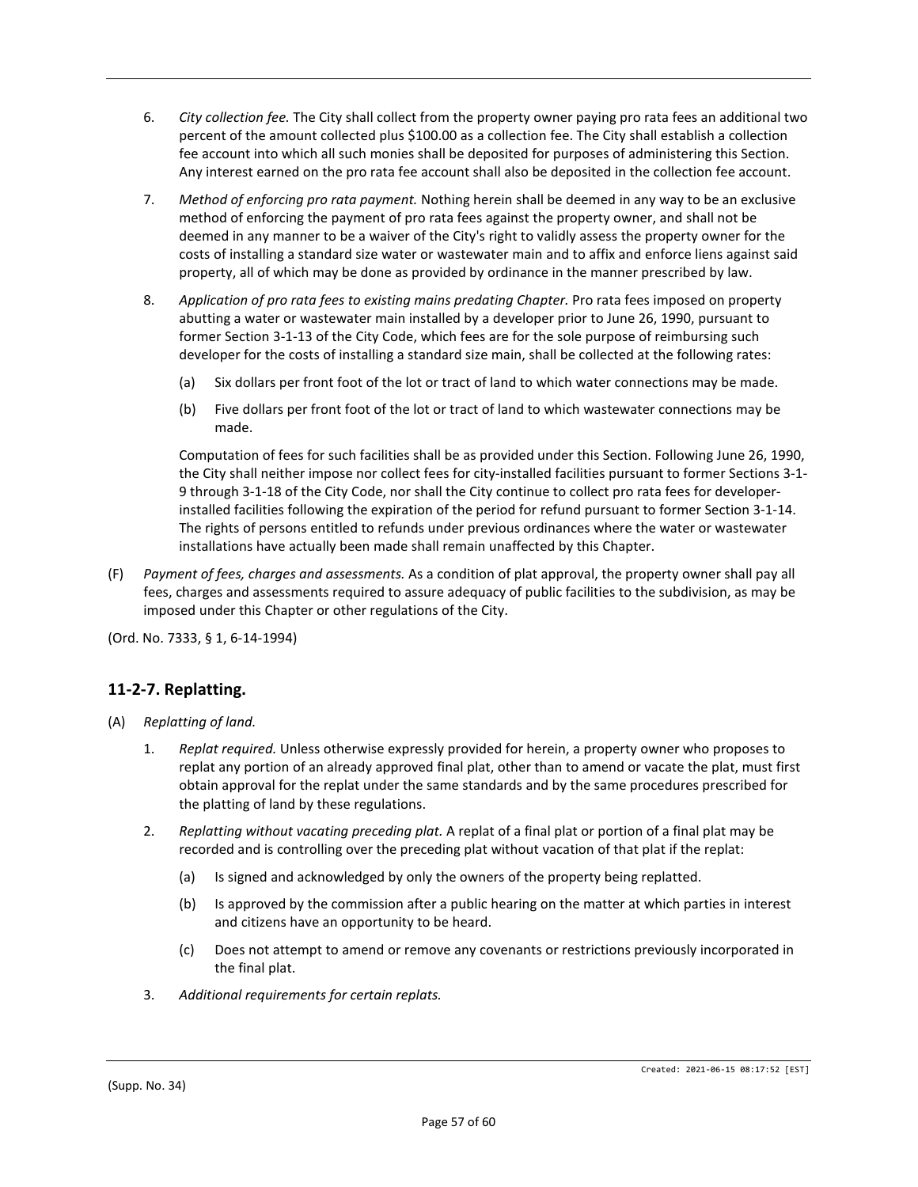6. *City collection fee.* The City shall collect from the property owner paying pro rata fees an additional two percent of the amount collected plus $100.00 as a collection fee. The City shall establish a collection fee account into which all such monies shall be deposited for purposes of administering this Section. Any interest earned on the pro rata fee account shall also be deposited in the collection fee account.

7. *Method of enforcing pro rata payment.* Nothing herein shall be deemed in any way to be an exclusive method of enforcing the payment of pro rata fees against the property owner, and shall not be deemed in any manner to be a waiver of the City's right to validly assess the property owner for the costs of installing a standard size water or wastewater main and to affix and enforce liens against said property, all of which may be done as provided by ordinance in the manner prescribed by law.

8. *Application of pro rata fees to existing mains predating Chapter.* Pro rata fees imposed on property abutting a water or wastewater main installed by a developer prior to June 26, 1990, pursuant to former Section 3-1-13 of the City Code, which fees are for the sole purpose of reimbursing such developer for the costs of installing a standard size main, shall be collected at the following rates:

   (a) Six dollars per front foot of the lot or tract of land to which water connections may be made.

   (b) Five dollars per front foot of the lot or tract of land to which wastewater connections may be made.

   Computation of fees for such facilities shall be as provided under this Section. Following June 26, 1990, the City shall neither impose nor collect fees for city-installed facilities pursuant to former Sections 3-1-9 through 3-1-18 of the City Code, nor shall the City continue to collect pro rata fees for developer-installed facilities following the expiration of the period for refund pursuant to former Section 3-1-14. The rights of persons entitled to refunds under previous ordinances where the water or wastewater installations have actually been made shall remain unaffected by this Chapter.

(F) *Payment of fees, charges and assessments.* As a condition of plat approval, the property owner shall pay all fees, charges and assessments required to assure adequacy of public facilities to the subdivision, as may be imposed under this Chapter or other regulations of the City.

(Ord. No. 7333, § 1, 6-14-1994)

## 11-2-7. Replatting.

(A) *Replatting of land.*

1. *Replat required.* Unless otherwise expressly provided for herein, a property owner who proposes to replat any portion of an already approved final plat, other than to amend or vacate the plat, must first obtain approval for the replat under the same standards and by the same procedures prescribed for the platting of land by these regulations.

2. *Replatting without vacating preceding plat.* A replat of a final plat or portion of a final plat may be recorded and is controlling over the preceding plat without vacation of that plat if the replat:

   (a) Is signed and acknowledged by only the owners of the property being replatted.

   (b) Is approved by the commission after a public hearing on the matter at which parties in interest and citizens have an opportunity to be heard.

   (c) Does not attempt to amend or remove any covenants or restrictions previously incorporated in the final plat.

3. *Additional requirements for certain replats.*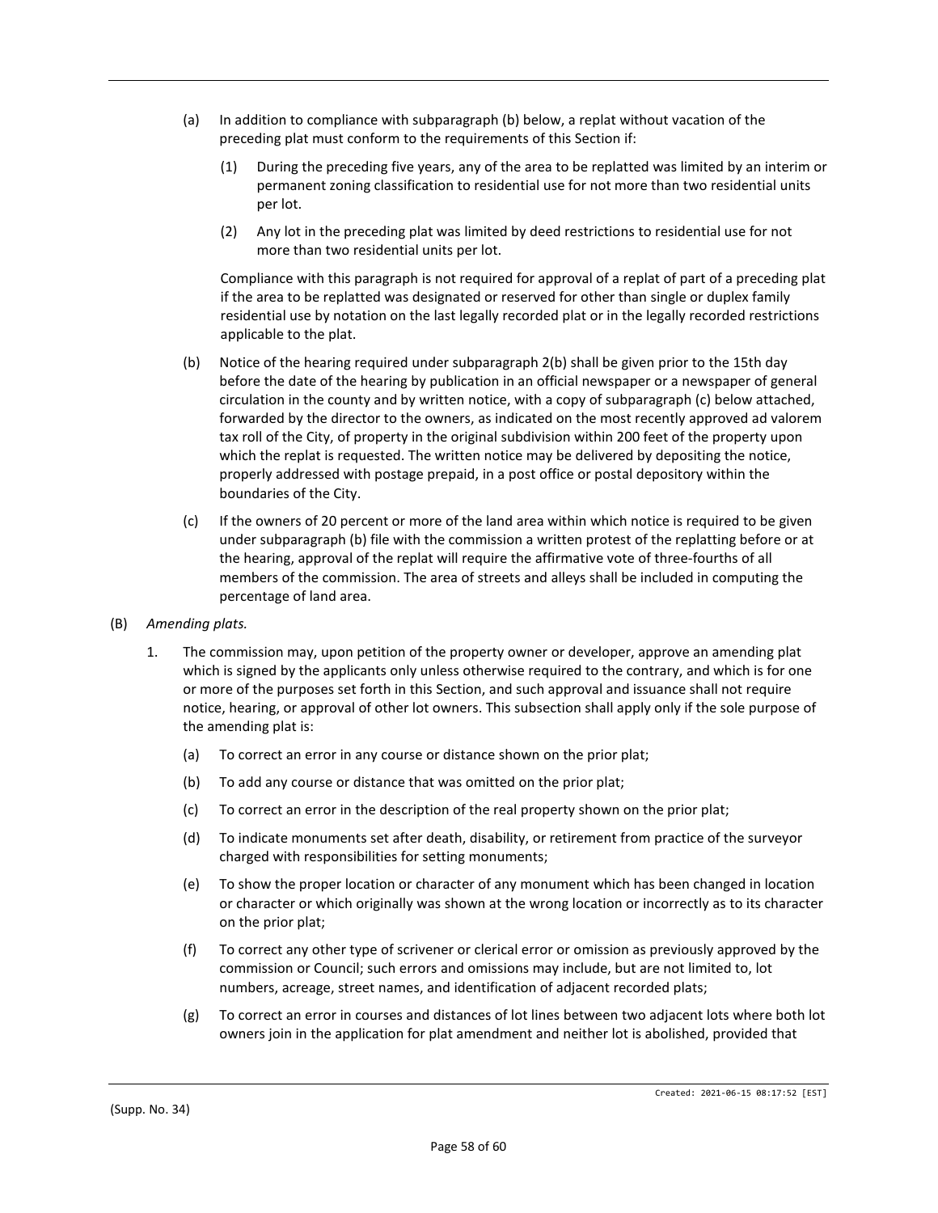(a) In addition to compliance with subparagraph (b) below, a replat without vacation of the preceding plat must conform to the requirements of this Section if:

(1) During the preceding five years, any of the area to be replatted was limited by an interim or permanent zoning classification to residential use for not more than two residential units per lot.

(2) Any lot in the preceding plat was limited by deed restrictions to residential use for not more than two residential units per lot.

Compliance with this paragraph is not required for approval of a replat of part of a preceding plat if the area to be replatted was designated or reserved for other than single or duplex family residential use by notation on the last legally recorded plat or in the legally recorded restrictions applicable to the plat.

(b) Notice of the hearing required under subparagraph 2(b) shall be given prior to the 15th day before the date of the hearing by publication in an official newspaper or a newspaper of general circulation in the county and by written notice, with a copy of subparagraph (c) below attached, forwarded by the director to the owners, as indicated on the most recently approved ad valorem tax roll of the City, of property in the original subdivision within 200 feet of the property upon which the replat is requested. The written notice may be delivered by depositing the notice, properly addressed with postage prepaid, in a post office or postal depository within the boundaries of the City.

(c) If the owners of 20 percent or more of the land area within which notice is required to be given under subparagraph (b) file with the commission a written protest of the replatting before or at the hearing, approval of the replat will require the affirmative vote of three-fourths of all members of the commission. The area of streets and alleys shall be included in computing the percentage of land area.

(B) *Amending plats.*

1. The commission may, upon petition of the property owner or developer, approve an amending plat which is signed by the applicants only unless otherwise required to the contrary, and which is for one or more of the purposes set forth in this Section, and such approval and issuance shall not require notice, hearing, or approval of other lot owners. This subsection shall apply only if the sole purpose of the amending plat is:

(a) To correct an error in any course or distance shown on the prior plat;

(b) To add any course or distance that was omitted on the prior plat;

(c) To correct an error in the description of the real property shown on the prior plat;

(d) To indicate monuments set after death, disability, or retirement from practice of the surveyor charged with responsibilities for setting monuments;

(e) To show the proper location or character of any monument which has been changed in location or character or which originally was shown at the wrong location or incorrectly as to its character on the prior plat;

(f) To correct any other type of scrivener or clerical error or omission as previously approved by the commission or Council; such errors and omissions may include, but are not limited to, lot numbers, acreage, street names, and identification of adjacent recorded plats;

(g) To correct an error in courses and distances of lot lines between two adjacent lots where both lot owners join in the application for plat amendment and neither lot is abolished, provided that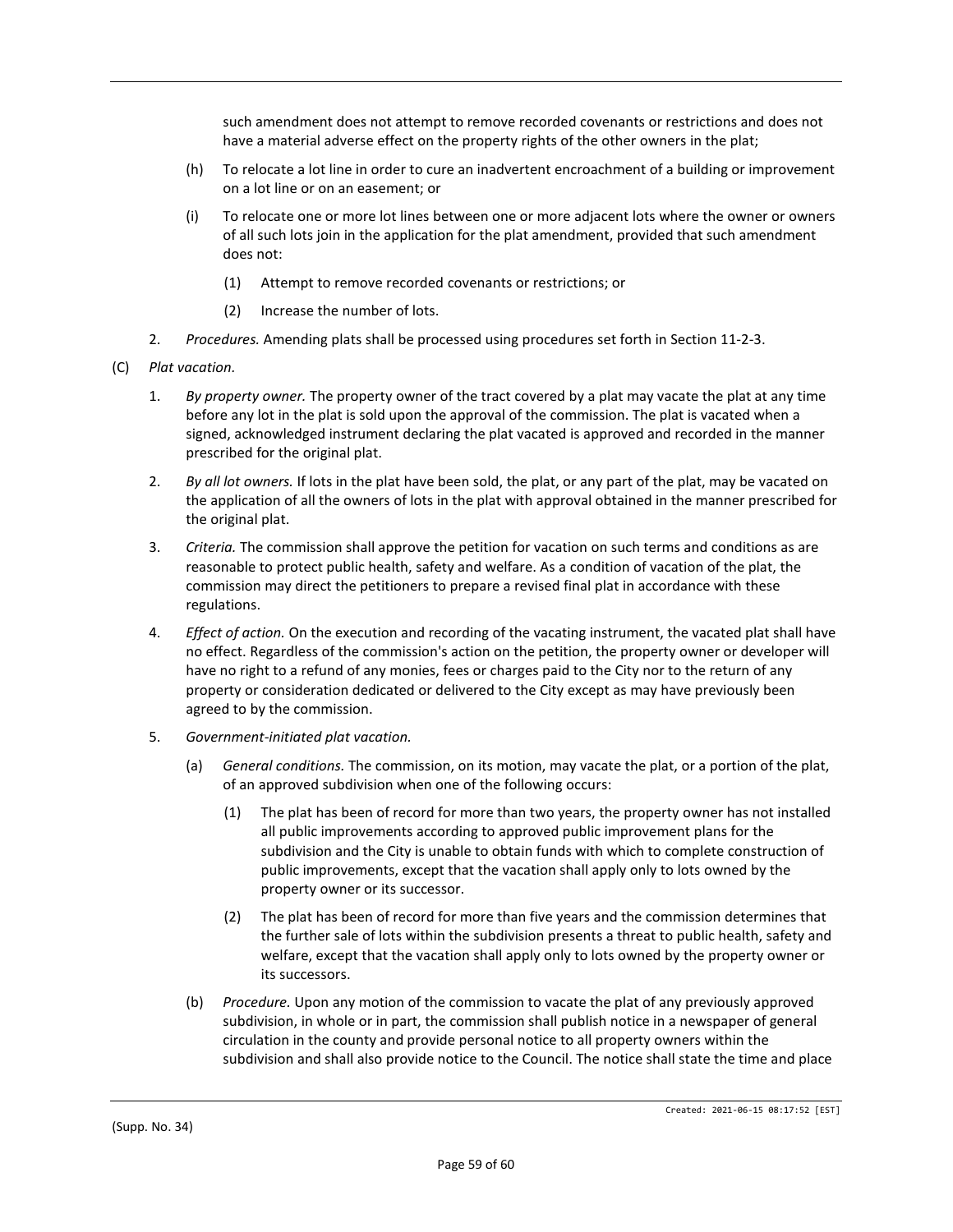such amendment does not attempt to remove recorded covenants or restrictions and does not have a material adverse effect on the property rights of the other owners in the plat;

(h) To relocate a lot line in order to cure an inadvertent encroachment of a building or improvement on a lot line or on an easement; or

(i) To relocate one or more lot lines between one or more adjacent lots where the owner or owners of all such lots join in the application for the plat amendment, provided that such amendment does not:

(1) Attempt to remove recorded covenants or restrictions; or

(2) Increase the number of lots.

2. *Procedures.* Amending plats shall be processed using procedures set forth in Section 11-2-3.

(C) *Plat vacation.*

1. *By property owner.* The property owner of the tract covered by a plat may vacate the plat at any time before any lot in the plat is sold upon the approval of the commission. The plat is vacated when a signed, acknowledged instrument declaring the plat vacated is approved and recorded in the manner prescribed for the original plat.

2. *By all lot owners.* If lots in the plat have been sold, the plat, or any part of the plat, may be vacated on the application of all the owners of lots in the plat with approval obtained in the manner prescribed for the original plat.

3. *Criteria.* The commission shall approve the petition for vacation on such terms and conditions as are reasonable to protect public health, safety and welfare. As a condition of vacation of the plat, the commission may direct the petitioners to prepare a revised final plat in accordance with these regulations.

4. *Effect of action.* On the execution and recording of the vacating instrument, the vacated plat shall have no effect. Regardless of the commission's action on the petition, the property owner or developer will have no right to a refund of any monies, fees or charges paid to the City nor to the return of any property or consideration dedicated or delivered to the City except as may have previously been agreed to by the commission.

5. *Government-initiated plat vacation.*

(a) *General conditions.* The commission, on its motion, may vacate the plat, or a portion of the plat, of an approved subdivision when one of the following occurs:

(1) The plat has been of record for more than two years, the property owner has not installed all public improvements according to approved public improvement plans for the subdivision and the City is unable to obtain funds with which to complete construction of public improvements, except that the vacation shall apply only to lots owned by the property owner or its successor.

(2) The plat has been of record for more than five years and the commission determines that the further sale of lots within the subdivision presents a threat to public health, safety and welfare, except that the vacation shall apply only to lots owned by the property owner or its successors.

(b) *Procedure.* Upon any motion of the commission to vacate the plat of any previously approved subdivision, in whole or in part, the commission shall publish notice in a newspaper of general circulation in the county and provide personal notice to all property owners within the subdivision and shall also provide notice to the Council. The notice shall state the time and place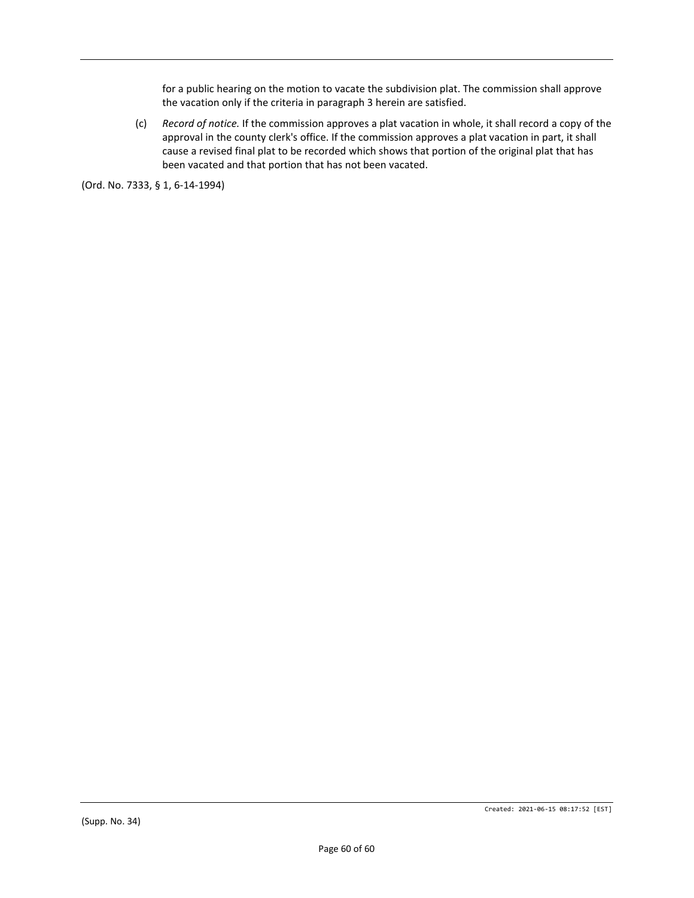for a public hearing on the motion to vacate the subdivision plat. The commission shall approve the vacation only if the criteria in paragraph 3 herein are satisfied.

(c) *Record of notice.* If the commission approves a plat vacation in whole, it shall record a copy of the approval in the county clerk's office. If the commission approves a plat vacation in part, it shall cause a revised final plat to be recorded which shows that portion of the original plat that has been vacated and that portion that has not been vacated.

(Ord. No. 7333, § 1, 6-14-1994)